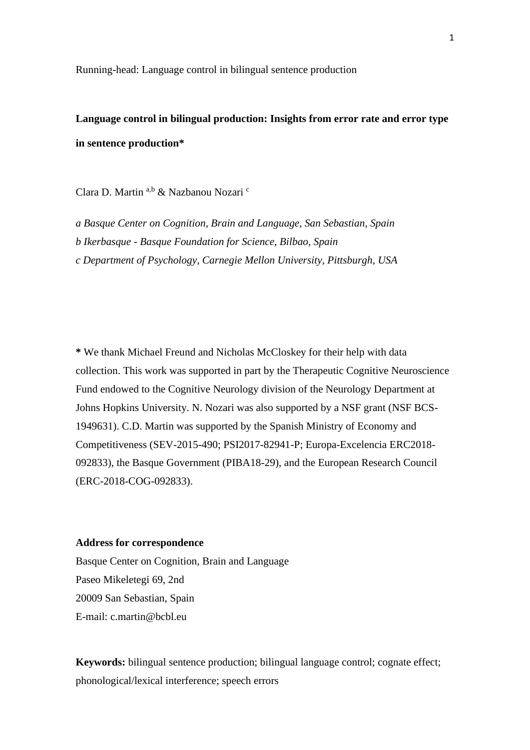Running-head: Language control in bilingual sentence production

# Language control in bilingual production: Insights from error rate and error type in sentence production*

Clara D. Martin [a,b] & Nazbanou Nozari [c]

*a Basque Center on Cognition, Brain and Language, San Sebastian, Spain*
*b Ikerbasque - Basque Foundation for Science, Bilbao, Spain*
*c Department of Psychology, Carnegie Mellon University, Pittsburgh, USA*

**\*** We thank Michael Freund and Nicholas McCloskey for their help with data collection. This work was supported in part by the Therapeutic Cognitive Neuroscience Fund endowed to the Cognitive Neurology division of the Neurology Department at Johns Hopkins University. N. Nozari was also supported by a NSF grant (NSF BCS-1949631). C.D. Martin was supported by the Spanish Ministry of Economy and Competitiveness (SEV-2015-490; PSI2017-82941-P; Europa-Excelencia ERC2018-092833), the Basque Government (PIBA18-29), and the European Research Council (ERC-2018-COG-092833).

**Address for correspondence**
Basque Center on Cognition, Brain and Language
Paseo Mikeletegi 69, 2nd
20009 San Sebastian, Spain
E-mail: c.martin@bcbl.eu

**Keywords:** bilingual sentence production; bilingual language control; cognate effect; phonological/lexical interference; speech errors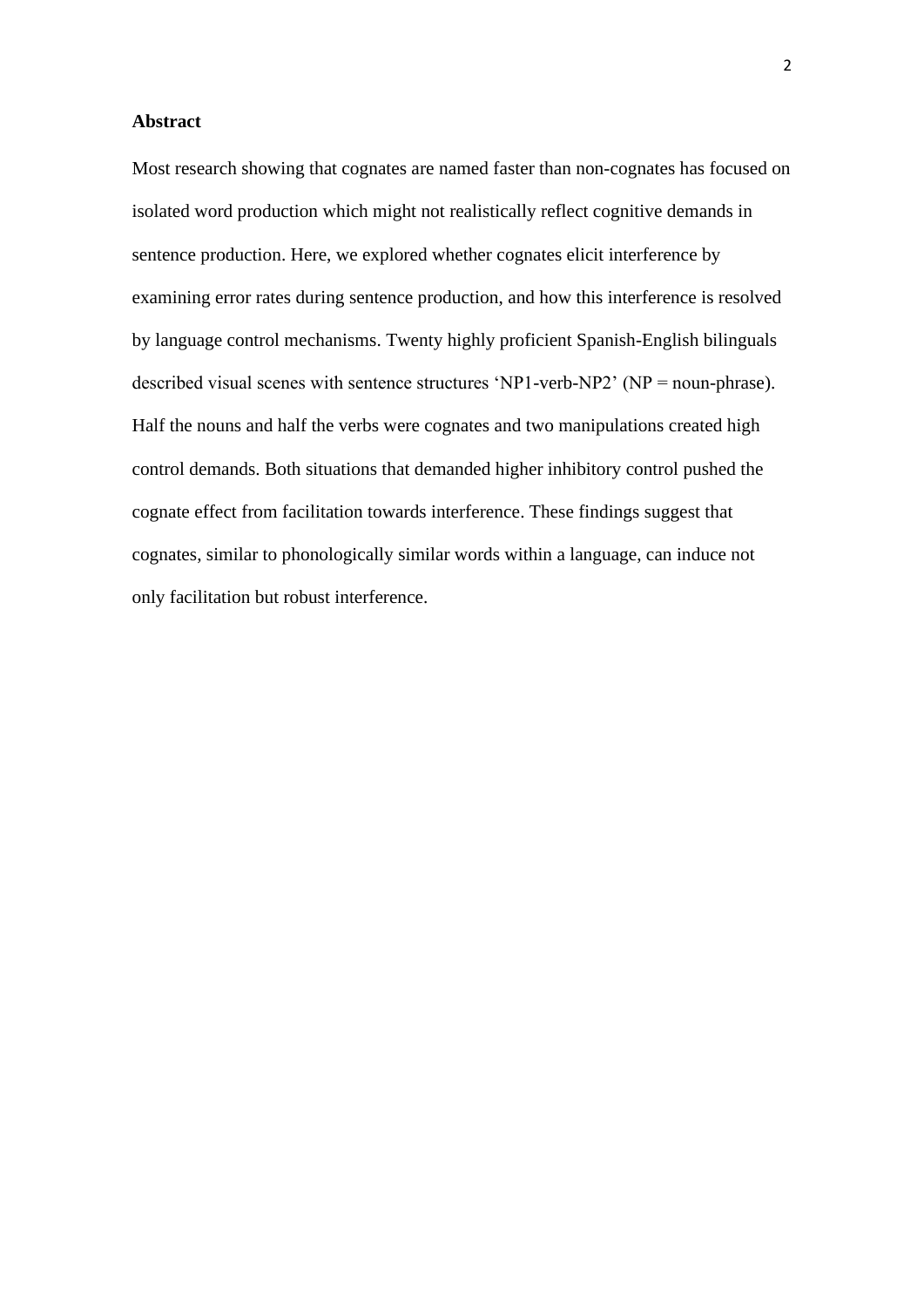**Abstract**

Most research showing that cognates are named faster than non-cognates has focused on isolated word production which might not realistically reflect cognitive demands in sentence production. Here, we explored whether cognates elicit interference by examining error rates during sentence production, and how this interference is resolved by language control mechanisms. Twenty highly proficient Spanish-English bilinguals described visual scenes with sentence structures 'NP1-verb-NP2' (NP = noun-phrase). Half the nouns and half the verbs were cognates and two manipulations created high control demands. Both situations that demanded higher inhibitory control pushed the cognate effect from facilitation towards interference. These findings suggest that cognates, similar to phonologically similar words within a language, can induce not only facilitation but robust interference.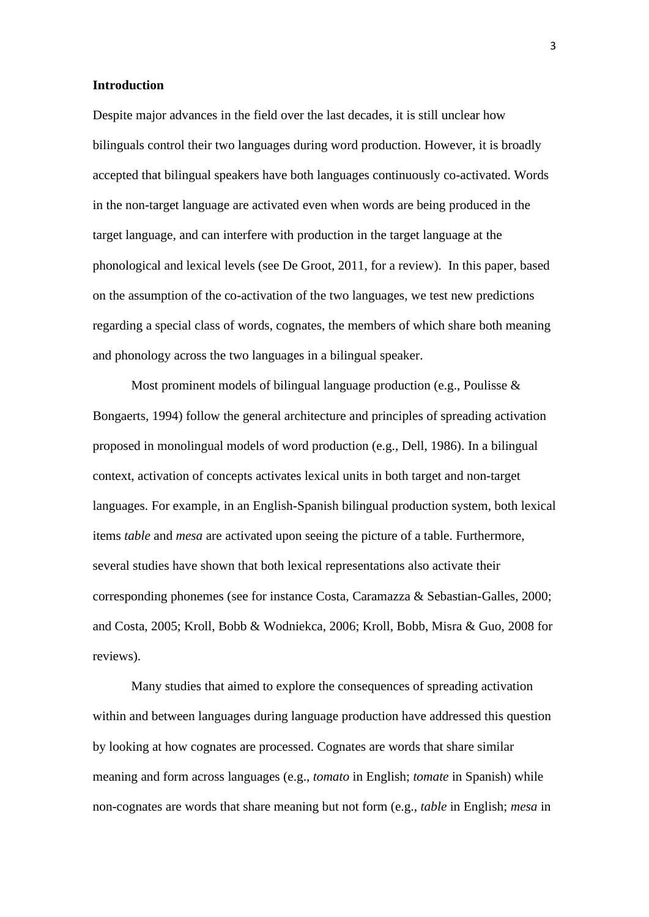**Introduction**

Despite major advances in the field over the last decades, it is still unclear how bilinguals control their two languages during word production. However, it is broadly accepted that bilingual speakers have both languages continuously co-activated. Words in the non-target language are activated even when words are being produced in the target language, and can interfere with production in the target language at the phonological and lexical levels (see De Groot, 2011, for a review). In this paper, based on the assumption of the co-activation of the two languages, we test new predictions regarding a special class of words, cognates, the members of which share both meaning and phonology across the two languages in a bilingual speaker.

Most prominent models of bilingual language production (e.g., Poulisse & Bongaerts, 1994) follow the general architecture and principles of spreading activation proposed in monolingual models of word production (e.g., Dell, 1986). In a bilingual context, activation of concepts activates lexical units in both target and non-target languages. For example, in an English-Spanish bilingual production system, both lexical items *table* and *mesa* are activated upon seeing the picture of a table. Furthermore, several studies have shown that both lexical representations also activate their corresponding phonemes (see for instance Costa, Caramazza & Sebastian-Galles, 2000; and Costa, 2005; Kroll, Bobb & Wodniekca, 2006; Kroll, Bobb, Misra & Guo, 2008 for reviews).

Many studies that aimed to explore the consequences of spreading activation within and between languages during language production have addressed this question by looking at how cognates are processed. Cognates are words that share similar meaning and form across languages (e.g., *tomato* in English; *tomate* in Spanish) while non-cognates are words that share meaning but not form (e.g., *table* in English; *mesa* in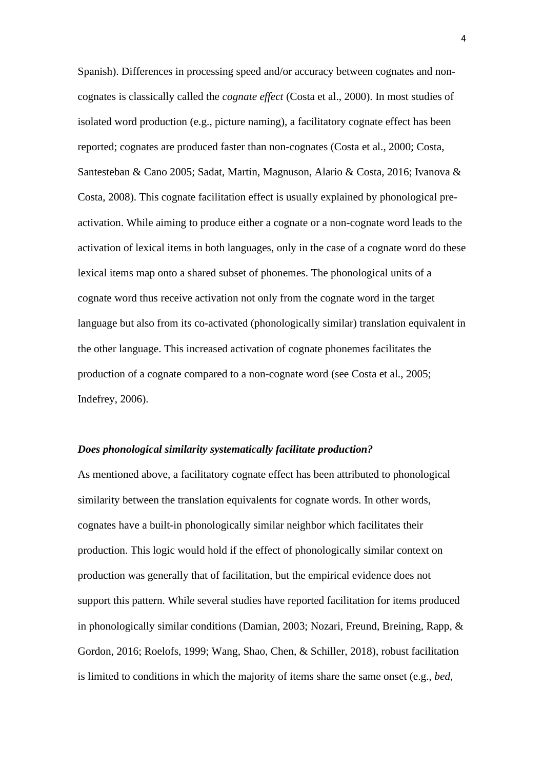Spanish). Differences in processing speed and/or accuracy between cognates and non-cognates is classically called the *cognate effect* (Costa et al., 2000). In most studies of isolated word production (e.g., picture naming), a facilitatory cognate effect has been reported; cognates are produced faster than non-cognates (Costa et al., 2000; Costa, Santesteban & Cano 2005; Sadat, Martin, Magnuson, Alario & Costa, 2016; Ivanova & Costa, 2008). This cognate facilitation effect is usually explained by phonological pre-activation. While aiming to produce either a cognate or a non-cognate word leads to the activation of lexical items in both languages, only in the case of a cognate word do these lexical items map onto a shared subset of phonemes. The phonological units of a cognate word thus receive activation not only from the cognate word in the target language but also from its co-activated (phonologically similar) translation equivalent in the other language. This increased activation of cognate phonemes facilitates the production of a cognate compared to a non-cognate word (see Costa et al., 2005; Indefrey, 2006).

### ***Does phonological similarity systematically facilitate production?***

As mentioned above, a facilitatory cognate effect has been attributed to phonological similarity between the translation equivalents for cognate words. In other words, cognates have a built-in phonologically similar neighbor which facilitates their production. This logic would hold if the effect of phonologically similar context on production was generally that of facilitation, but the empirical evidence does not support this pattern. While several studies have reported facilitation for items produced in phonologically similar conditions (Damian, 2003; Nozari, Freund, Breining, Rapp, & Gordon, 2016; Roelofs, 1999; Wang, Shao, Chen, & Schiller, 2018), robust facilitation is limited to conditions in which the majority of items share the same onset (e.g., *bed*,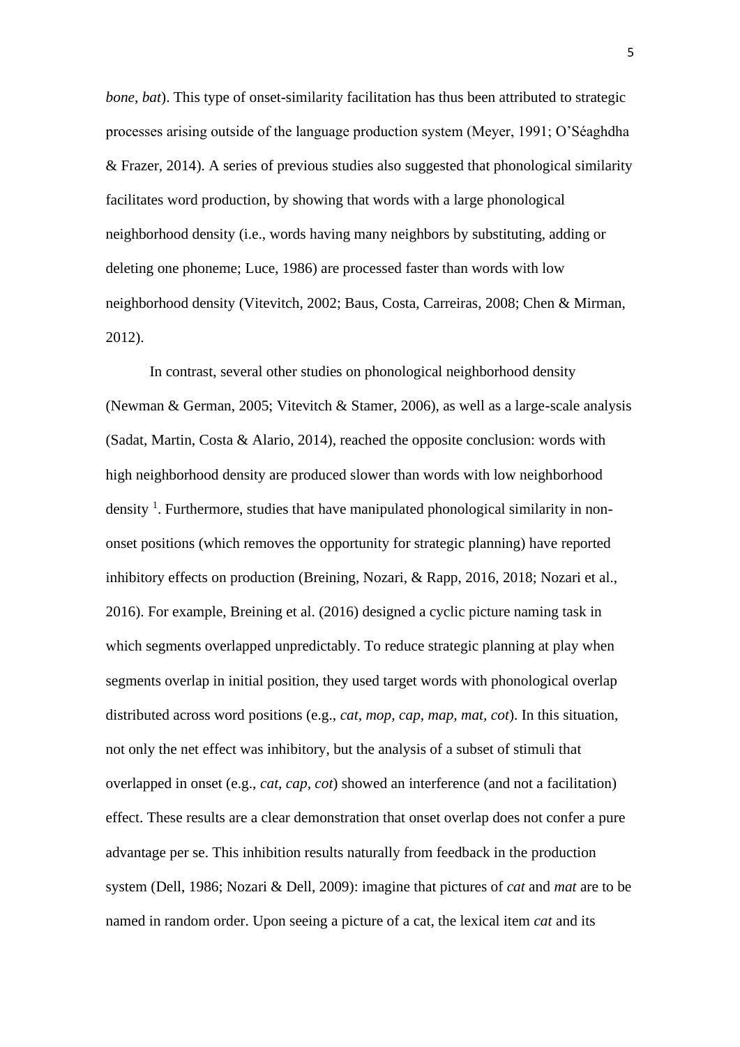*bone*, *bat*). This type of onset-similarity facilitation has thus been attributed to strategic processes arising outside of the language production system (Meyer, 1991; O'Séaghdha & Frazer, 2014). A series of previous studies also suggested that phonological similarity facilitates word production, by showing that words with a large phonological neighborhood density (i.e., words having many neighbors by substituting, adding or deleting one phoneme; Luce, 1986) are processed faster than words with low neighborhood density (Vitevitch, 2002; Baus, Costa, Carreiras, 2008; Chen & Mirman, 2012).

In contrast, several other studies on phonological neighborhood density (Newman & German, 2005; Vitevitch & Stamer, 2006), as well as a large-scale analysis (Sadat, Martin, Costa & Alario, 2014), reached the opposite conclusion: words with high neighborhood density are produced slower than words with low neighborhood density [1]. Furthermore, studies that have manipulated phonological similarity in non-onset positions (which removes the opportunity for strategic planning) have reported inhibitory effects on production (Breining, Nozari, & Rapp, 2016, 2018; Nozari et al., 2016). For example, Breining et al. (2016) designed a cyclic picture naming task in which segments overlapped unpredictably. To reduce strategic planning at play when segments overlap in initial position, they used target words with phonological overlap distributed across word positions (e.g., *cat, mop, cap, map, mat, cot*). In this situation, not only the net effect was inhibitory, but the analysis of a subset of stimuli that overlapped in onset (e.g., *cat, cap, cot*) showed an interference (and not a facilitation) effect. These results are a clear demonstration that onset overlap does not confer a pure advantage per se. This inhibition results naturally from feedback in the production system (Dell, 1986; Nozari & Dell, 2009): imagine that pictures of *cat* and *mat* are to be named in random order. Upon seeing a picture of a cat, the lexical item *cat* and its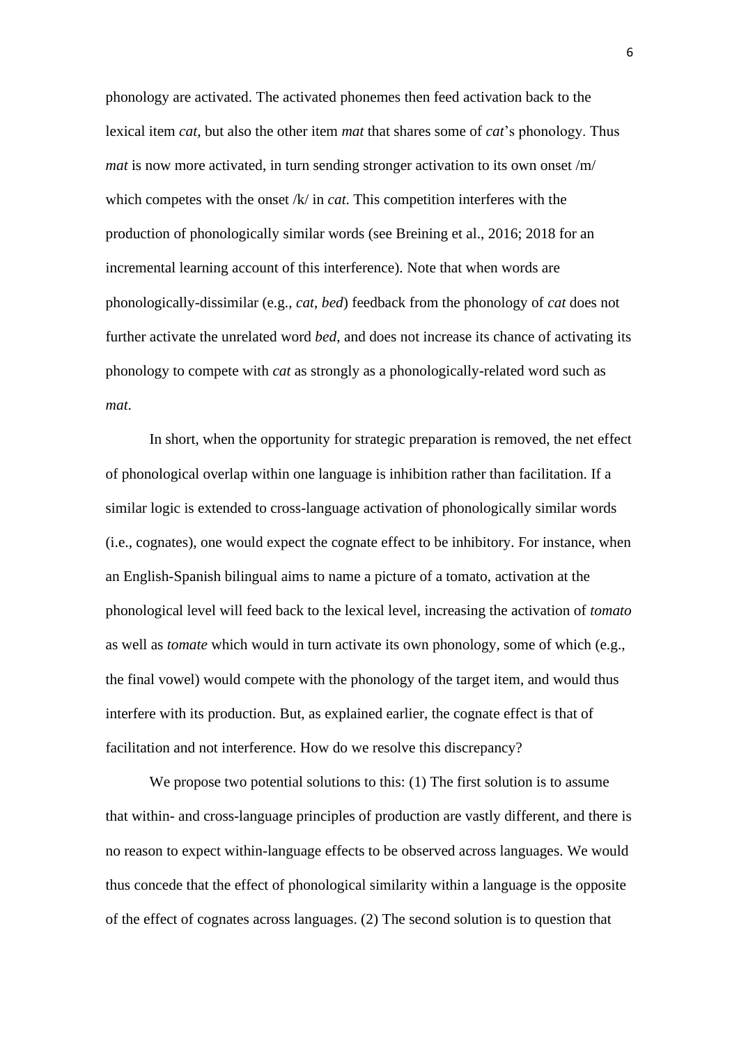phonology are activated. The activated phonemes then feed activation back to the lexical item *cat*, but also the other item *mat* that shares some of *cat*'s phonology. Thus *mat* is now more activated, in turn sending stronger activation to its own onset /m/ which competes with the onset /k/ in *cat*. This competition interferes with the production of phonologically similar words (see Breining et al., 2016; 2018 for an incremental learning account of this interference). Note that when words are phonologically-dissimilar (e.g., *cat*, *bed*) feedback from the phonology of *cat* does not further activate the unrelated word *bed*, and does not increase its chance of activating its phonology to compete with *cat* as strongly as a phonologically-related word such as *mat*.

In short, when the opportunity for strategic preparation is removed, the net effect of phonological overlap within one language is inhibition rather than facilitation. If a similar logic is extended to cross-language activation of phonologically similar words (i.e., cognates), one would expect the cognate effect to be inhibitory. For instance, when an English-Spanish bilingual aims to name a picture of a tomato, activation at the phonological level will feed back to the lexical level, increasing the activation of *tomato* as well as *tomate* which would in turn activate its own phonology, some of which (e.g., the final vowel) would compete with the phonology of the target item, and would thus interfere with its production. But, as explained earlier, the cognate effect is that of facilitation and not interference. How do we resolve this discrepancy?

We propose two potential solutions to this: (1) The first solution is to assume that within- and cross-language principles of production are vastly different, and there is no reason to expect within-language effects to be observed across languages. We would thus concede that the effect of phonological similarity within a language is the opposite of the effect of cognates across languages. (2) The second solution is to question that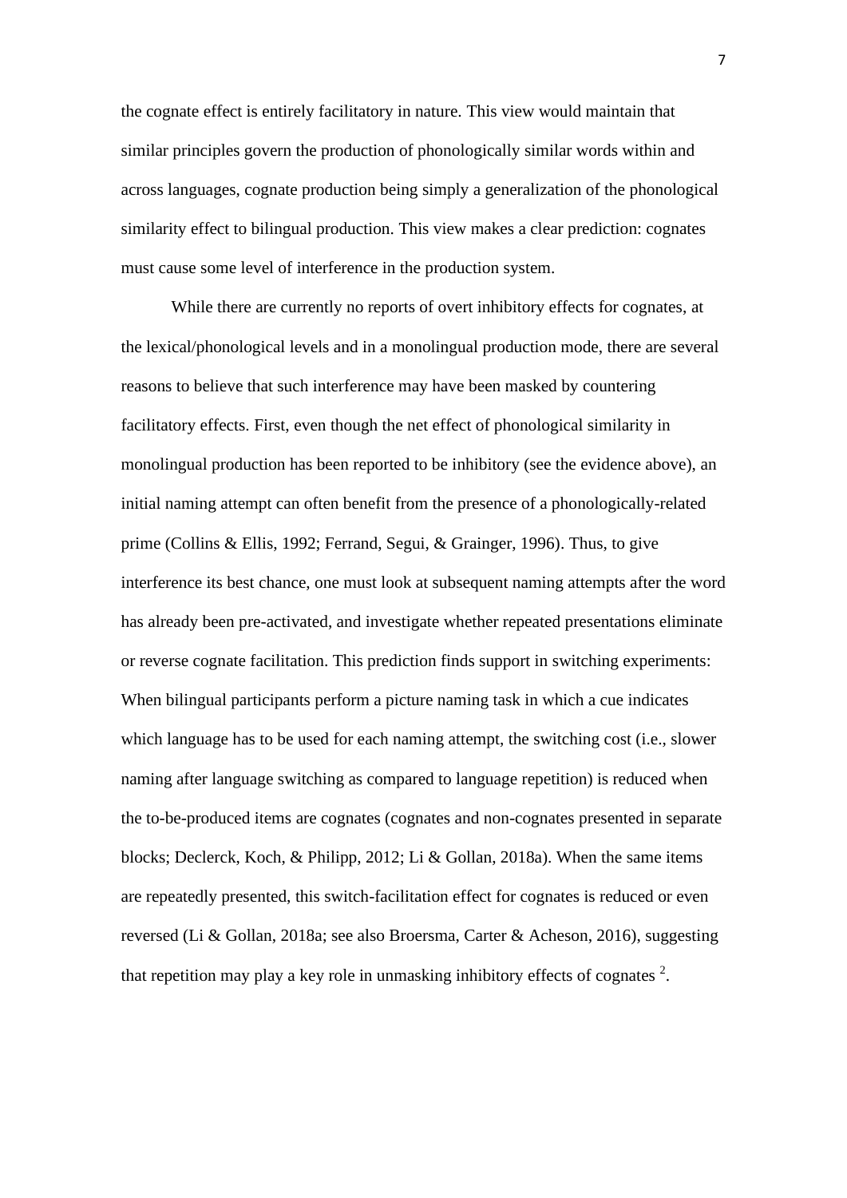the cognate effect is entirely facilitatory in nature. This view would maintain that similar principles govern the production of phonologically similar words within and across languages, cognate production being simply a generalization of the phonological similarity effect to bilingual production. This view makes a clear prediction: cognates must cause some level of interference in the production system.

While there are currently no reports of overt inhibitory effects for cognates, at the lexical/phonological levels and in a monolingual production mode, there are several reasons to believe that such interference may have been masked by countering facilitatory effects. First, even though the net effect of phonological similarity in monolingual production has been reported to be inhibitory (see the evidence above), an initial naming attempt can often benefit from the presence of a phonologically-related prime (Collins & Ellis, 1992; Ferrand, Segui, & Grainger, 1996). Thus, to give interference its best chance, one must look at subsequent naming attempts after the word has already been pre-activated, and investigate whether repeated presentations eliminate or reverse cognate facilitation. This prediction finds support in switching experiments: When bilingual participants perform a picture naming task in which a cue indicates which language has to be used for each naming attempt, the switching cost (i.e., slower naming after language switching as compared to language repetition) is reduced when the to-be-produced items are cognates (cognates and non-cognates presented in separate blocks; Declerck, Koch, & Philipp, 2012; Li & Gollan, 2018a). When the same items are repeatedly presented, this switch-facilitation effect for cognates is reduced or even reversed (Li & Gollan, 2018a; see also Broersma, Carter & Acheson, 2016), suggesting that repetition may play a key role in unmasking inhibitory effects of cognates [2].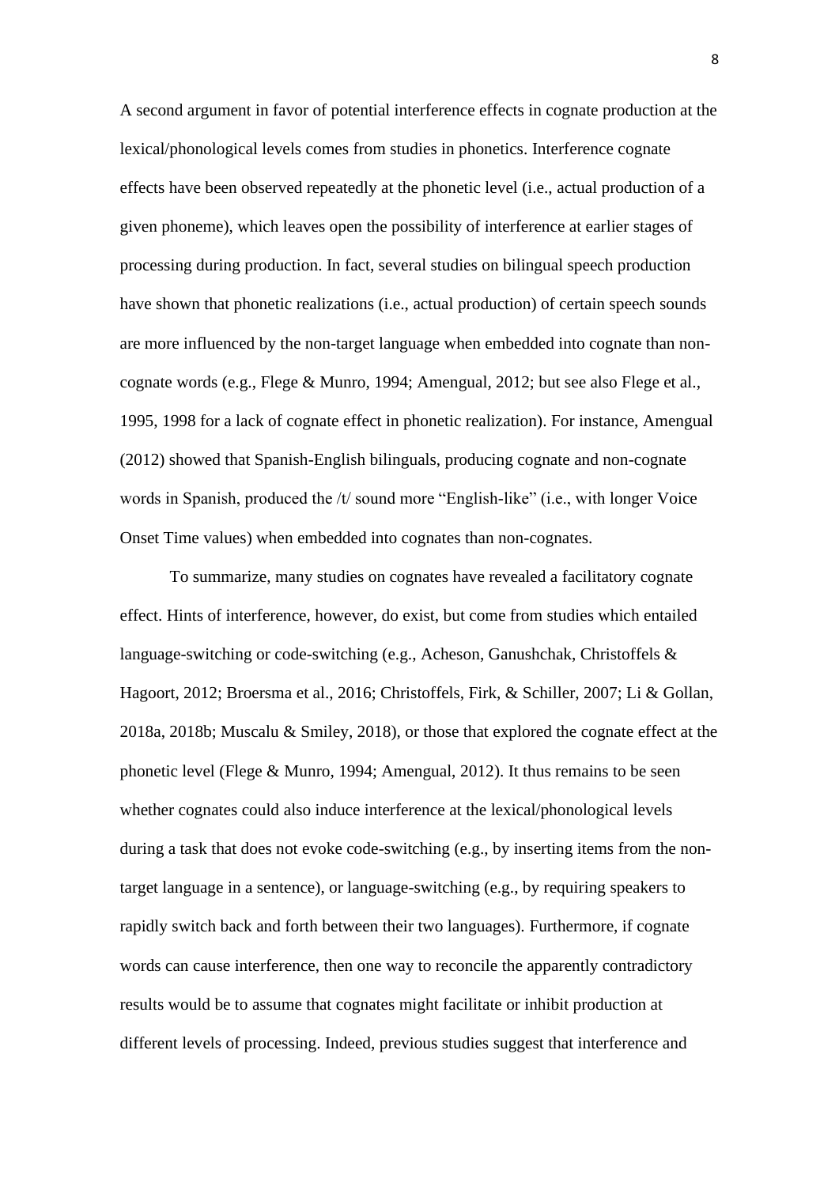A second argument in favor of potential interference effects in cognate production at the lexical/phonological levels comes from studies in phonetics. Interference cognate effects have been observed repeatedly at the phonetic level (i.e., actual production of a given phoneme), which leaves open the possibility of interference at earlier stages of processing during production. In fact, several studies on bilingual speech production have shown that phonetic realizations (i.e., actual production) of certain speech sounds are more influenced by the non-target language when embedded into cognate than non-cognate words (e.g., Flege & Munro, 1994; Amengual, 2012; but see also Flege et al., 1995, 1998 for a lack of cognate effect in phonetic realization). For instance, Amengual (2012) showed that Spanish-English bilinguals, producing cognate and non-cognate words in Spanish, produced the /t/ sound more "English-like" (i.e., with longer Voice Onset Time values) when embedded into cognates than non-cognates.

To summarize, many studies on cognates have revealed a facilitatory cognate effect. Hints of interference, however, do exist, but come from studies which entailed language-switching or code-switching (e.g., Acheson, Ganushchak, Christoffels & Hagoort, 2012; Broersma et al., 2016; Christoffels, Firk, & Schiller, 2007; Li & Gollan, 2018a, 2018b; Muscalu & Smiley, 2018), or those that explored the cognate effect at the phonetic level (Flege & Munro, 1994; Amengual, 2012). It thus remains to be seen whether cognates could also induce interference at the lexical/phonological levels during a task that does not evoke code-switching (e.g., by inserting items from the non-target language in a sentence), or language-switching (e.g., by requiring speakers to rapidly switch back and forth between their two languages). Furthermore, if cognate words can cause interference, then one way to reconcile the apparently contradictory results would be to assume that cognates might facilitate or inhibit production at different levels of processing. Indeed, previous studies suggest that interference and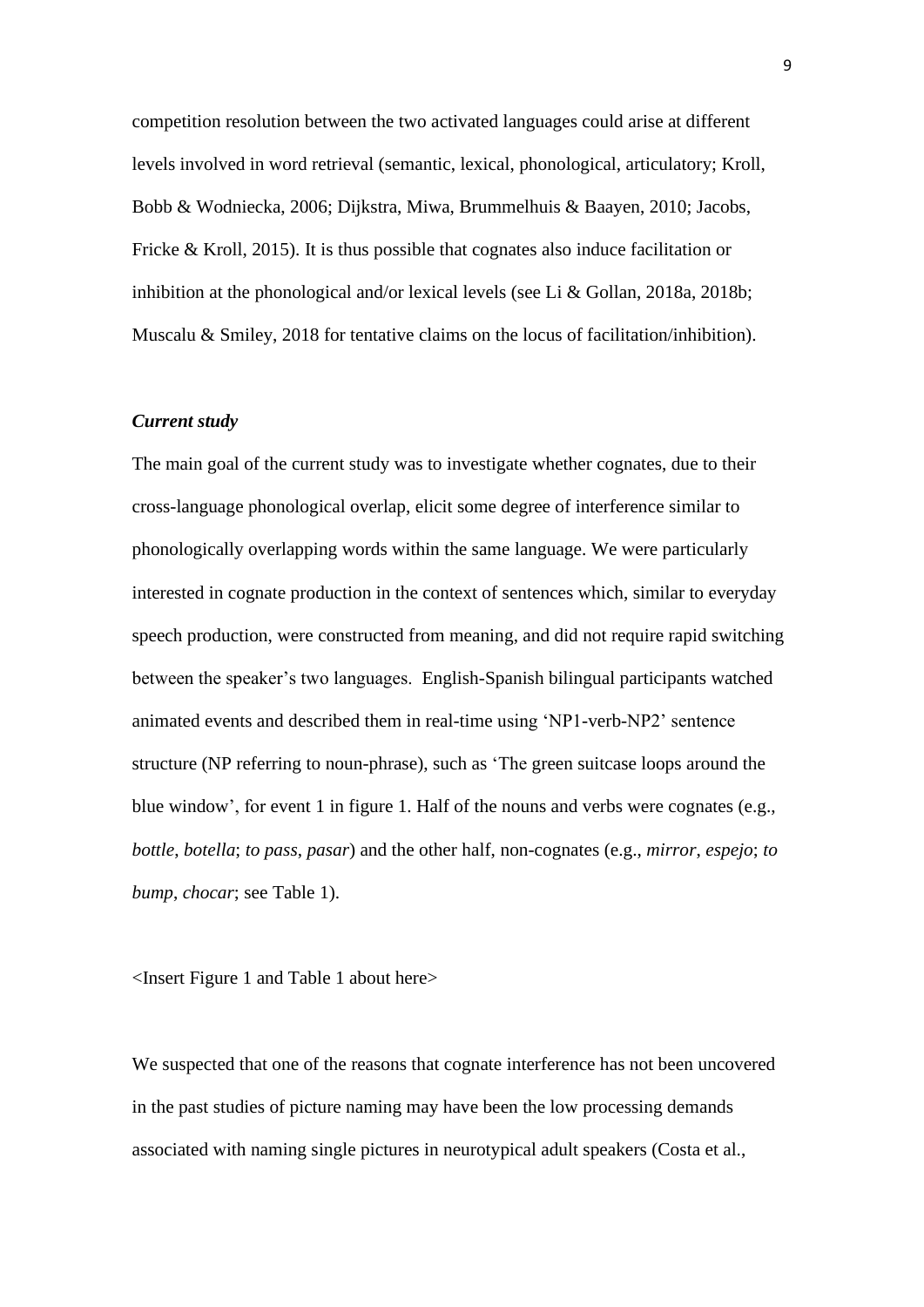competition resolution between the two activated languages could arise at different levels involved in word retrieval (semantic, lexical, phonological, articulatory; Kroll, Bobb & Wodniecka, 2006; Dijkstra, Miwa, Brummelhuis & Baayen, 2010; Jacobs, Fricke & Kroll, 2015). It is thus possible that cognates also induce facilitation or inhibition at the phonological and/or lexical levels (see Li & Gollan, 2018a, 2018b; Muscalu & Smiley, 2018 for tentative claims on the locus of facilitation/inhibition).

### *Current study*

The main goal of the current study was to investigate whether cognates, due to their cross-language phonological overlap, elicit some degree of interference similar to phonologically overlapping words within the same language. We were particularly interested in cognate production in the context of sentences which, similar to everyday speech production, were constructed from meaning, and did not require rapid switching between the speaker's two languages. English-Spanish bilingual participants watched animated events and described them in real-time using 'NP1-verb-NP2' sentence structure (NP referring to noun-phrase), such as 'The green suitcase loops around the blue window', for event 1 in figure 1. Half of the nouns and verbs were cognates (e.g., *bottle*, *botella*; *to pass*, *pasar*) and the other half, non-cognates (e.g., *mirror*, *espejo*; *to bump*, *chocar*; see Table 1).

<Insert Figure 1 and Table 1 about here>

We suspected that one of the reasons that cognate interference has not been uncovered in the past studies of picture naming may have been the low processing demands associated with naming single pictures in neurotypical adult speakers (Costa et al.,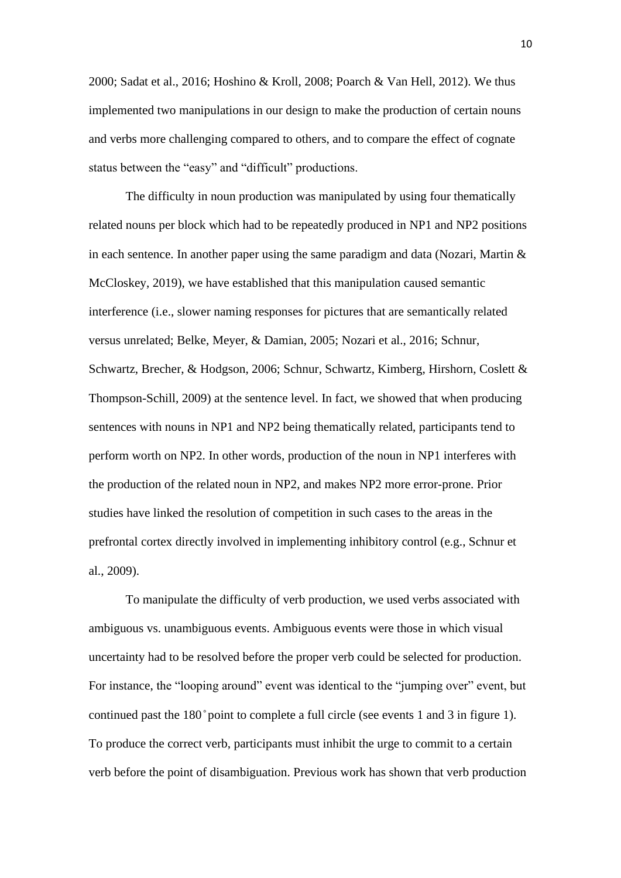2000; Sadat et al., 2016; Hoshino & Kroll, 2008; Poarch & Van Hell, 2012). We thus implemented two manipulations in our design to make the production of certain nouns and verbs more challenging compared to others, and to compare the effect of cognate status between the "easy" and "difficult" productions.

The difficulty in noun production was manipulated by using four thematically related nouns per block which had to be repeatedly produced in NP1 and NP2 positions in each sentence. In another paper using the same paradigm and data (Nozari, Martin & McCloskey, 2019), we have established that this manipulation caused semantic interference (i.e., slower naming responses for pictures that are semantically related versus unrelated; Belke, Meyer, & Damian, 2005; Nozari et al., 2016; Schnur, Schwartz, Brecher, & Hodgson, 2006; Schnur, Schwartz, Kimberg, Hirshorn, Coslett & Thompson-Schill, 2009) at the sentence level. In fact, we showed that when producing sentences with nouns in NP1 and NP2 being thematically related, participants tend to perform worth on NP2. In other words, production of the noun in NP1 interferes with the production of the related noun in NP2, and makes NP2 more error-prone. Prior studies have linked the resolution of competition in such cases to the areas in the prefrontal cortex directly involved in implementing inhibitory control (e.g., Schnur et al., 2009).

To manipulate the difficulty of verb production, we used verbs associated with ambiguous vs. unambiguous events. Ambiguous events were those in which visual uncertainty had to be resolved before the proper verb could be selected for production. For instance, the "looping around" event was identical to the "jumping over" event, but continued past the 180˚ point to complete a full circle (see events 1 and 3 in figure 1). To produce the correct verb, participants must inhibit the urge to commit to a certain verb before the point of disambiguation. Previous work has shown that verb production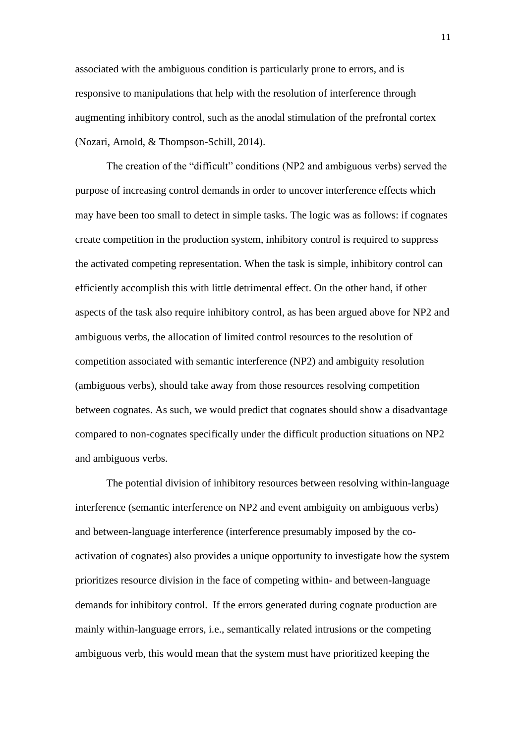associated with the ambiguous condition is particularly prone to errors, and is responsive to manipulations that help with the resolution of interference through augmenting inhibitory control, such as the anodal stimulation of the prefrontal cortex (Nozari, Arnold, & Thompson-Schill, 2014).

The creation of the "difficult" conditions (NP2 and ambiguous verbs) served the purpose of increasing control demands in order to uncover interference effects which may have been too small to detect in simple tasks. The logic was as follows: if cognates create competition in the production system, inhibitory control is required to suppress the activated competing representation. When the task is simple, inhibitory control can efficiently accomplish this with little detrimental effect. On the other hand, if other aspects of the task also require inhibitory control, as has been argued above for NP2 and ambiguous verbs, the allocation of limited control resources to the resolution of competition associated with semantic interference (NP2) and ambiguity resolution (ambiguous verbs), should take away from those resources resolving competition between cognates. As such, we would predict that cognates should show a disadvantage compared to non-cognates specifically under the difficult production situations on NP2 and ambiguous verbs.

The potential division of inhibitory resources between resolving within-language interference (semantic interference on NP2 and event ambiguity on ambiguous verbs) and between-language interference (interference presumably imposed by the co-activation of cognates) also provides a unique opportunity to investigate how the system prioritizes resource division in the face of competing within- and between-language demands for inhibitory control. If the errors generated during cognate production are mainly within-language errors, i.e., semantically related intrusions or the competing ambiguous verb, this would mean that the system must have prioritized keeping the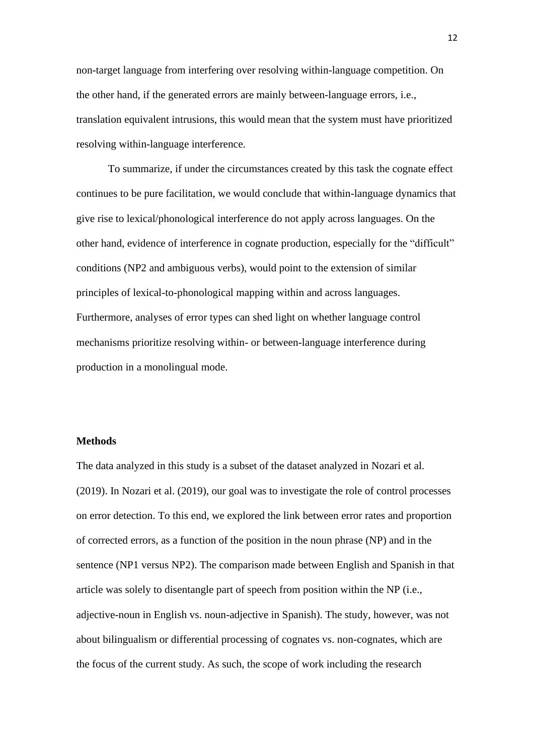non-target language from interfering over resolving within-language competition. On the other hand, if the generated errors are mainly between-language errors, i.e., translation equivalent intrusions, this would mean that the system must have prioritized resolving within-language interference.

To summarize, if under the circumstances created by this task the cognate effect continues to be pure facilitation, we would conclude that within-language dynamics that give rise to lexical/phonological interference do not apply across languages. On the other hand, evidence of interference in cognate production, especially for the "difficult" conditions (NP2 and ambiguous verbs), would point to the extension of similar principles of lexical-to-phonological mapping within and across languages. Furthermore, analyses of error types can shed light on whether language control mechanisms prioritize resolving within- or between-language interference during production in a monolingual mode.

## Methods

The data analyzed in this study is a subset of the dataset analyzed in Nozari et al. (2019). In Nozari et al. (2019), our goal was to investigate the role of control processes on error detection. To this end, we explored the link between error rates and proportion of corrected errors, as a function of the position in the noun phrase (NP) and in the sentence (NP1 versus NP2). The comparison made between English and Spanish in that article was solely to disentangle part of speech from position within the NP (i.e., adjective-noun in English vs. noun-adjective in Spanish). The study, however, was not about bilingualism or differential processing of cognates vs. non-cognates, which are the focus of the current study. As such, the scope of work including the research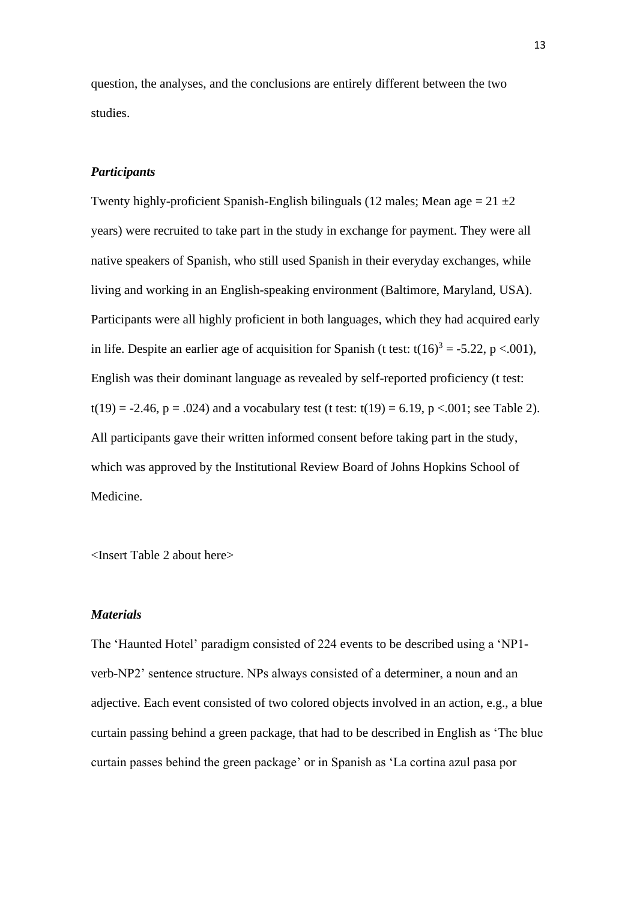question, the analyses, and the conclusions are entirely different between the two studies.

### *Participants*

Twenty highly-proficient Spanish-English bilinguals (12 males; Mean age = 21 ±2 years) were recruited to take part in the study in exchange for payment. They were all native speakers of Spanish, who still used Spanish in their everyday exchanges, while living and working in an English-speaking environment (Baltimore, Maryland, USA). Participants were all highly proficient in both languages, which they had acquired early in life. Despite an earlier age of acquisition for Spanish (t test: $t(16)$[3] $= -5.22$, $p < .001$), English was their dominant language as revealed by self-reported proficiency (t test: $t(19) = -2.46$, $p = .024$) and a vocabulary test (t test: $t(19) = 6.19$, $p < .001$; see Table 2). All participants gave their written informed consent before taking part in the study, which was approved by the Institutional Review Board of Johns Hopkins School of Medicine.

<Insert Table 2 about here>

### *Materials*

The 'Haunted Hotel' paradigm consisted of 224 events to be described using a 'NP1-verb-NP2' sentence structure. NPs always consisted of a determiner, a noun and an adjective. Each event consisted of two colored objects involved in an action, e.g., a blue curtain passing behind a green package, that had to be described in English as 'The blue curtain passes behind the green package' or in Spanish as 'La cortina azul pasa por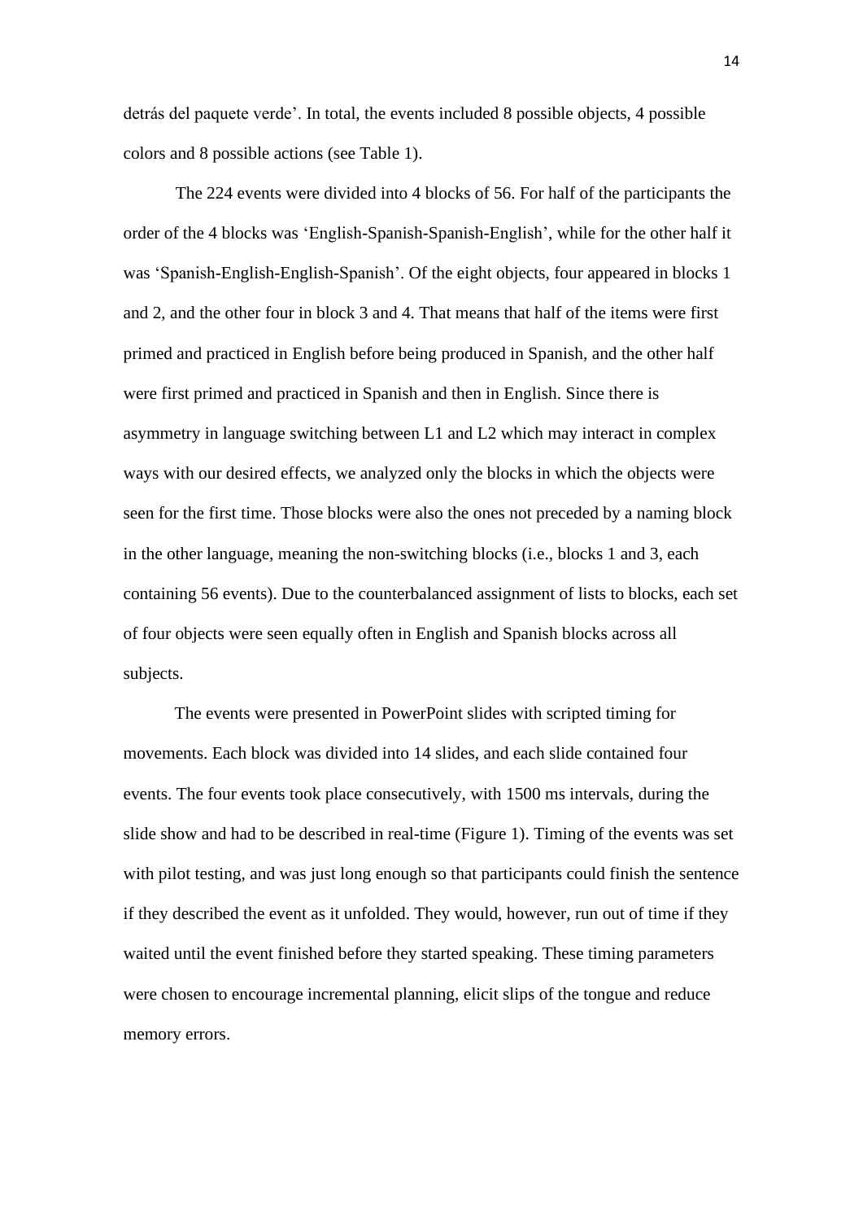detrás del paquete verde'. In total, the events included 8 possible objects, 4 possible colors and 8 possible actions (see Table 1).

The 224 events were divided into 4 blocks of 56. For half of the participants the order of the 4 blocks was 'English-Spanish-Spanish-English', while for the other half it was 'Spanish-English-English-Spanish'. Of the eight objects, four appeared in blocks 1 and 2, and the other four in block 3 and 4. That means that half of the items were first primed and practiced in English before being produced in Spanish, and the other half were first primed and practiced in Spanish and then in English. Since there is asymmetry in language switching between L1 and L2 which may interact in complex ways with our desired effects, we analyzed only the blocks in which the objects were seen for the first time. Those blocks were also the ones not preceded by a naming block in the other language, meaning the non-switching blocks (i.e., blocks 1 and 3, each containing 56 events). Due to the counterbalanced assignment of lists to blocks, each set of four objects were seen equally often in English and Spanish blocks across all subjects.

The events were presented in PowerPoint slides with scripted timing for movements. Each block was divided into 14 slides, and each slide contained four events. The four events took place consecutively, with 1500 ms intervals, during the slide show and had to be described in real-time (Figure 1). Timing of the events was set with pilot testing, and was just long enough so that participants could finish the sentence if they described the event as it unfolded. They would, however, run out of time if they waited until the event finished before they started speaking. These timing parameters were chosen to encourage incremental planning, elicit slips of the tongue and reduce memory errors.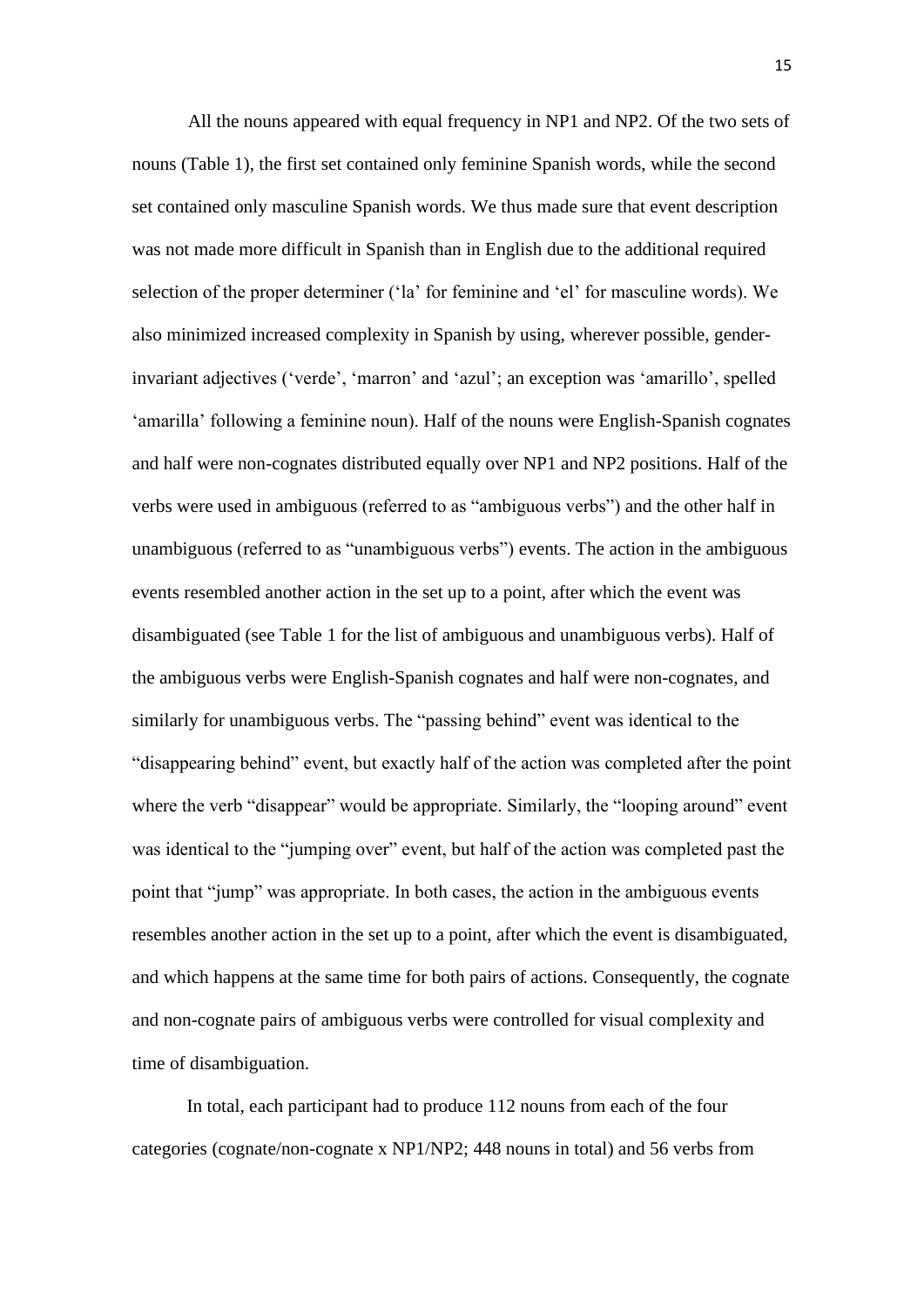All the nouns appeared with equal frequency in NP1 and NP2. Of the two sets of nouns (Table 1), the first set contained only feminine Spanish words, while the second set contained only masculine Spanish words. We thus made sure that event description was not made more difficult in Spanish than in English due to the additional required selection of the proper determiner ('la' for feminine and 'el' for masculine words). We also minimized increased complexity in Spanish by using, wherever possible, gender-invariant adjectives ('verde', 'marron' and 'azul'; an exception was 'amarillo', spelled 'amarilla' following a feminine noun). Half of the nouns were English-Spanish cognates and half were non-cognates distributed equally over NP1 and NP2 positions. Half of the verbs were used in ambiguous (referred to as "ambiguous verbs") and the other half in unambiguous (referred to as "unambiguous verbs") events. The action in the ambiguous events resembled another action in the set up to a point, after which the event was disambiguated (see Table 1 for the list of ambiguous and unambiguous verbs). Half of the ambiguous verbs were English-Spanish cognates and half were non-cognates, and similarly for unambiguous verbs. The "passing behind" event was identical to the "disappearing behind" event, but exactly half of the action was completed after the point where the verb "disappear" would be appropriate. Similarly, the "looping around" event was identical to the "jumping over" event, but half of the action was completed past the point that "jump" was appropriate. In both cases, the action in the ambiguous events resembles another action in the set up to a point, after which the event is disambiguated, and which happens at the same time for both pairs of actions. Consequently, the cognate and non-cognate pairs of ambiguous verbs were controlled for visual complexity and time of disambiguation.

In total, each participant had to produce 112 nouns from each of the four categories (cognate/non-cognate x NP1/NP2; 448 nouns in total) and 56 verbs from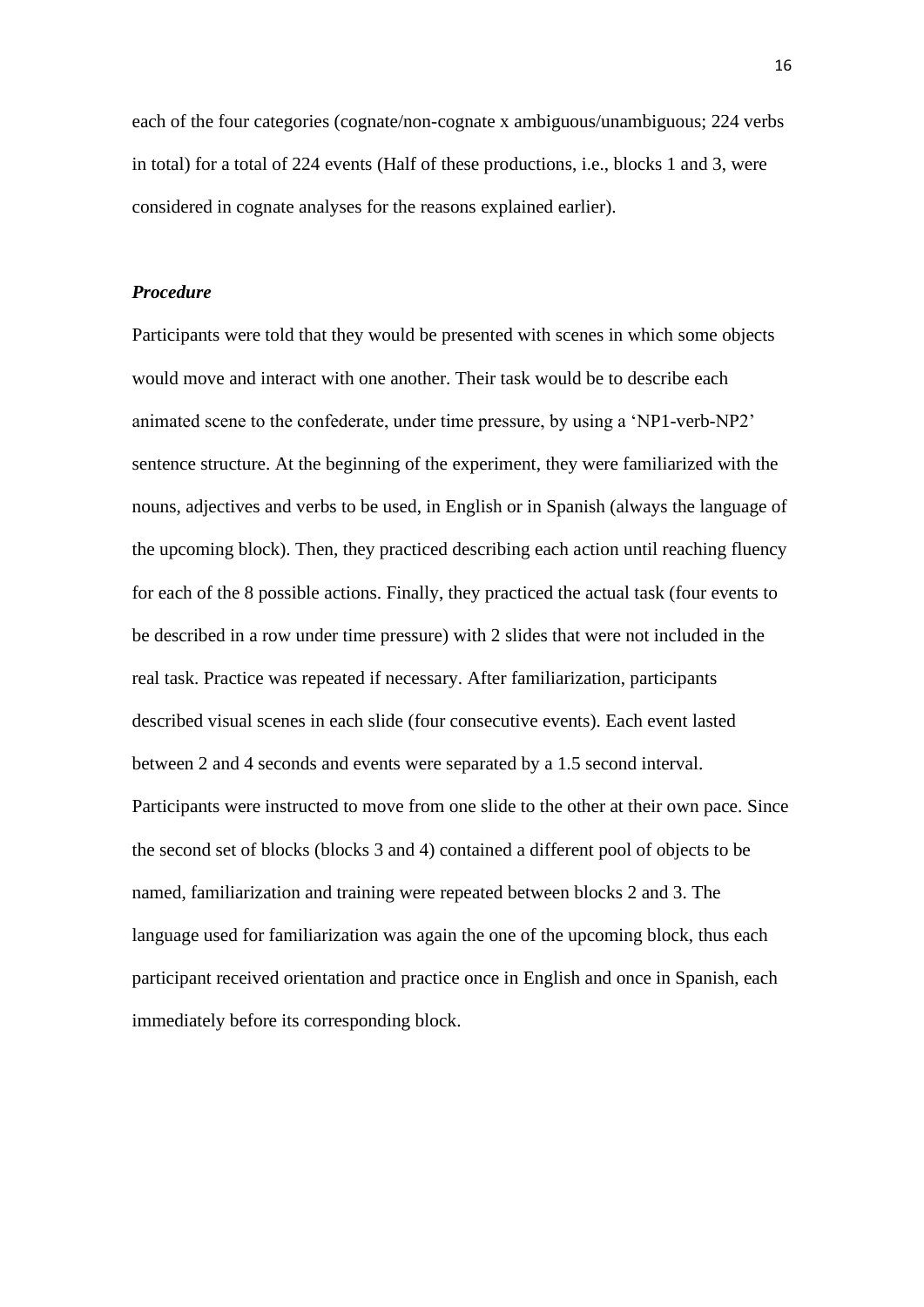each of the four categories (cognate/non-cognate x ambiguous/unambiguous; 224 verbs in total) for a total of 224 events (Half of these productions, i.e., blocks 1 and 3, were considered in cognate analyses for the reasons explained earlier).

***Procedure***

Participants were told that they would be presented with scenes in which some objects would move and interact with one another. Their task would be to describe each animated scene to the confederate, under time pressure, by using a 'NP1-verb-NP2' sentence structure. At the beginning of the experiment, they were familiarized with the nouns, adjectives and verbs to be used, in English or in Spanish (always the language of the upcoming block). Then, they practiced describing each action until reaching fluency for each of the 8 possible actions. Finally, they practiced the actual task (four events to be described in a row under time pressure) with 2 slides that were not included in the real task. Practice was repeated if necessary. After familiarization, participants described visual scenes in each slide (four consecutive events). Each event lasted between 2 and 4 seconds and events were separated by a 1.5 second interval. Participants were instructed to move from one slide to the other at their own pace. Since the second set of blocks (blocks 3 and 4) contained a different pool of objects to be named, familiarization and training were repeated between blocks 2 and 3. The language used for familiarization was again the one of the upcoming block, thus each participant received orientation and practice once in English and once in Spanish, each immediately before its corresponding block.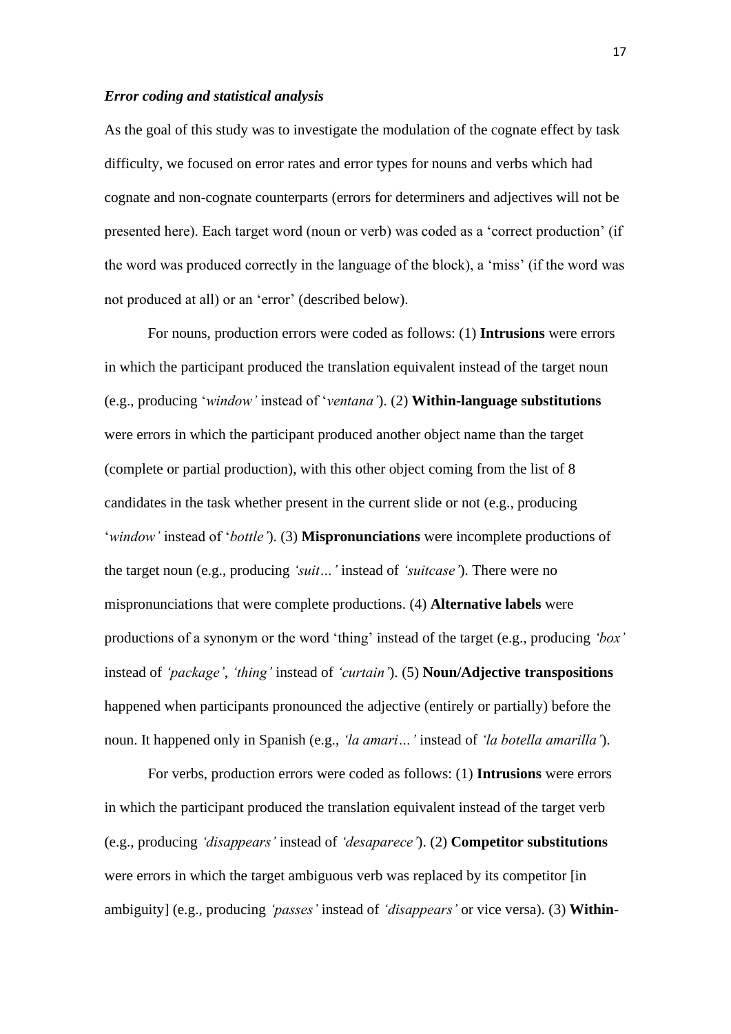### ***Error coding and statistical analysis***

As the goal of this study was to investigate the modulation of the cognate effect by task difficulty, we focused on error rates and error types for nouns and verbs which had cognate and non-cognate counterparts (errors for determiners and adjectives will not be presented here). Each target word (noun or verb) was coded as a 'correct production' (if the word was produced correctly in the language of the block), a 'miss' (if the word was not produced at all) or an 'error' (described below).

For nouns, production errors were coded as follows: (1) **Intrusions** were errors in which the participant produced the translation equivalent instead of the target noun (e.g., producing '*window'* instead of '*ventana'*). (2) **Within-language substitutions** were errors in which the participant produced another object name than the target (complete or partial production), with this other object coming from the list of 8 candidates in the task whether present in the current slide or not (e.g., producing '*window'* instead of '*bottle'*). (3) **Mispronunciations** were incomplete productions of the target noun (e.g., producing *'suit…'* instead of *'suitcase'*). There were no mispronunciations that were complete productions. (4) **Alternative labels** were productions of a synonym or the word 'thing' instead of the target (e.g., producing *'box'* instead of *'package'*, *'thing'* instead of *'curtain'*). (5) **Noun/Adjective transpositions** happened when participants pronounced the adjective (entirely or partially) before the noun. It happened only in Spanish (e.g., *'la amari…'* instead of *'la botella amarilla'*).

For verbs, production errors were coded as follows: (1) **Intrusions** were errors in which the participant produced the translation equivalent instead of the target verb (e.g., producing *'disappears'* instead of *'desaparece'*). (2) **Competitor substitutions** were errors in which the target ambiguous verb was replaced by its competitor [in ambiguity] (e.g., producing *'passes'* instead of *'disappears'* or vice versa). (3) **Within-**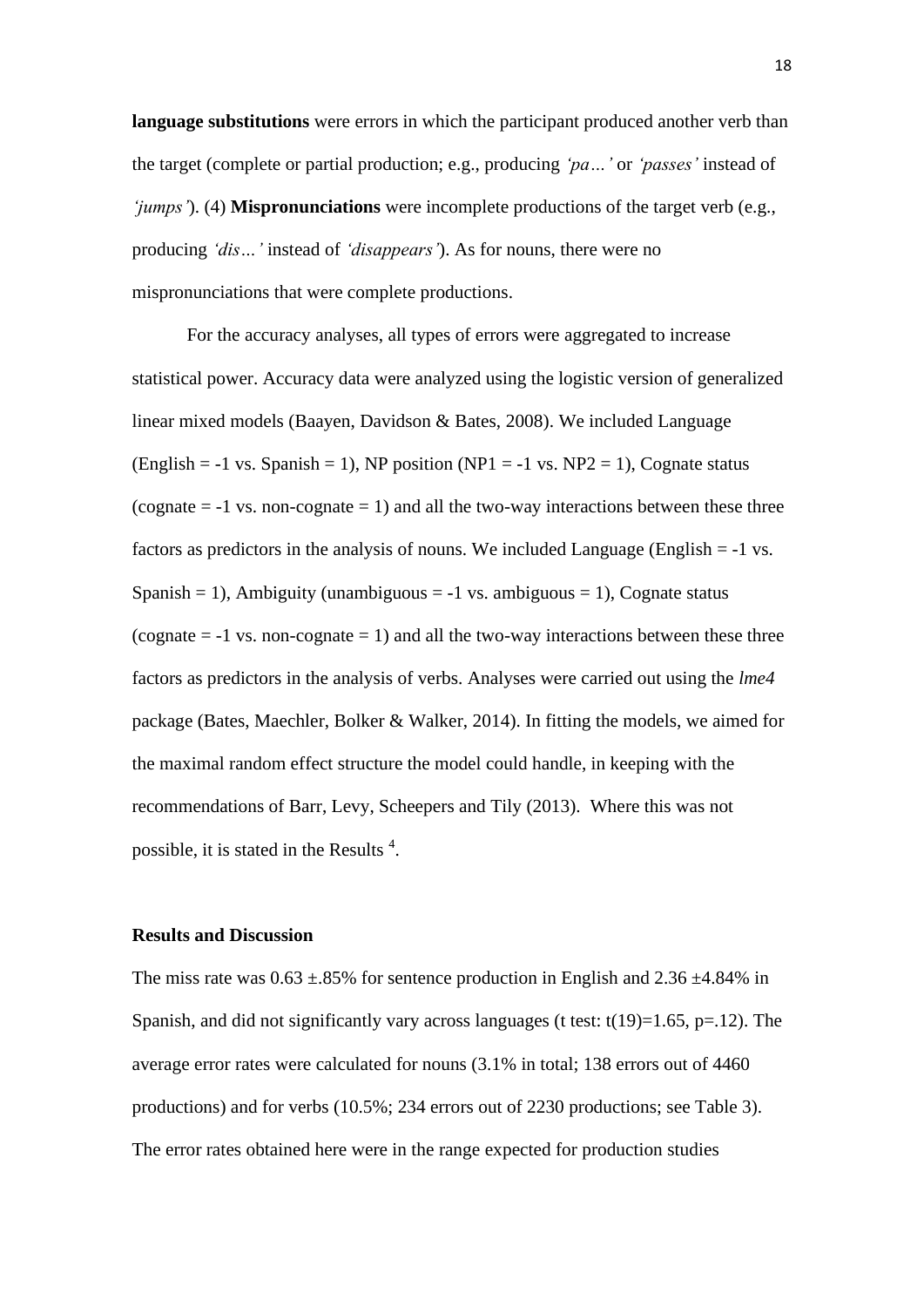**language substitutions** were errors in which the participant produced another verb than the target (complete or partial production; e.g., producing *'pa…'* or *'passes'* instead of *'jumps'*). (4) **Mispronunciations** were incomplete productions of the target verb (e.g., producing *'dis…'* instead of *'disappears'*). As for nouns, there were no mispronunciations that were complete productions.

For the accuracy analyses, all types of errors were aggregated to increase statistical power. Accuracy data were analyzed using the logistic version of generalized linear mixed models (Baayen, Davidson & Bates, 2008). We included Language (English = -1 vs. Spanish = 1), NP position (NP1 = -1 vs. NP2 = 1), Cognate status (cognate = -1 vs. non-cognate = 1) and all the two-way interactions between these three factors as predictors in the analysis of nouns. We included Language (English = -1 vs. Spanish = 1), Ambiguity (unambiguous = -1 vs. ambiguous = 1), Cognate status (cognate = -1 vs. non-cognate = 1) and all the two-way interactions between these three factors as predictors in the analysis of verbs. Analyses were carried out using the *lme4* package (Bates, Maechler, Bolker & Walker, 2014). In fitting the models, we aimed for the maximal random effect structure the model could handle, in keeping with the recommendations of Barr, Levy, Scheepers and Tily (2013). Where this was not possible, it is stated in the Results [4].

## Results and Discussion

The miss rate was 0.63 ±.85% for sentence production in English and 2.36 ±4.84% in Spanish, and did not significantly vary across languages (t test: $t(19)=1.65$, $p=.12$). The average error rates were calculated for nouns (3.1% in total; 138 errors out of 4460 productions) and for verbs (10.5%; 234 errors out of 2230 productions; see Table 3). The error rates obtained here were in the range expected for production studies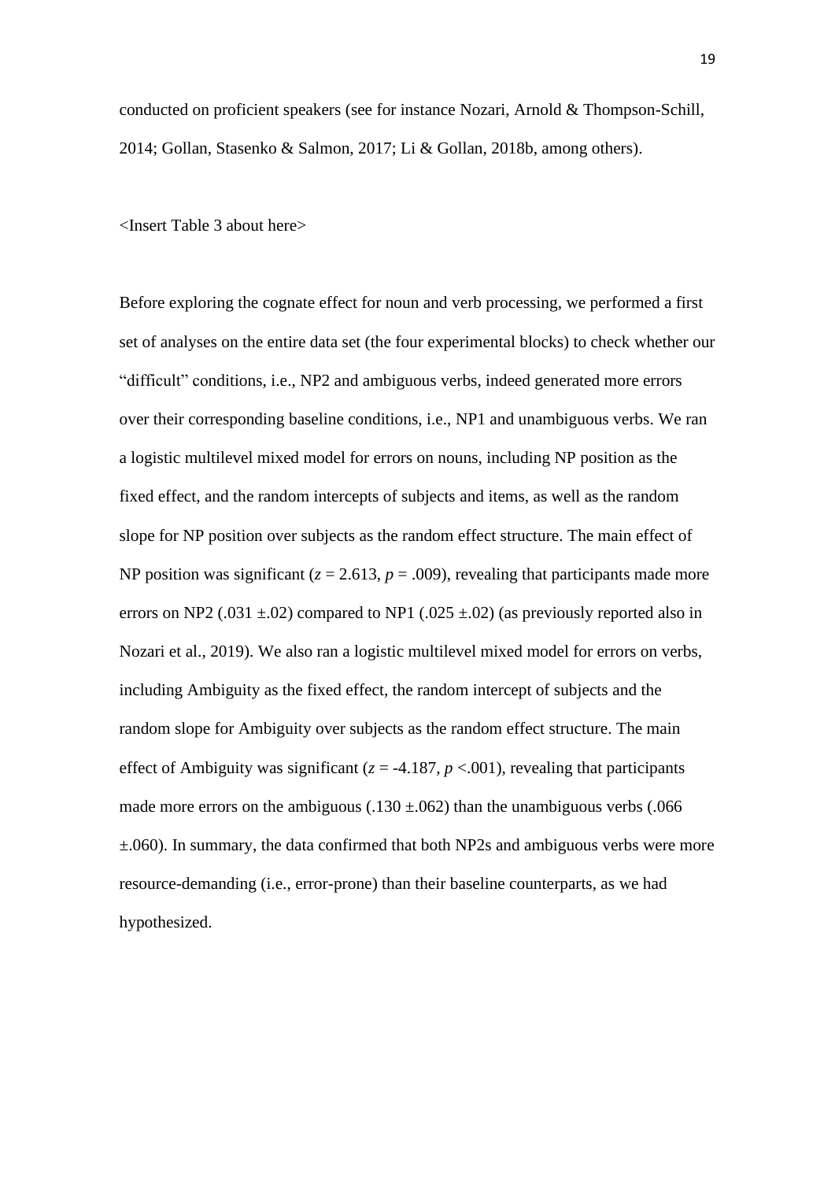conducted on proficient speakers (see for instance Nozari, Arnold & Thompson-Schill, 2014; Gollan, Stasenko & Salmon, 2017; Li & Gollan, 2018b, among others).

<Insert Table 3 about here>

Before exploring the cognate effect for noun and verb processing, we performed a first set of analyses on the entire data set (the four experimental blocks) to check whether our "difficult" conditions, i.e., NP2 and ambiguous verbs, indeed generated more errors over their corresponding baseline conditions, i.e., NP1 and unambiguous verbs. We ran a logistic multilevel mixed model for errors on nouns, including NP position as the fixed effect, and the random intercepts of subjects and items, as well as the random slope for NP position over subjects as the random effect structure. The main effect of NP position was significant ($z = 2.613$, $p = .009$), revealing that participants made more errors on NP2 (.031 ±.02) compared to NP1 (.025 ±.02) (as previously reported also in Nozari et al., 2019). We also ran a logistic multilevel mixed model for errors on verbs, including Ambiguity as the fixed effect, the random intercept of subjects and the random slope for Ambiguity over subjects as the random effect structure. The main effect of Ambiguity was significant ($z = -4.187$, $p < .001$), revealing that participants made more errors on the ambiguous (.130 ±.062) than the unambiguous verbs (.066 ±.060). In summary, the data confirmed that both NP2s and ambiguous verbs were more resource-demanding (i.e., error-prone) than their baseline counterparts, as we had hypothesized.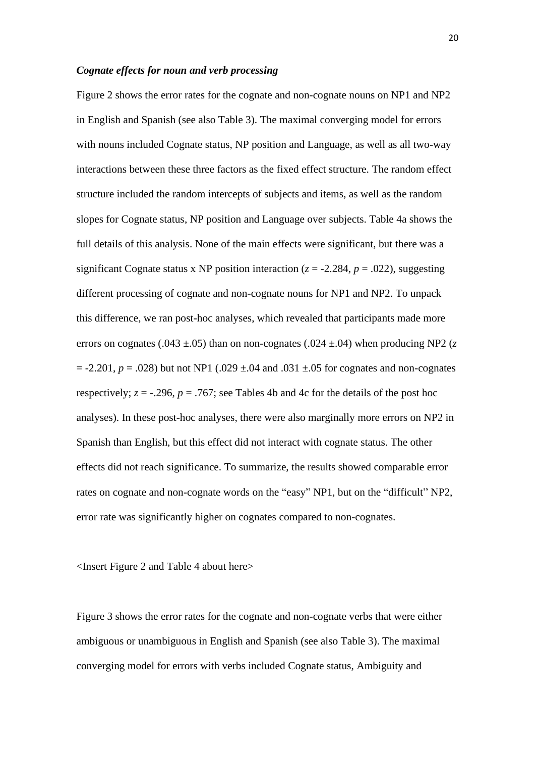### *Cognate effects for noun and verb processing*

Figure 2 shows the error rates for the cognate and non-cognate nouns on NP1 and NP2 in English and Spanish (see also Table 3). The maximal converging model for errors with nouns included Cognate status, NP position and Language, as well as all two-way interactions between these three factors as the fixed effect structure. The random effect structure included the random intercepts of subjects and items, as well as the random slopes for Cognate status, NP position and Language over subjects. Table 4a shows the full details of this analysis. None of the main effects were significant, but there was a significant Cognate status x NP position interaction ($z = -2.284$, $p = .022$), suggesting different processing of cognate and non-cognate nouns for NP1 and NP2. To unpack this difference, we ran post-hoc analyses, which revealed that participants made more errors on cognates ($.043 \pm .05$) than on non-cognates ($.024 \pm .04$) when producing NP2 ($z = -2.201$, $p = .028$) but not NP1 ($.029 \pm .04$ and $.031 \pm .05$ for cognates and non-cognates respectively; $z = -.296$, $p = .767$; see Tables 4b and 4c for the details of the post hoc analyses). In these post-hoc analyses, there were also marginally more errors on NP2 in Spanish than English, but this effect did not interact with cognate status. The other effects did not reach significance. To summarize, the results showed comparable error rates on cognate and non-cognate words on the "easy" NP1, but on the "difficult" NP2, error rate was significantly higher on cognates compared to non-cognates.

<Insert Figure 2 and Table 4 about here>

Figure 3 shows the error rates for the cognate and non-cognate verbs that were either ambiguous or unambiguous in English and Spanish (see also Table 3). The maximal converging model for errors with verbs included Cognate status, Ambiguity and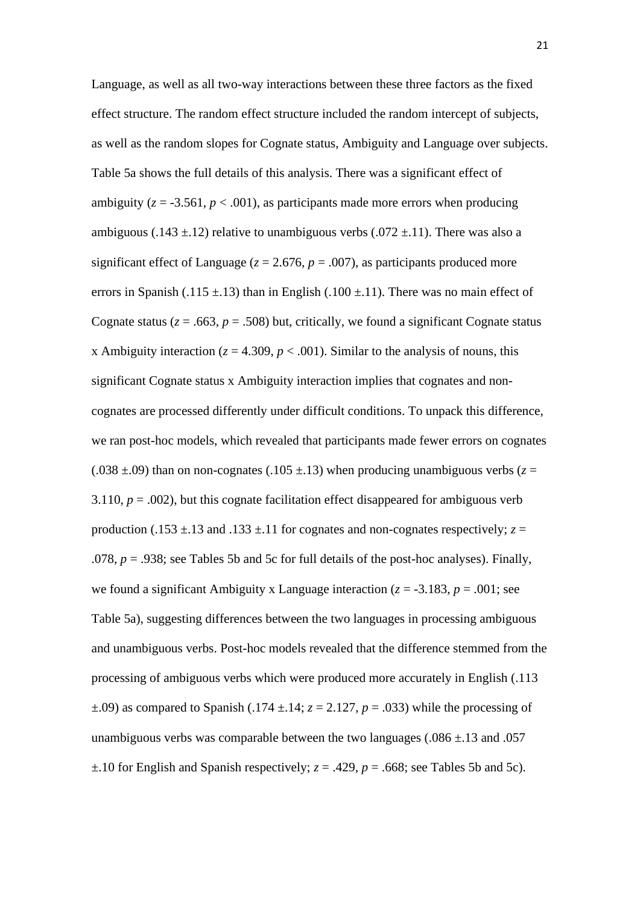Language, as well as all two-way interactions between these three factors as the fixed effect structure. The random effect structure included the random intercept of subjects, as well as the random slopes for Cognate status, Ambiguity and Language over subjects. Table 5a shows the full details of this analysis. There was a significant effect of ambiguity ($z = -3.561$, $p < .001$), as participants made more errors when producing ambiguous (.143 ±.12) relative to unambiguous verbs (.072 ±.11). There was also a significant effect of Language ($z = 2.676$, $p = .007$), as participants produced more errors in Spanish (.115 ±.13) than in English (.100 ±.11). There was no main effect of Cognate status ($z = .663$, $p = .508$) but, critically, we found a significant Cognate status x Ambiguity interaction ($z = 4.309$, $p < .001$). Similar to the analysis of nouns, this significant Cognate status x Ambiguity interaction implies that cognates and non-cognates are processed differently under difficult conditions. To unpack this difference, we ran post-hoc models, which revealed that participants made fewer errors on cognates (.038 ±.09) than on non-cognates (.105 ±.13) when producing unambiguous verbs ($z = 3.110$, $p = .002$), but this cognate facilitation effect disappeared for ambiguous verb production (.153 ±.13 and .133 ±.11 for cognates and non-cognates respectively; $z = .078$, $p = .938$; see Tables 5b and 5c for full details of the post-hoc analyses). Finally, we found a significant Ambiguity x Language interaction ($z = -3.183$, $p = .001$; see Table 5a), suggesting differences between the two languages in processing ambiguous and unambiguous verbs. Post-hoc models revealed that the difference stemmed from the processing of ambiguous verbs which were produced more accurately in English (.113 ±.09) as compared to Spanish (.174 ±.14; $z = 2.127$, $p = .033$) while the processing of unambiguous verbs was comparable between the two languages (.086 ±.13 and .057 ±.10 for English and Spanish respectively; $z = .429$, $p = .668$; see Tables 5b and 5c).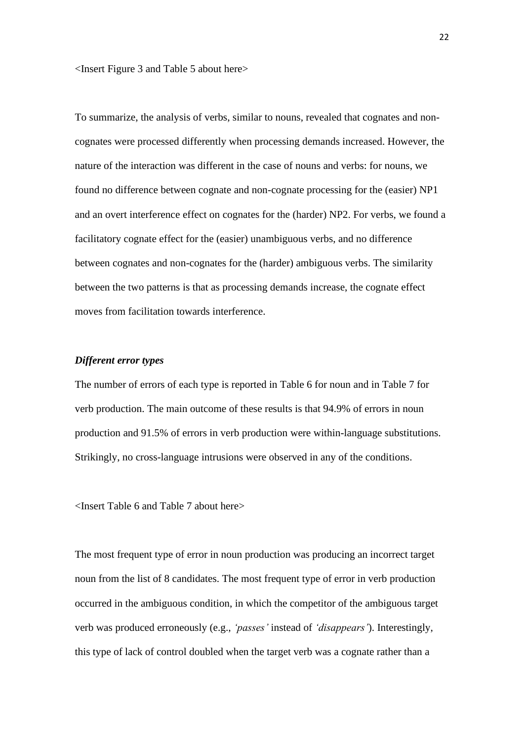<Insert Figure 3 and Table 5 about here>

To summarize, the analysis of verbs, similar to nouns, revealed that cognates and non-cognates were processed differently when processing demands increased. However, the nature of the interaction was different in the case of nouns and verbs: for nouns, we found no difference between cognate and non-cognate processing for the (easier) NP1 and an overt interference effect on cognates for the (harder) NP2. For verbs, we found a facilitatory cognate effect for the (easier) unambiguous verbs, and no difference between cognates and non-cognates for the (harder) ambiguous verbs. The similarity between the two patterns is that as processing demands increase, the cognate effect moves from facilitation towards interference.

### *Different error types*

The number of errors of each type is reported in Table 6 for noun and in Table 7 for verb production. The main outcome of these results is that 94.9% of errors in noun production and 91.5% of errors in verb production were within-language substitutions. Strikingly, no cross-language intrusions were observed in any of the conditions.

<Insert Table 6 and Table 7 about here>

The most frequent type of error in noun production was producing an incorrect target noun from the list of 8 candidates. The most frequent type of error in verb production occurred in the ambiguous condition, in which the competitor of the ambiguous target verb was produced erroneously (e.g., *'passes'* instead of *'disappears'*). Interestingly, this type of lack of control doubled when the target verb was a cognate rather than a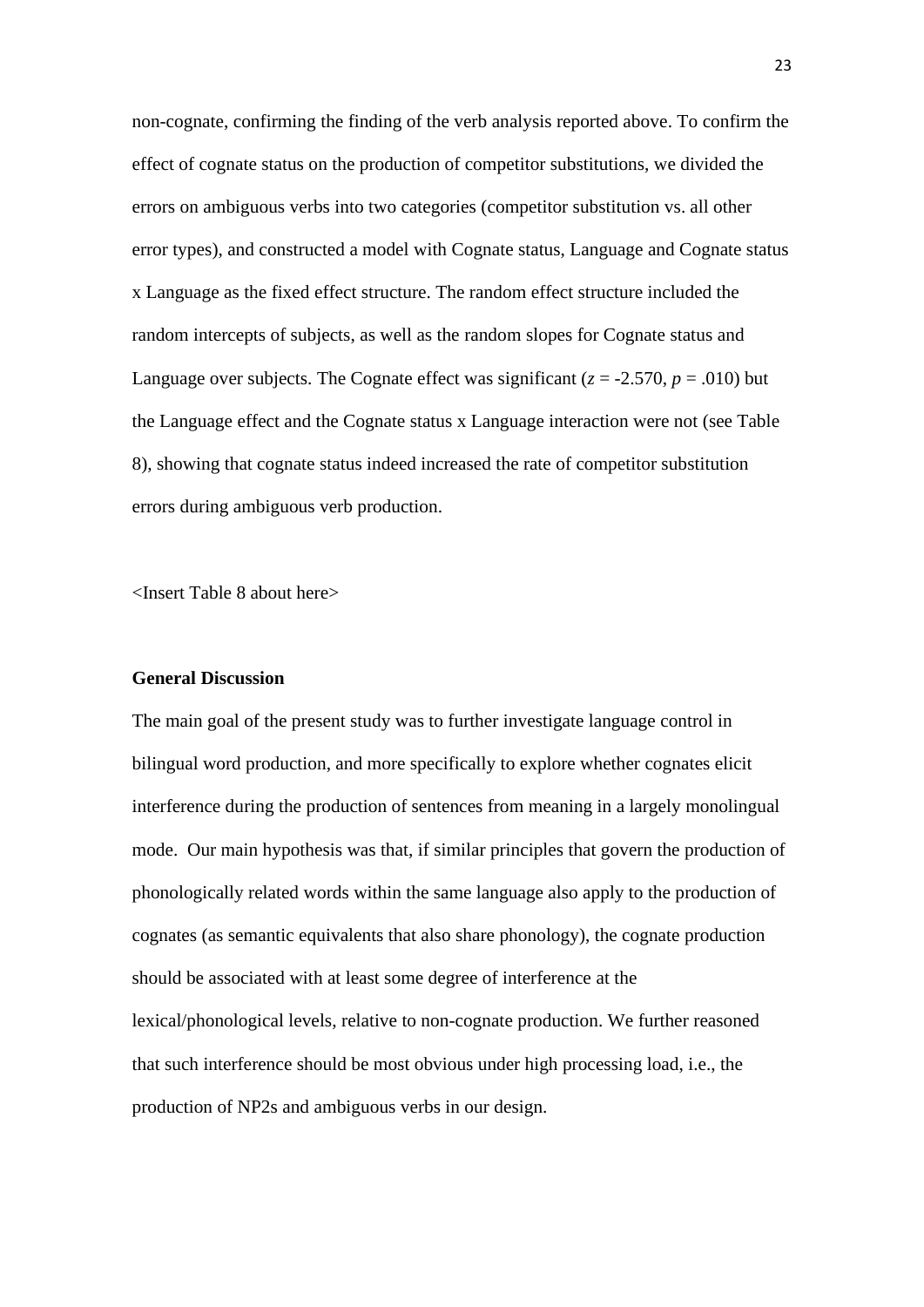non-cognate, confirming the finding of the verb analysis reported above. To confirm the effect of cognate status on the production of competitor substitutions, we divided the errors on ambiguous verbs into two categories (competitor substitution vs. all other error types), and constructed a model with Cognate status, Language and Cognate status x Language as the fixed effect structure. The random effect structure included the random intercepts of subjects, as well as the random slopes for Cognate status and Language over subjects. The Cognate effect was significant ($z$ = -2.570, $p$ = .010) but the Language effect and the Cognate status x Language interaction were not (see Table 8), showing that cognate status indeed increased the rate of competitor substitution errors during ambiguous verb production.

<Insert Table 8 about here>

## General Discussion

The main goal of the present study was to further investigate language control in bilingual word production, and more specifically to explore whether cognates elicit interference during the production of sentences from meaning in a largely monolingual mode. Our main hypothesis was that, if similar principles that govern the production of phonologically related words within the same language also apply to the production of cognates (as semantic equivalents that also share phonology), the cognate production should be associated with at least some degree of interference at the lexical/phonological levels, relative to non-cognate production. We further reasoned that such interference should be most obvious under high processing load, i.e., the production of NP2s and ambiguous verbs in our design.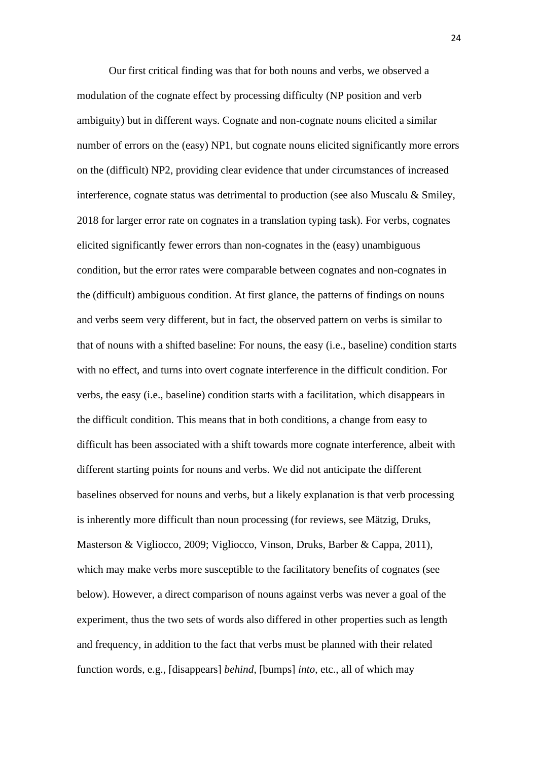Our first critical finding was that for both nouns and verbs, we observed a modulation of the cognate effect by processing difficulty (NP position and verb ambiguity) but in different ways. Cognate and non-cognate nouns elicited a similar number of errors on the (easy) NP1, but cognate nouns elicited significantly more errors on the (difficult) NP2, providing clear evidence that under circumstances of increased interference, cognate status was detrimental to production (see also Muscalu & Smiley, 2018 for larger error rate on cognates in a translation typing task). For verbs, cognates elicited significantly fewer errors than non-cognates in the (easy) unambiguous condition, but the error rates were comparable between cognates and non-cognates in the (difficult) ambiguous condition. At first glance, the patterns of findings on nouns and verbs seem very different, but in fact, the observed pattern on verbs is similar to that of nouns with a shifted baseline: For nouns, the easy (i.e., baseline) condition starts with no effect, and turns into overt cognate interference in the difficult condition. For verbs, the easy (i.e., baseline) condition starts with a facilitation, which disappears in the difficult condition. This means that in both conditions, a change from easy to difficult has been associated with a shift towards more cognate interference, albeit with different starting points for nouns and verbs. We did not anticipate the different baselines observed for nouns and verbs, but a likely explanation is that verb processing is inherently more difficult than noun processing (for reviews, see Mätzig, Druks, Masterson & Vigliocco, 2009; Vigliocco, Vinson, Druks, Barber & Cappa, 2011), which may make verbs more susceptible to the facilitatory benefits of cognates (see below). However, a direct comparison of nouns against verbs was never a goal of the experiment, thus the two sets of words also differed in other properties such as length and frequency, in addition to the fact that verbs must be planned with their related function words, e.g., [disappears] *behind*, [bumps] *into*, etc., all of which may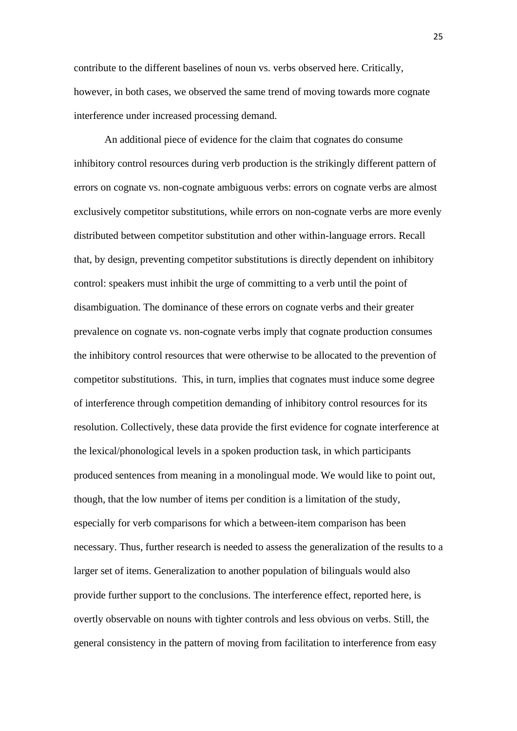contribute to the different baselines of noun vs. verbs observed here. Critically, however, in both cases, we observed the same trend of moving towards more cognate interference under increased processing demand.

An additional piece of evidence for the claim that cognates do consume inhibitory control resources during verb production is the strikingly different pattern of errors on cognate vs. non-cognate ambiguous verbs: errors on cognate verbs are almost exclusively competitor substitutions, while errors on non-cognate verbs are more evenly distributed between competitor substitution and other within-language errors. Recall that, by design, preventing competitor substitutions is directly dependent on inhibitory control: speakers must inhibit the urge of committing to a verb until the point of disambiguation. The dominance of these errors on cognate verbs and their greater prevalence on cognate vs. non-cognate verbs imply that cognate production consumes the inhibitory control resources that were otherwise to be allocated to the prevention of competitor substitutions. This, in turn, implies that cognates must induce some degree of interference through competition demanding of inhibitory control resources for its resolution. Collectively, these data provide the first evidence for cognate interference at the lexical/phonological levels in a spoken production task, in which participants produced sentences from meaning in a monolingual mode. We would like to point out, though, that the low number of items per condition is a limitation of the study, especially for verb comparisons for which a between-item comparison has been necessary. Thus, further research is needed to assess the generalization of the results to a larger set of items. Generalization to another population of bilinguals would also provide further support to the conclusions. The interference effect, reported here, is overtly observable on nouns with tighter controls and less obvious on verbs. Still, the general consistency in the pattern of moving from facilitation to interference from easy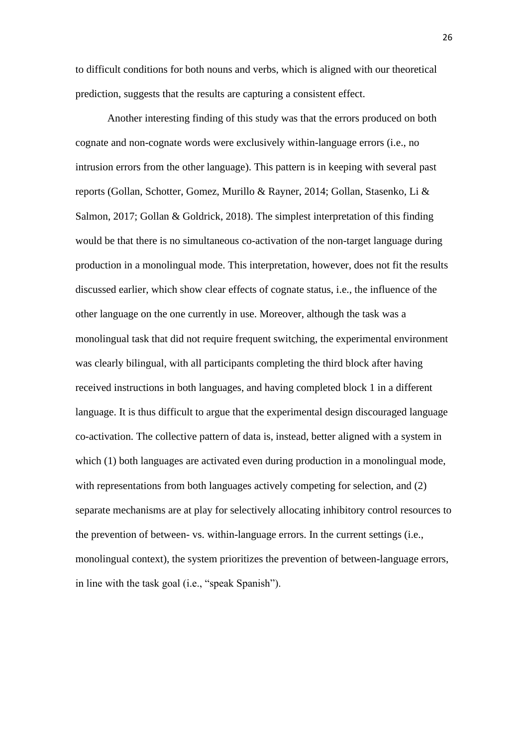to difficult conditions for both nouns and verbs, which is aligned with our theoretical prediction, suggests that the results are capturing a consistent effect.

Another interesting finding of this study was that the errors produced on both cognate and non-cognate words were exclusively within-language errors (i.e., no intrusion errors from the other language). This pattern is in keeping with several past reports (Gollan, Schotter, Gomez, Murillo & Rayner, 2014; Gollan, Stasenko, Li & Salmon, 2017; Gollan & Goldrick, 2018). The simplest interpretation of this finding would be that there is no simultaneous co-activation of the non-target language during production in a monolingual mode. This interpretation, however, does not fit the results discussed earlier, which show clear effects of cognate status, i.e., the influence of the other language on the one currently in use. Moreover, although the task was a monolingual task that did not require frequent switching, the experimental environment was clearly bilingual, with all participants completing the third block after having received instructions in both languages, and having completed block 1 in a different language. It is thus difficult to argue that the experimental design discouraged language co-activation. The collective pattern of data is, instead, better aligned with a system in which (1) both languages are activated even during production in a monolingual mode, with representations from both languages actively competing for selection, and (2) separate mechanisms are at play for selectively allocating inhibitory control resources to the prevention of between- vs. within-language errors. In the current settings (i.e., monolingual context), the system prioritizes the prevention of between-language errors, in line with the task goal (i.e., "speak Spanish").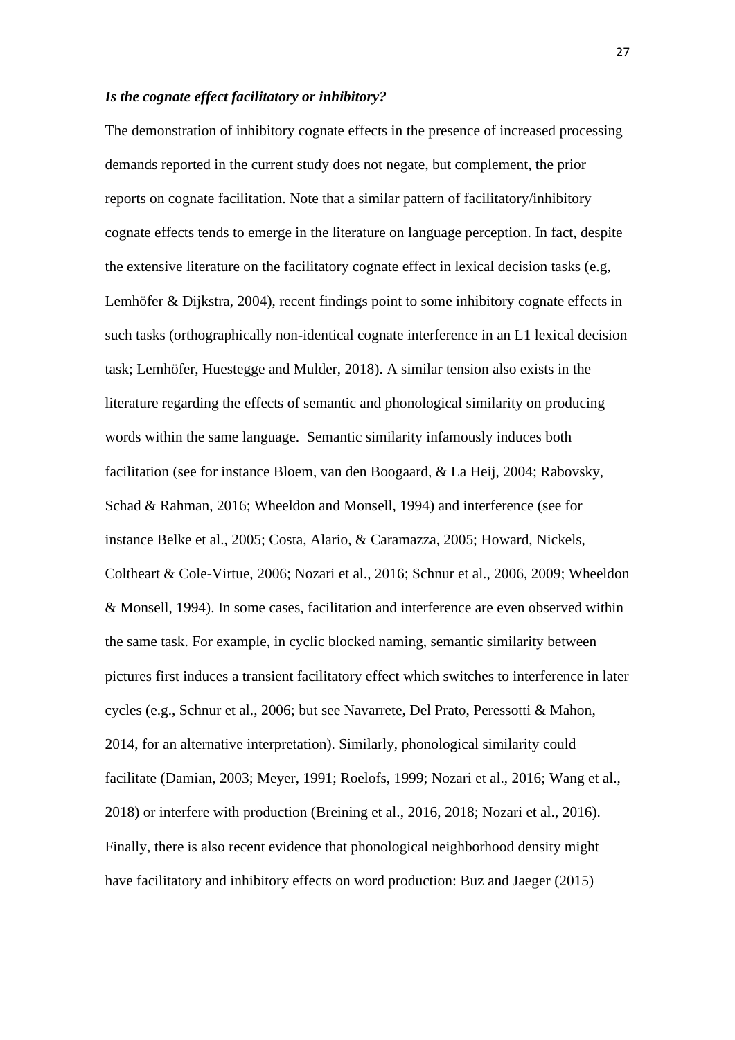***Is the cognate effect facilitatory or inhibitory?***

The demonstration of inhibitory cognate effects in the presence of increased processing demands reported in the current study does not negate, but complement, the prior reports on cognate facilitation. Note that a similar pattern of facilitatory/inhibitory cognate effects tends to emerge in the literature on language perception. In fact, despite the extensive literature on the facilitatory cognate effect in lexical decision tasks (e.g, Lemhöfer & Dijkstra, 2004), recent findings point to some inhibitory cognate effects in such tasks (orthographically non-identical cognate interference in an L1 lexical decision task; Lemhöfer, Huestegge and Mulder, 2018). A similar tension also exists in the literature regarding the effects of semantic and phonological similarity on producing words within the same language. Semantic similarity infamously induces both facilitation (see for instance Bloem, van den Boogaard, & La Heij, 2004; Rabovsky, Schad & Rahman, 2016; Wheeldon and Monsell, 1994) and interference (see for instance Belke et al., 2005; Costa, Alario, & Caramazza, 2005; Howard, Nickels, Coltheart & Cole-Virtue, 2006; Nozari et al., 2016; Schnur et al., 2006, 2009; Wheeldon & Monsell, 1994). In some cases, facilitation and interference are even observed within the same task. For example, in cyclic blocked naming, semantic similarity between pictures first induces a transient facilitatory effect which switches to interference in later cycles (e.g., Schnur et al., 2006; but see Navarrete, Del Prato, Peressotti & Mahon, 2014, for an alternative interpretation). Similarly, phonological similarity could facilitate (Damian, 2003; Meyer, 1991; Roelofs, 1999; Nozari et al., 2016; Wang et al., 2018) or interfere with production (Breining et al., 2016, 2018; Nozari et al., 2016). Finally, there is also recent evidence that phonological neighborhood density might have facilitatory and inhibitory effects on word production: Buz and Jaeger (2015)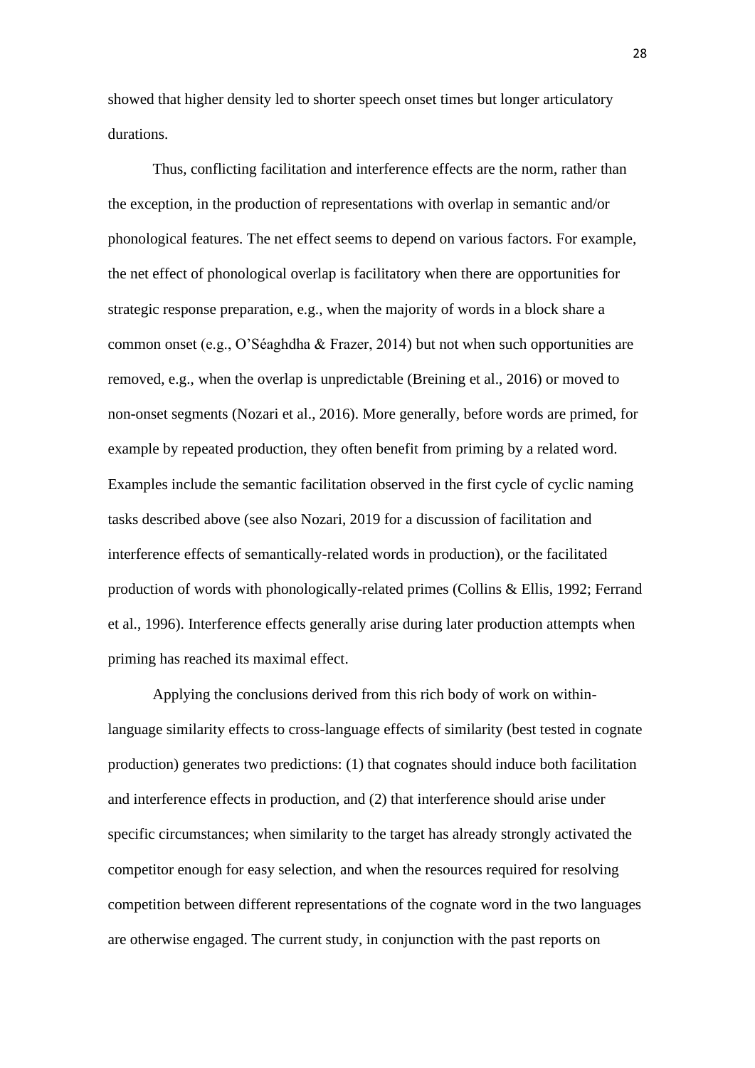showed that higher density led to shorter speech onset times but longer articulatory durations.

Thus, conflicting facilitation and interference effects are the norm, rather than the exception, in the production of representations with overlap in semantic and/or phonological features. The net effect seems to depend on various factors. For example, the net effect of phonological overlap is facilitatory when there are opportunities for strategic response preparation, e.g., when the majority of words in a block share a common onset (e.g., O'Séaghdha & Frazer, 2014) but not when such opportunities are removed, e.g., when the overlap is unpredictable (Breining et al., 2016) or moved to non-onset segments (Nozari et al., 2016). More generally, before words are primed, for example by repeated production, they often benefit from priming by a related word. Examples include the semantic facilitation observed in the first cycle of cyclic naming tasks described above (see also Nozari, 2019 for a discussion of facilitation and interference effects of semantically-related words in production), or the facilitated production of words with phonologically-related primes (Collins & Ellis, 1992; Ferrand et al., 1996). Interference effects generally arise during later production attempts when priming has reached its maximal effect.

Applying the conclusions derived from this rich body of work on within-language similarity effects to cross-language effects of similarity (best tested in cognate production) generates two predictions: (1) that cognates should induce both facilitation and interference effects in production, and (2) that interference should arise under specific circumstances; when similarity to the target has already strongly activated the competitor enough for easy selection, and when the resources required for resolving competition between different representations of the cognate word in the two languages are otherwise engaged. The current study, in conjunction with the past reports on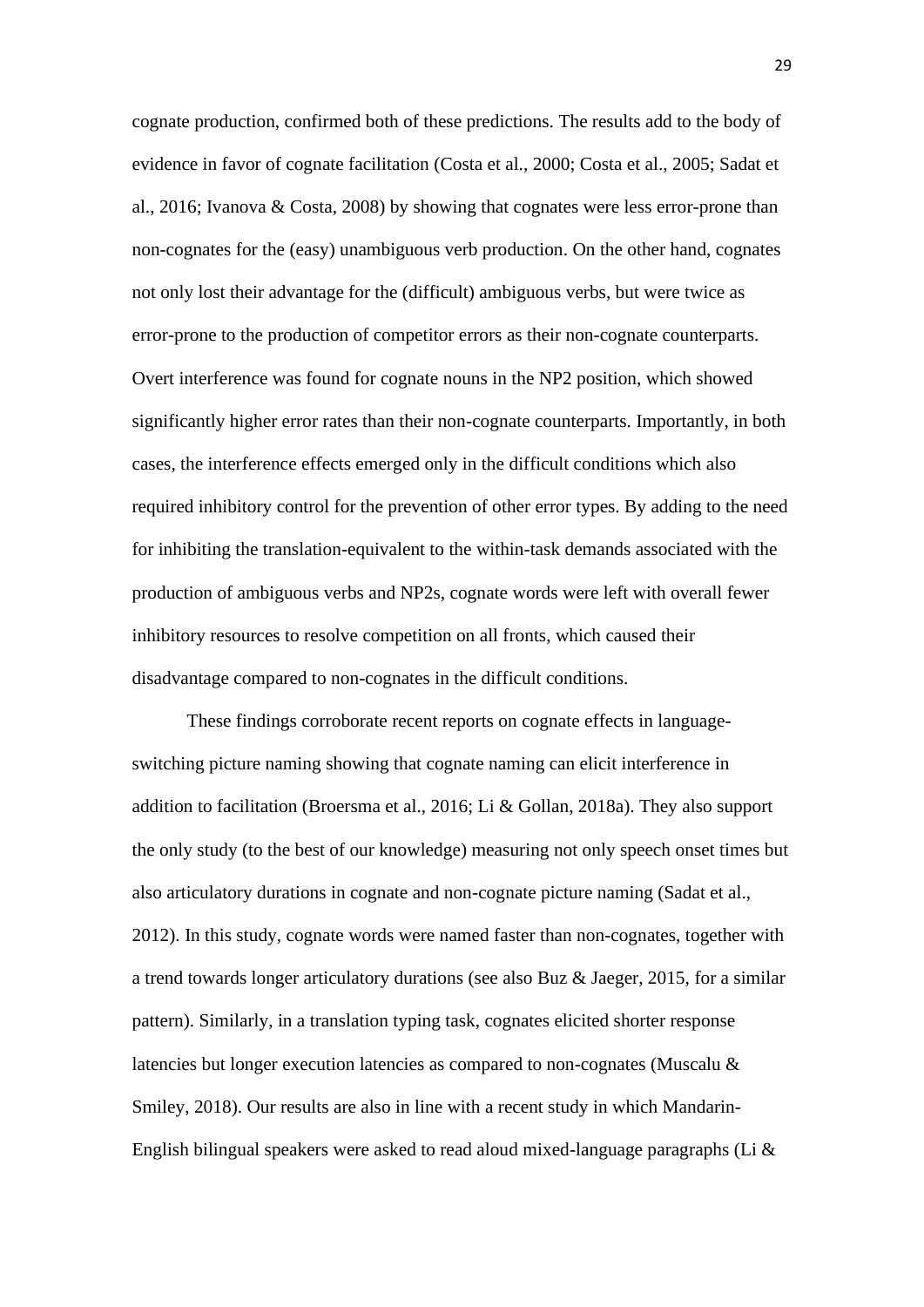cognate production, confirmed both of these predictions. The results add to the body of evidence in favor of cognate facilitation (Costa et al., 2000; Costa et al., 2005; Sadat et al., 2016; Ivanova & Costa, 2008) by showing that cognates were less error-prone than non-cognates for the (easy) unambiguous verb production. On the other hand, cognates not only lost their advantage for the (difficult) ambiguous verbs, but were twice as error-prone to the production of competitor errors as their non-cognate counterparts. Overt interference was found for cognate nouns in the NP2 position, which showed significantly higher error rates than their non-cognate counterparts. Importantly, in both cases, the interference effects emerged only in the difficult conditions which also required inhibitory control for the prevention of other error types. By adding to the need for inhibiting the translation-equivalent to the within-task demands associated with the production of ambiguous verbs and NP2s, cognate words were left with overall fewer inhibitory resources to resolve competition on all fronts, which caused their disadvantage compared to non-cognates in the difficult conditions.

These findings corroborate recent reports on cognate effects in language-switching picture naming showing that cognate naming can elicit interference in addition to facilitation (Broersma et al., 2016; Li & Gollan, 2018a). They also support the only study (to the best of our knowledge) measuring not only speech onset times but also articulatory durations in cognate and non-cognate picture naming (Sadat et al., 2012). In this study, cognate words were named faster than non-cognates, together with a trend towards longer articulatory durations (see also Buz & Jaeger, 2015, for a similar pattern). Similarly, in a translation typing task, cognates elicited shorter response latencies but longer execution latencies as compared to non-cognates (Muscalu & Smiley, 2018). Our results are also in line with a recent study in which Mandarin-English bilingual speakers were asked to read aloud mixed-language paragraphs (Li &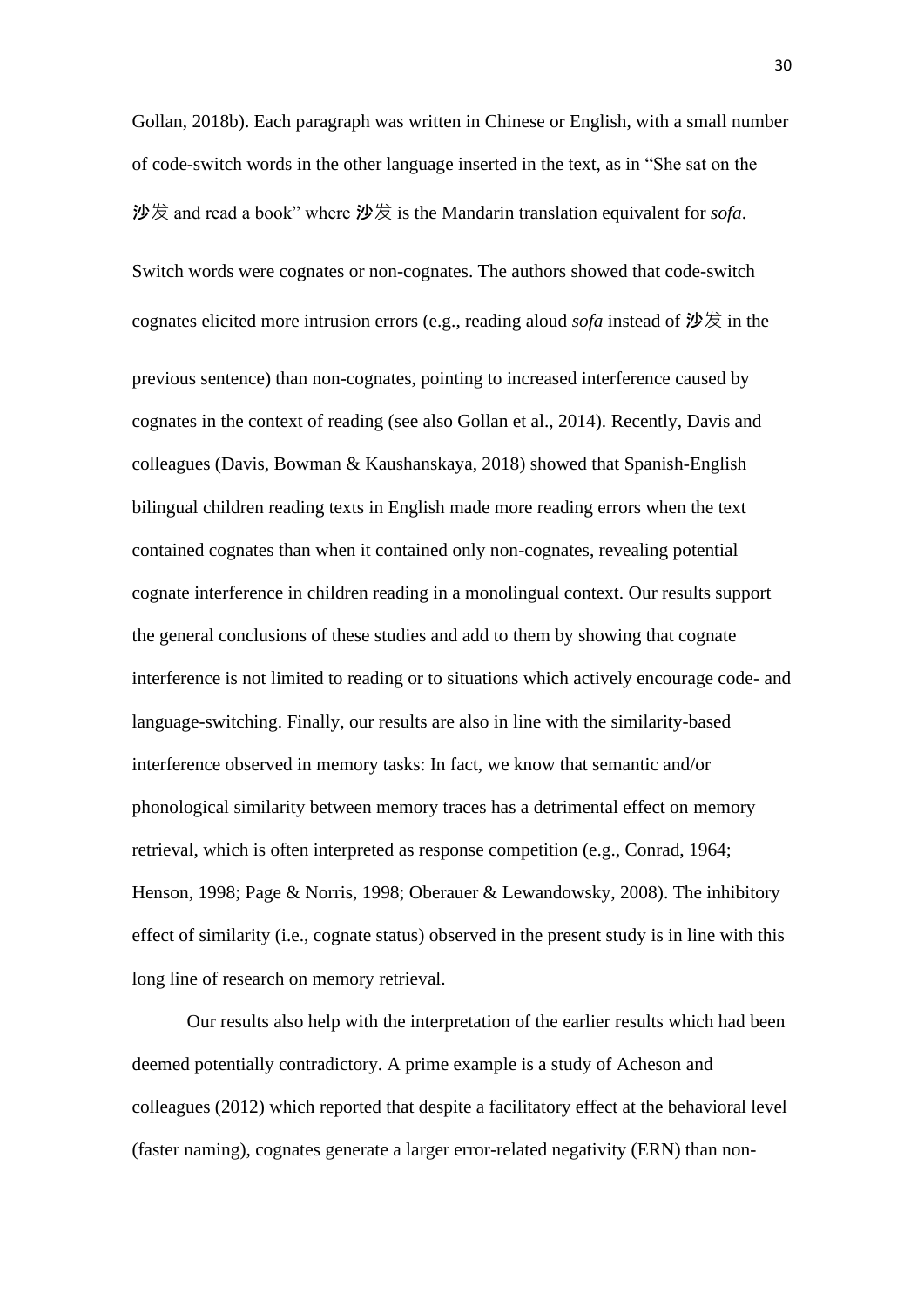Gollan, 2018b). Each paragraph was written in Chinese or English, with a small number of code-switch words in the other language inserted in the text, as in "She sat on the **沙**发 and read a book" where **沙**发 is the Mandarin translation equivalent for *sofa*. Switch words were cognates or non-cognates. The authors showed that code-switch cognates elicited more intrusion errors (e.g., reading aloud *sofa* instead of **沙**发 in the previous sentence) than non-cognates, pointing to increased interference caused by cognates in the context of reading (see also Gollan et al., 2014). Recently, Davis and colleagues (Davis, Bowman & Kaushanskaya, 2018) showed that Spanish-English bilingual children reading texts in English made more reading errors when the text contained cognates than when it contained only non-cognates, revealing potential cognate interference in children reading in a monolingual context. Our results support the general conclusions of these studies and add to them by showing that cognate interference is not limited to reading or to situations which actively encourage code- and language-switching. Finally, our results are also in line with the similarity-based interference observed in memory tasks: In fact, we know that semantic and/or phonological similarity between memory traces has a detrimental effect on memory retrieval, which is often interpreted as response competition (e.g., Conrad, 1964; Henson, 1998; Page & Norris, 1998; Oberauer & Lewandowsky, 2008). The inhibitory effect of similarity (i.e., cognate status) observed in the present study is in line with this long line of research on memory retrieval.

Our results also help with the interpretation of the earlier results which had been deemed potentially contradictory. A prime example is a study of Acheson and colleagues (2012) which reported that despite a facilitatory effect at the behavioral level (faster naming), cognates generate a larger error-related negativity (ERN) than non-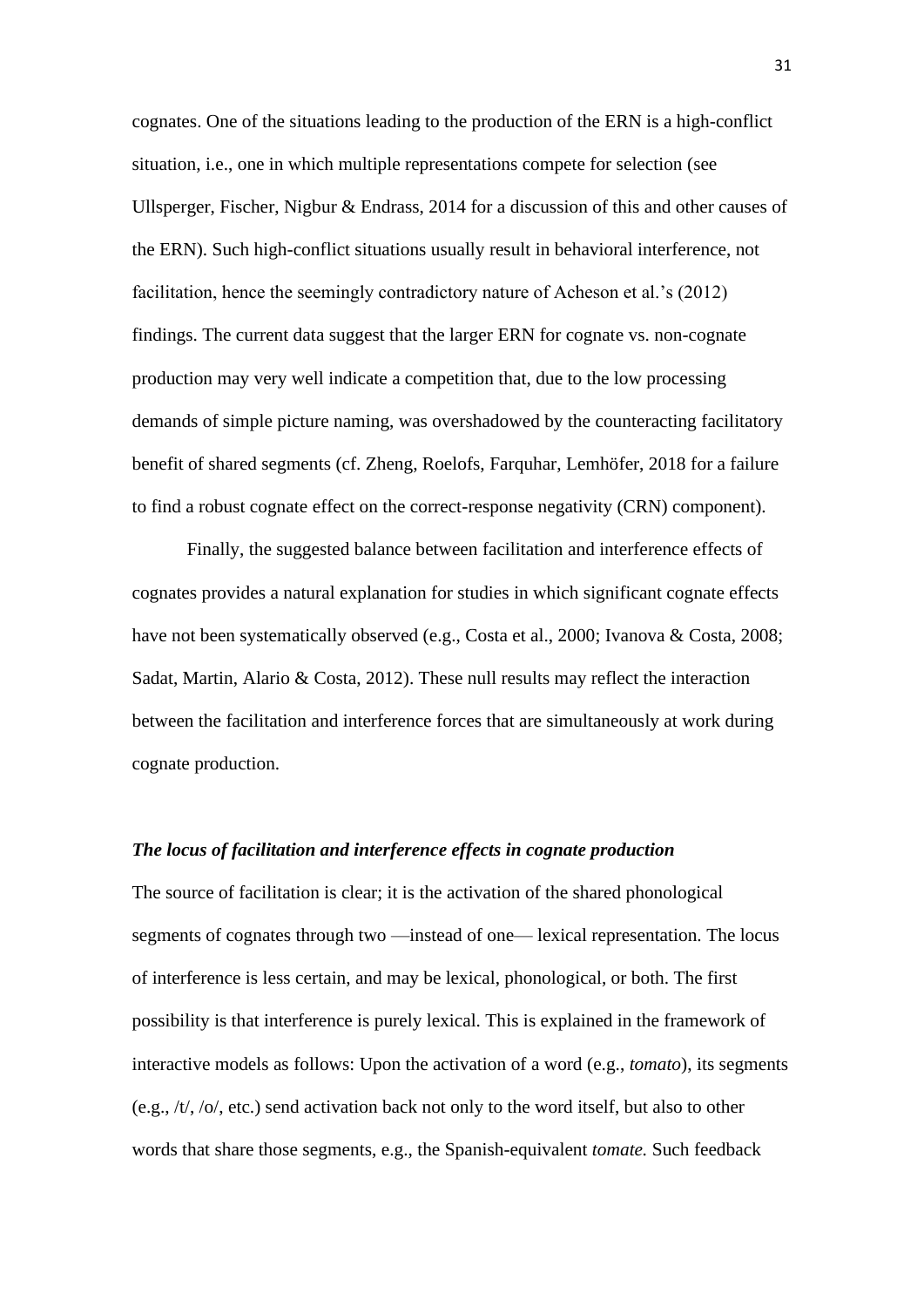cognates. One of the situations leading to the production of the ERN is a high-conflict situation, i.e., one in which multiple representations compete for selection (see Ullsperger, Fischer, Nigbur & Endrass, 2014 for a discussion of this and other causes of the ERN). Such high-conflict situations usually result in behavioral interference, not facilitation, hence the seemingly contradictory nature of Acheson et al.'s (2012) findings. The current data suggest that the larger ERN for cognate vs. non-cognate production may very well indicate a competition that, due to the low processing demands of simple picture naming, was overshadowed by the counteracting facilitatory benefit of shared segments (cf. Zheng, Roelofs, Farquhar, Lemhöfer, 2018 for a failure to find a robust cognate effect on the correct-response negativity (CRN) component).

Finally, the suggested balance between facilitation and interference effects of cognates provides a natural explanation for studies in which significant cognate effects have not been systematically observed (e.g., Costa et al., 2000; Ivanova & Costa, 2008; Sadat, Martin, Alario & Costa, 2012). These null results may reflect the interaction between the facilitation and interference forces that are simultaneously at work during cognate production.

### ***The locus of facilitation and interference effects in cognate production***

The source of facilitation is clear; it is the activation of the shared phonological segments of cognates through two —instead of one— lexical representation. The locus of interference is less certain, and may be lexical, phonological, or both. The first possibility is that interference is purely lexical. This is explained in the framework of interactive models as follows: Upon the activation of a word (e.g., *tomato*), its segments (e.g., /t/, /o/, etc.) send activation back not only to the word itself, but also to other words that share those segments, e.g., the Spanish-equivalent *tomate.* Such feedback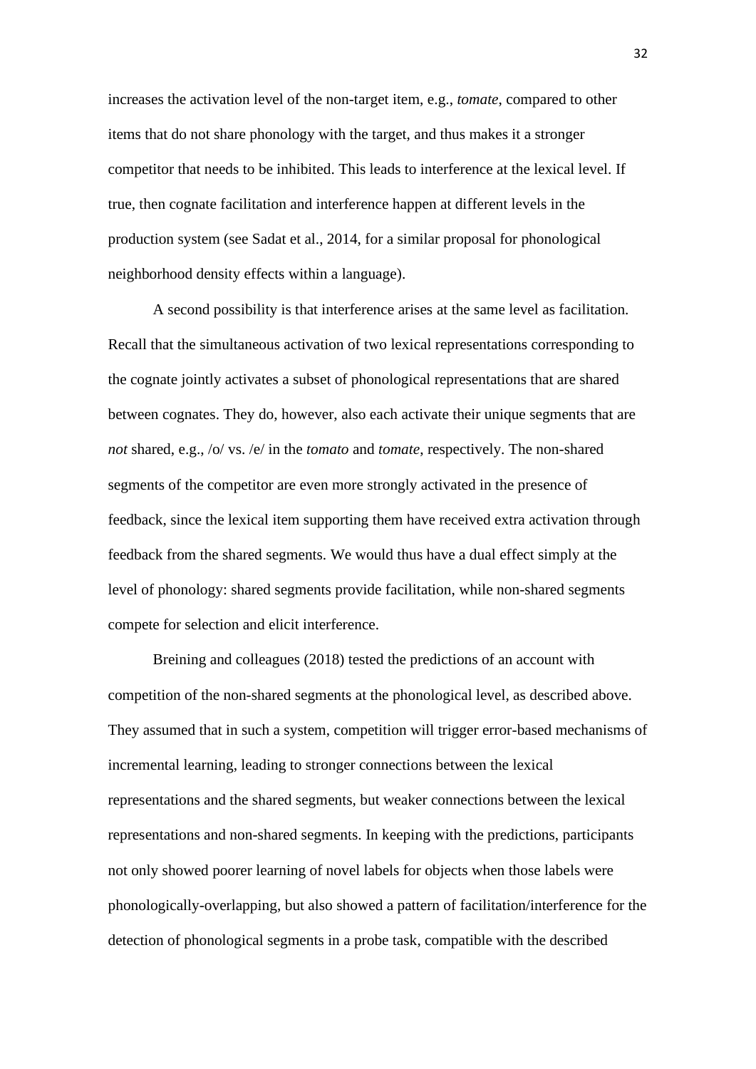increases the activation level of the non-target item, e.g., *tomate*, compared to other items that do not share phonology with the target, and thus makes it a stronger competitor that needs to be inhibited. This leads to interference at the lexical level. If true, then cognate facilitation and interference happen at different levels in the production system (see Sadat et al., 2014, for a similar proposal for phonological neighborhood density effects within a language).

A second possibility is that interference arises at the same level as facilitation. Recall that the simultaneous activation of two lexical representations corresponding to the cognate jointly activates a subset of phonological representations that are shared between cognates. They do, however, also each activate their unique segments that are *not* shared, e.g., /o/ vs. /e/ in the *tomato* and *tomate*, respectively. The non-shared segments of the competitor are even more strongly activated in the presence of feedback, since the lexical item supporting them have received extra activation through feedback from the shared segments. We would thus have a dual effect simply at the level of phonology: shared segments provide facilitation, while non-shared segments compete for selection and elicit interference.

Breining and colleagues (2018) tested the predictions of an account with competition of the non-shared segments at the phonological level, as described above. They assumed that in such a system, competition will trigger error-based mechanisms of incremental learning, leading to stronger connections between the lexical representations and the shared segments, but weaker connections between the lexical representations and non-shared segments. In keeping with the predictions, participants not only showed poorer learning of novel labels for objects when those labels were phonologically-overlapping, but also showed a pattern of facilitation/interference for the detection of phonological segments in a probe task, compatible with the described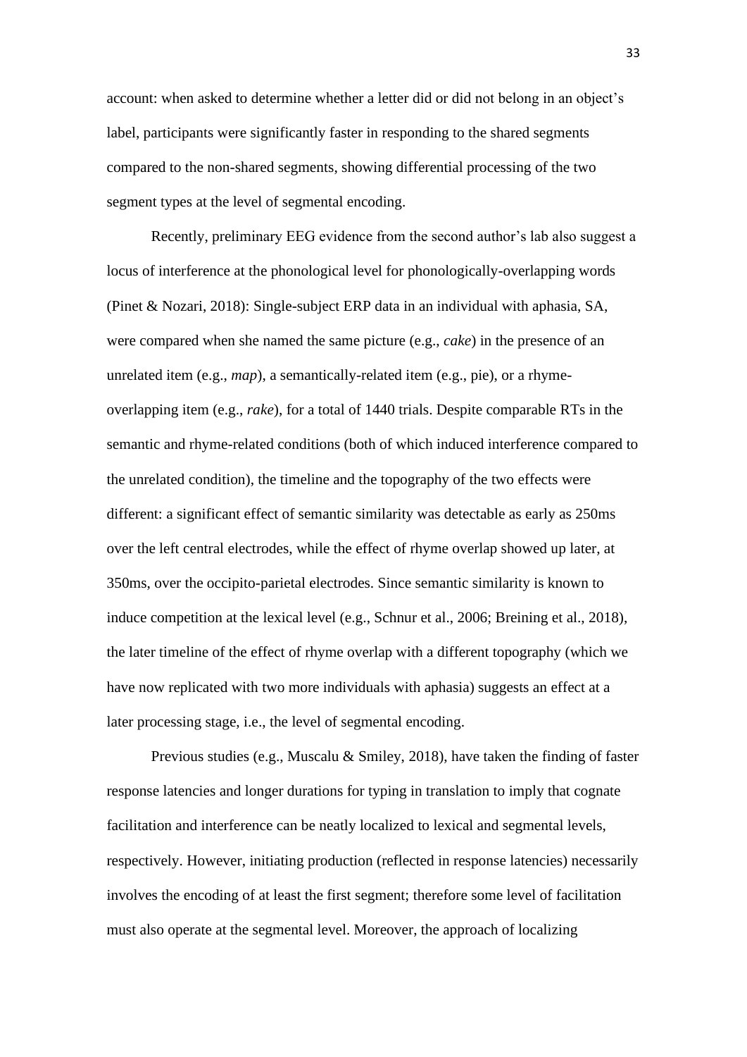account: when asked to determine whether a letter did or did not belong in an object's label, participants were significantly faster in responding to the shared segments compared to the non-shared segments, showing differential processing of the two segment types at the level of segmental encoding.

Recently, preliminary EEG evidence from the second author's lab also suggest a locus of interference at the phonological level for phonologically-overlapping words (Pinet & Nozari, 2018): Single-subject ERP data in an individual with aphasia, SA, were compared when she named the same picture (e.g., *cake*) in the presence of an unrelated item (e.g., *map*), a semantically-related item (e.g., pie), or a rhyme-overlapping item (e.g., *rake*), for a total of 1440 trials. Despite comparable RTs in the semantic and rhyme-related conditions (both of which induced interference compared to the unrelated condition), the timeline and the topography of the two effects were different: a significant effect of semantic similarity was detectable as early as 250ms over the left central electrodes, while the effect of rhyme overlap showed up later, at 350ms, over the occipito-parietal electrodes. Since semantic similarity is known to induce competition at the lexical level (e.g., Schnur et al., 2006; Breining et al., 2018), the later timeline of the effect of rhyme overlap with a different topography (which we have now replicated with two more individuals with aphasia) suggests an effect at a later processing stage, i.e., the level of segmental encoding.

Previous studies (e.g., Muscalu & Smiley, 2018), have taken the finding of faster response latencies and longer durations for typing in translation to imply that cognate facilitation and interference can be neatly localized to lexical and segmental levels, respectively. However, initiating production (reflected in response latencies) necessarily involves the encoding of at least the first segment; therefore some level of facilitation must also operate at the segmental level. Moreover, the approach of localizing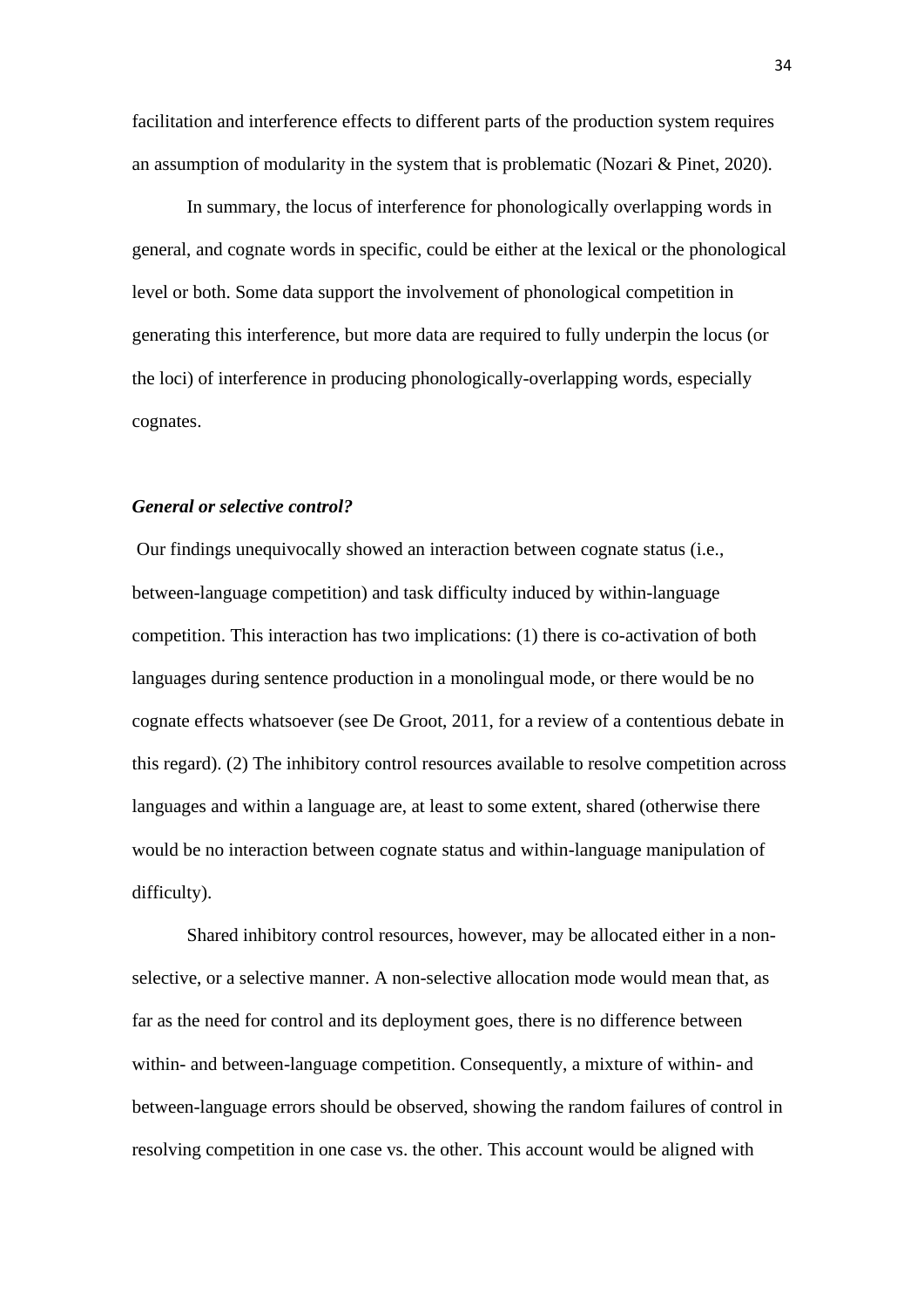facilitation and interference effects to different parts of the production system requires an assumption of modularity in the system that is problematic (Nozari & Pinet, 2020).

In summary, the locus of interference for phonologically overlapping words in general, and cognate words in specific, could be either at the lexical or the phonological level or both. Some data support the involvement of phonological competition in generating this interference, but more data are required to fully underpin the locus (or the loci) of interference in producing phonologically-overlapping words, especially cognates.

### *General or selective control?*

Our findings unequivocally showed an interaction between cognate status (i.e., between-language competition) and task difficulty induced by within-language competition. This interaction has two implications: (1) there is co-activation of both languages during sentence production in a monolingual mode, or there would be no cognate effects whatsoever (see De Groot, 2011, for a review of a contentious debate in this regard). (2) The inhibitory control resources available to resolve competition across languages and within a language are, at least to some extent, shared (otherwise there would be no interaction between cognate status and within-language manipulation of difficulty).

Shared inhibitory control resources, however, may be allocated either in a non-selective, or a selective manner. A non-selective allocation mode would mean that, as far as the need for control and its deployment goes, there is no difference between within- and between-language competition. Consequently, a mixture of within- and between-language errors should be observed, showing the random failures of control in resolving competition in one case vs. the other. This account would be aligned with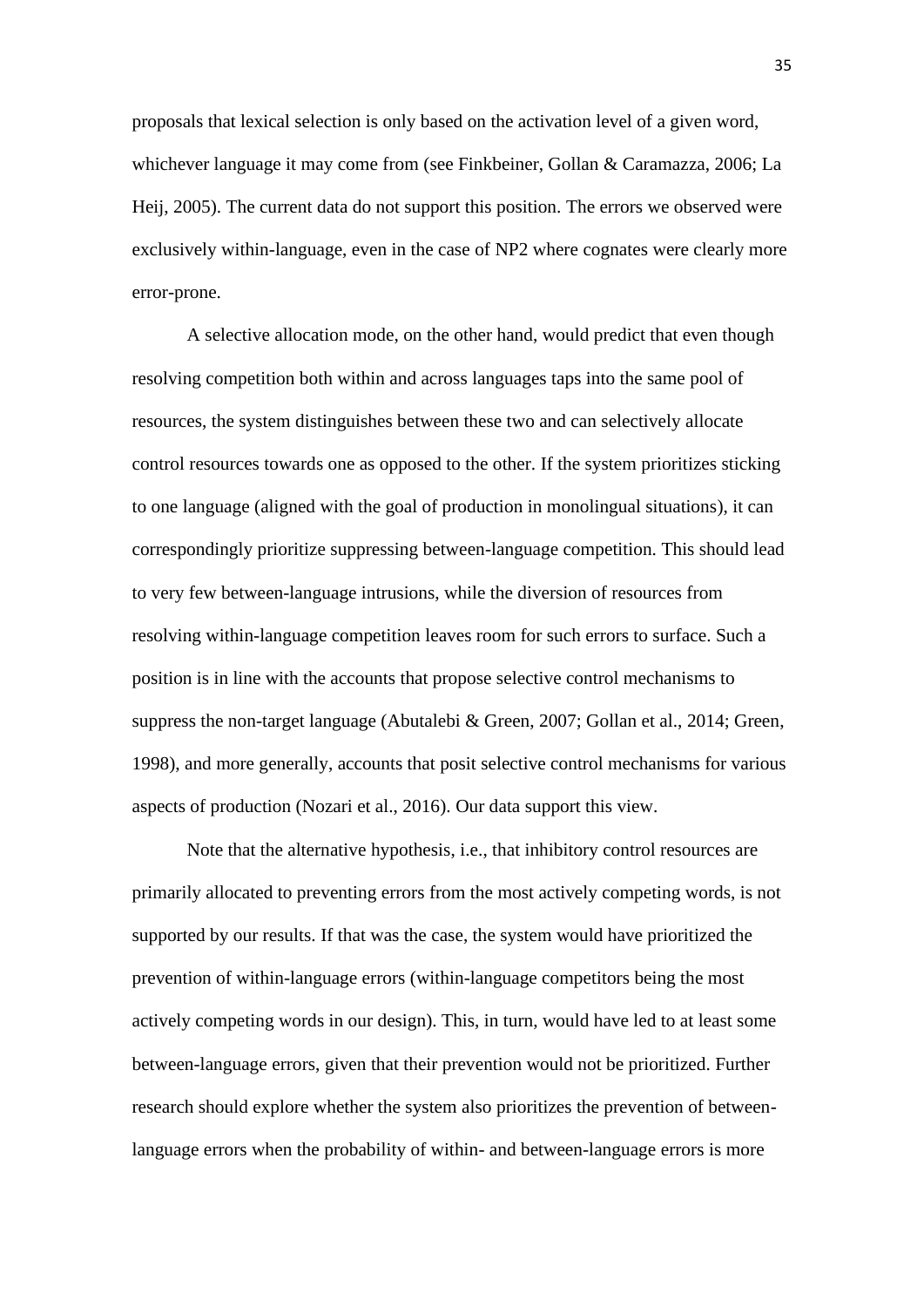proposals that lexical selection is only based on the activation level of a given word, whichever language it may come from (see Finkbeiner, Gollan & Caramazza, 2006; La Heij, 2005). The current data do not support this position. The errors we observed were exclusively within-language, even in the case of NP2 where cognates were clearly more error-prone.

A selective allocation mode, on the other hand, would predict that even though resolving competition both within and across languages taps into the same pool of resources, the system distinguishes between these two and can selectively allocate control resources towards one as opposed to the other. If the system prioritizes sticking to one language (aligned with the goal of production in monolingual situations), it can correspondingly prioritize suppressing between-language competition. This should lead to very few between-language intrusions, while the diversion of resources from resolving within-language competition leaves room for such errors to surface. Such a position is in line with the accounts that propose selective control mechanisms to suppress the non-target language (Abutalebi & Green, 2007; Gollan et al., 2014; Green, 1998), and more generally, accounts that posit selective control mechanisms for various aspects of production (Nozari et al., 2016). Our data support this view.

Note that the alternative hypothesis, i.e., that inhibitory control resources are primarily allocated to preventing errors from the most actively competing words, is not supported by our results. If that was the case, the system would have prioritized the prevention of within-language errors (within-language competitors being the most actively competing words in our design). This, in turn, would have led to at least some between-language errors, given that their prevention would not be prioritized. Further research should explore whether the system also prioritizes the prevention of between-language errors when the probability of within- and between-language errors is more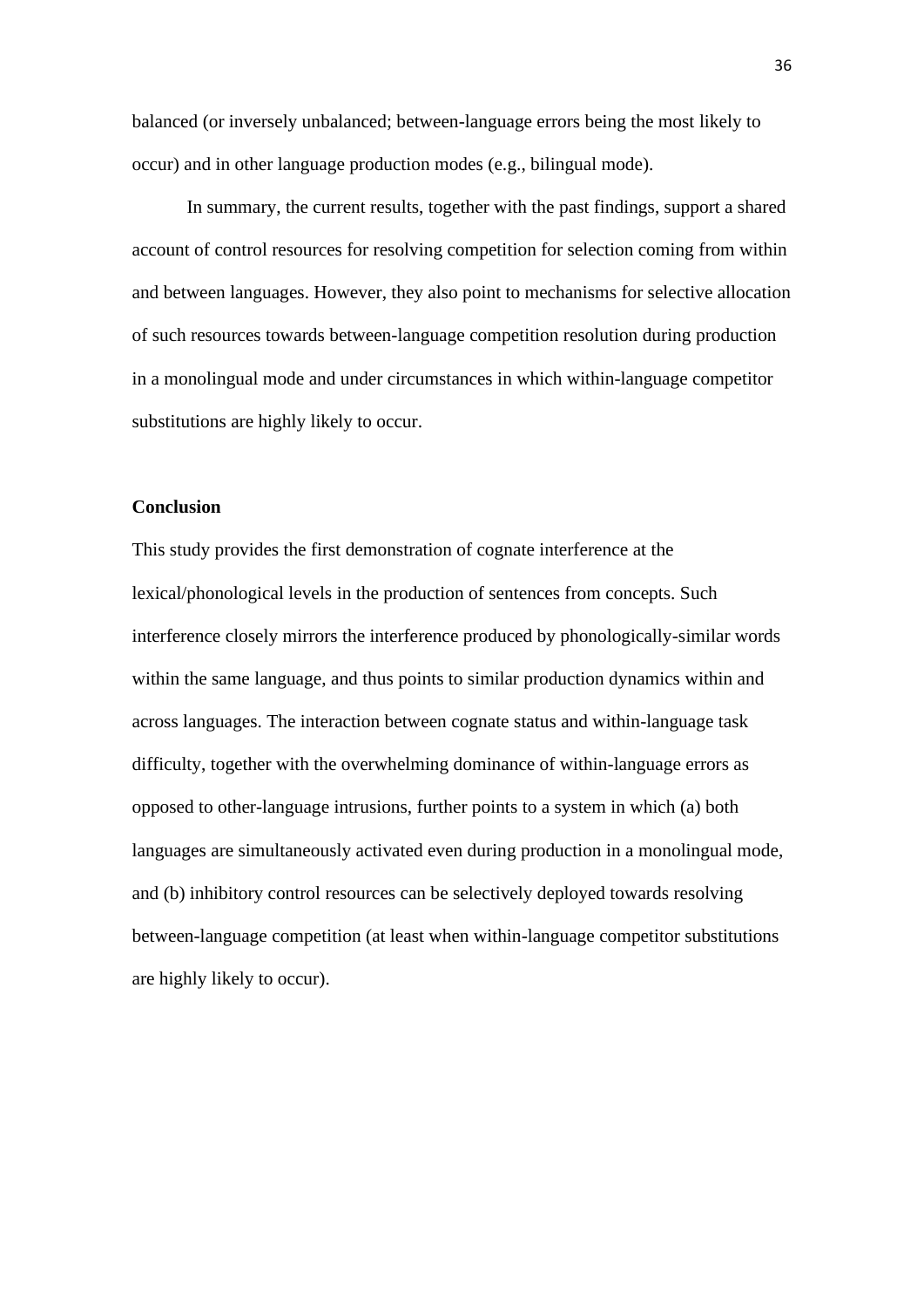balanced (or inversely unbalanced; between-language errors being the most likely to occur) and in other language production modes (e.g., bilingual mode).

In summary, the current results, together with the past findings, support a shared account of control resources for resolving competition for selection coming from within and between languages. However, they also point to mechanisms for selective allocation of such resources towards between-language competition resolution during production in a monolingual mode and under circumstances in which within-language competitor substitutions are highly likely to occur.

## Conclusion

This study provides the first demonstration of cognate interference at the lexical/phonological levels in the production of sentences from concepts. Such interference closely mirrors the interference produced by phonologically-similar words within the same language, and thus points to similar production dynamics within and across languages. The interaction between cognate status and within-language task difficulty, together with the overwhelming dominance of within-language errors as opposed to other-language intrusions, further points to a system in which (a) both languages are simultaneously activated even during production in a monolingual mode, and (b) inhibitory control resources can be selectively deployed towards resolving between-language competition (at least when within-language competitor substitutions are highly likely to occur).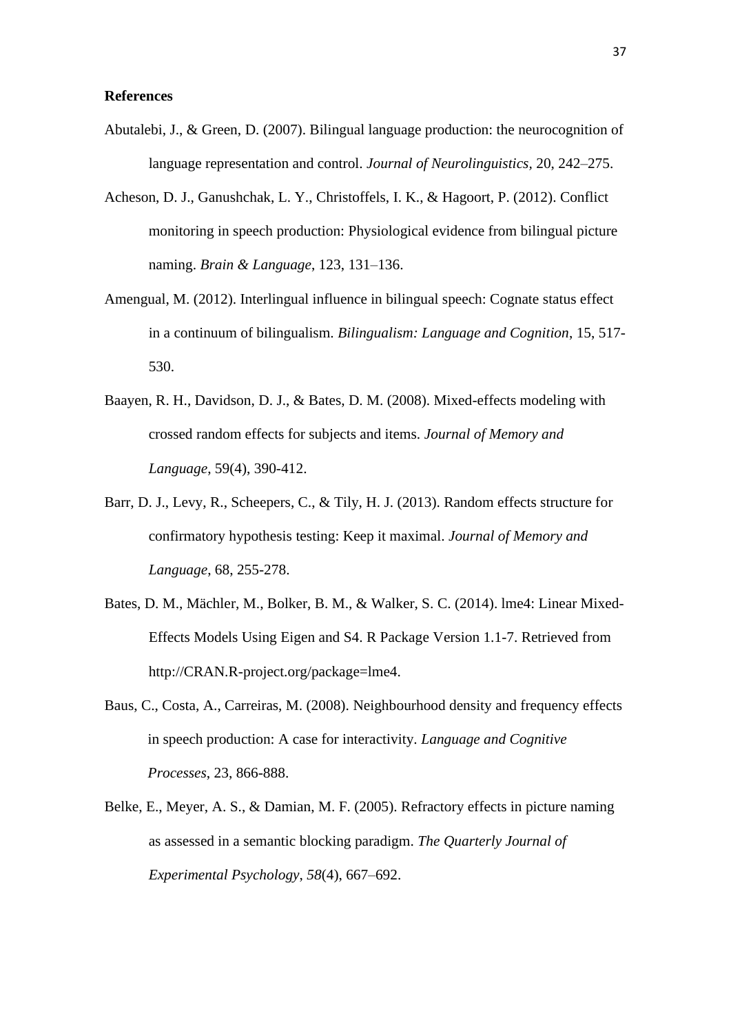**References**

Abutalebi, J., & Green, D. (2007). Bilingual language production: the neurocognition of language representation and control. *Journal of Neurolinguistics*, 20, 242–275.

Acheson, D. J., Ganushchak, L. Y., Christoffels, I. K., & Hagoort, P. (2012). Conflict monitoring in speech production: Physiological evidence from bilingual picture naming. *Brain & Language*, 123, 131–136.

Amengual, M. (2012). Interlingual influence in bilingual speech: Cognate status effect in a continuum of bilingualism. *Bilingualism: Language and Cognition*, 15, 517-530.

Baayen, R. H., Davidson, D. J., & Bates, D. M. (2008). Mixed-effects modeling with crossed random effects for subjects and items. *Journal of Memory and Language*, 59(4), 390-412.

Barr, D. J., Levy, R., Scheepers, C., & Tily, H. J. (2013). Random effects structure for confirmatory hypothesis testing: Keep it maximal. *Journal of Memory and Language*, 68, 255-278.

Bates, D. M., Mächler, M., Bolker, B. M., & Walker, S. C. (2014). lme4: Linear Mixed-Effects Models Using Eigen and S4. R Package Version 1.1-7. Retrieved from http://CRAN.R-project.org/package=lme4.

Baus, C., Costa, A., Carreiras, M. (2008). Neighbourhood density and frequency effects in speech production: A case for interactivity. *Language and Cognitive Processes*, 23, 866-888.

Belke, E., Meyer, A. S., & Damian, M. F. (2005). Refractory effects in picture naming as assessed in a semantic blocking paradigm. *The Quarterly Journal of Experimental Psychology*, *58*(4), 667–692.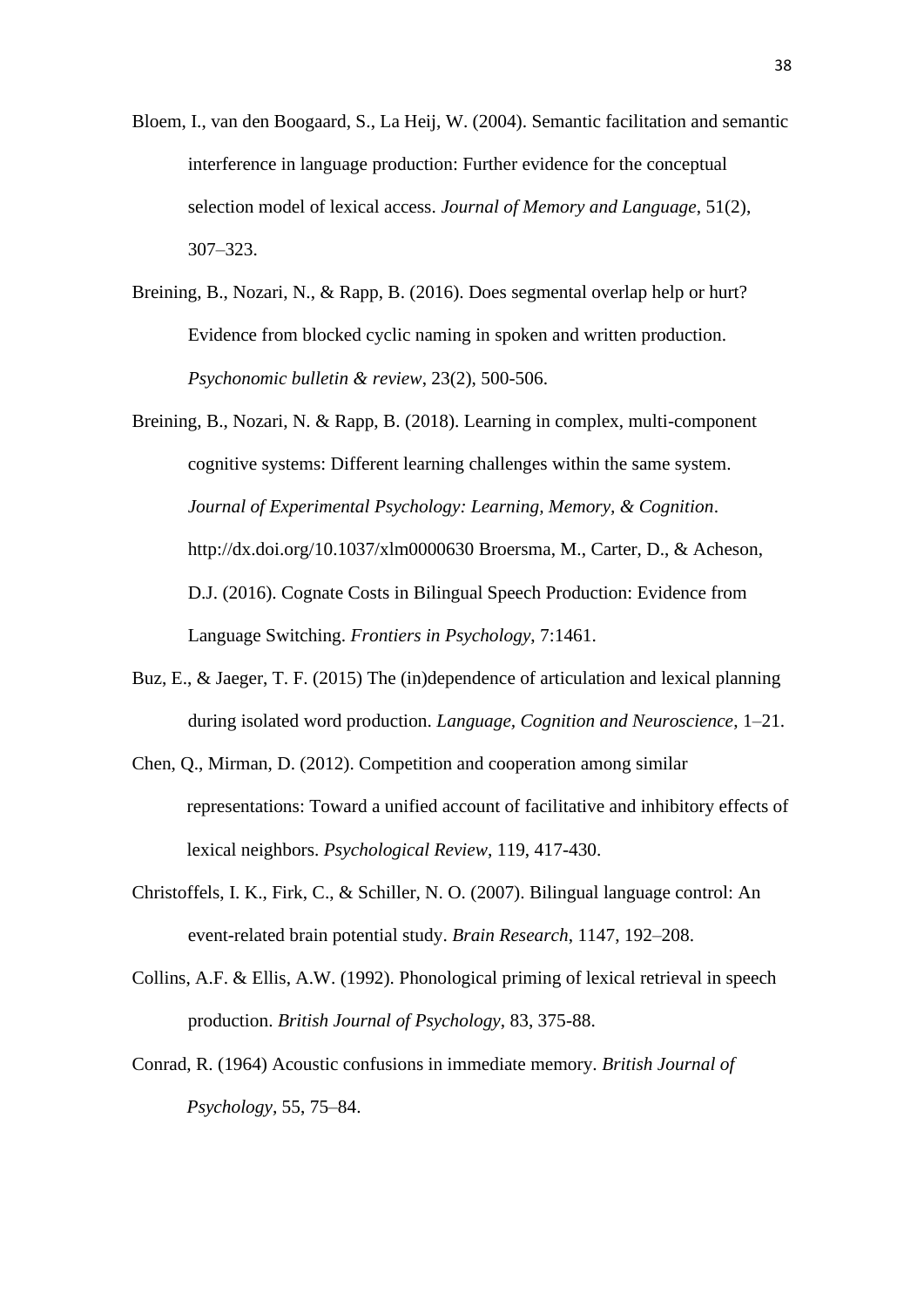Bloem, I., van den Boogaard, S., La Heij, W. (2004). Semantic facilitation and semantic interference in language production: Further evidence for the conceptual selection model of lexical access. *Journal of Memory and Language*, 51(2), 307–323.

Breining, B., Nozari, N., & Rapp, B. (2016). Does segmental overlap help or hurt? Evidence from blocked cyclic naming in spoken and written production. *Psychonomic bulletin & review*, 23(2), 500-506.

Breining, B., Nozari, N. & Rapp, B. (2018). Learning in complex, multi-component cognitive systems: Different learning challenges within the same system. *Journal of Experimental Psychology: Learning, Memory, & Cognition*. http://dx.doi.org/10.1037/xlm0000630 Broersma, M., Carter, D., & Acheson, D.J. (2016). Cognate Costs in Bilingual Speech Production: Evidence from Language Switching. *Frontiers in Psychology*, 7:1461.

Buz, E., & Jaeger, T. F. (2015) The (in)dependence of articulation and lexical planning during isolated word production. *Language, Cognition and Neuroscience*, 1–21.

Chen, Q., Mirman, D. (2012). Competition and cooperation among similar representations: Toward a unified account of facilitative and inhibitory effects of lexical neighbors. *Psychological Review*, 119, 417-430.

Christoffels, I. K., Firk, C., & Schiller, N. O. (2007). Bilingual language control: An event-related brain potential study. *Brain Research*, 1147, 192–208.

Collins, A.F. & Ellis, A.W. (1992). Phonological priming of lexical retrieval in speech production. *British Journal of Psychology*, 83, 375-88.

Conrad, R. (1964) Acoustic confusions in immediate memory. *British Journal of Psychology*, 55, 75–84.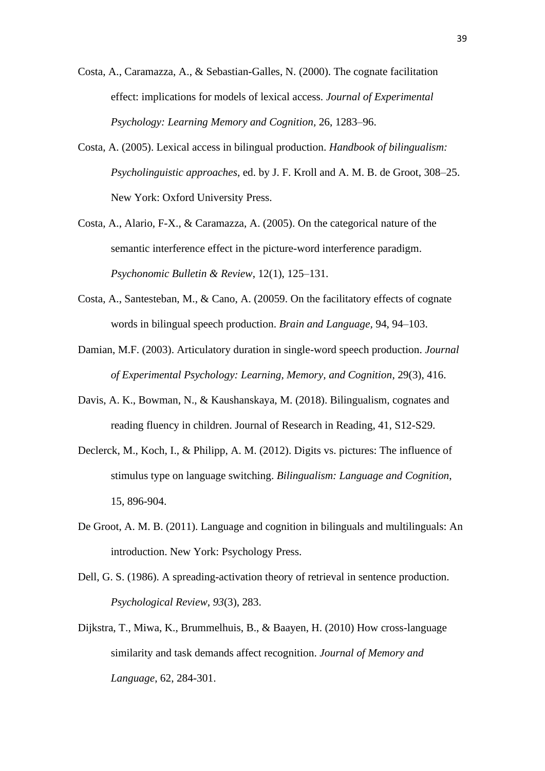Costa, A., Caramazza, A., & Sebastian-Galles, N. (2000). The cognate facilitation effect: implications for models of lexical access. *Journal of Experimental Psychology: Learning Memory and Cognition*, 26, 1283–96.

Costa, A. (2005). Lexical access in bilingual production. *Handbook of bilingualism: Psycholinguistic approaches*, ed. by J. F. Kroll and A. M. B. de Groot, 308–25. New York: Oxford University Press.

Costa, A., Alario, F-X., & Caramazza, A. (2005). On the categorical nature of the semantic interference effect in the picture-word interference paradigm. *Psychonomic Bulletin & Review*, 12(1), 125–131.

Costa, A., Santesteban, M., & Cano, A. (20059. On the facilitatory effects of cognate words in bilingual speech production. *Brain and Language*, 94, 94–103.

Damian, M.F. (2003). Articulatory duration in single-word speech production. *Journal of Experimental Psychology: Learning, Memory, and Cognition*, 29(3), 416.

Davis, A. K., Bowman, N., & Kaushanskaya, M. (2018). Bilingualism, cognates and reading fluency in children. Journal of Research in Reading, 41, S12-S29.

Declerck, M., Koch, I., & Philipp, A. M. (2012). Digits vs. pictures: The influence of stimulus type on language switching. *Bilingualism: Language and Cognition*, 15, 896-904.

De Groot, A. M. B. (2011). Language and cognition in bilinguals and multilinguals: An introduction. New York: Psychology Press.

Dell, G. S. (1986). A spreading-activation theory of retrieval in sentence production. *Psychological Review*, *93*(3), 283.

Dijkstra, T., Miwa, K., Brummelhuis, B., & Baayen, H. (2010) How cross-language similarity and task demands affect recognition. *Journal of Memory and Language*, 62, 284-301.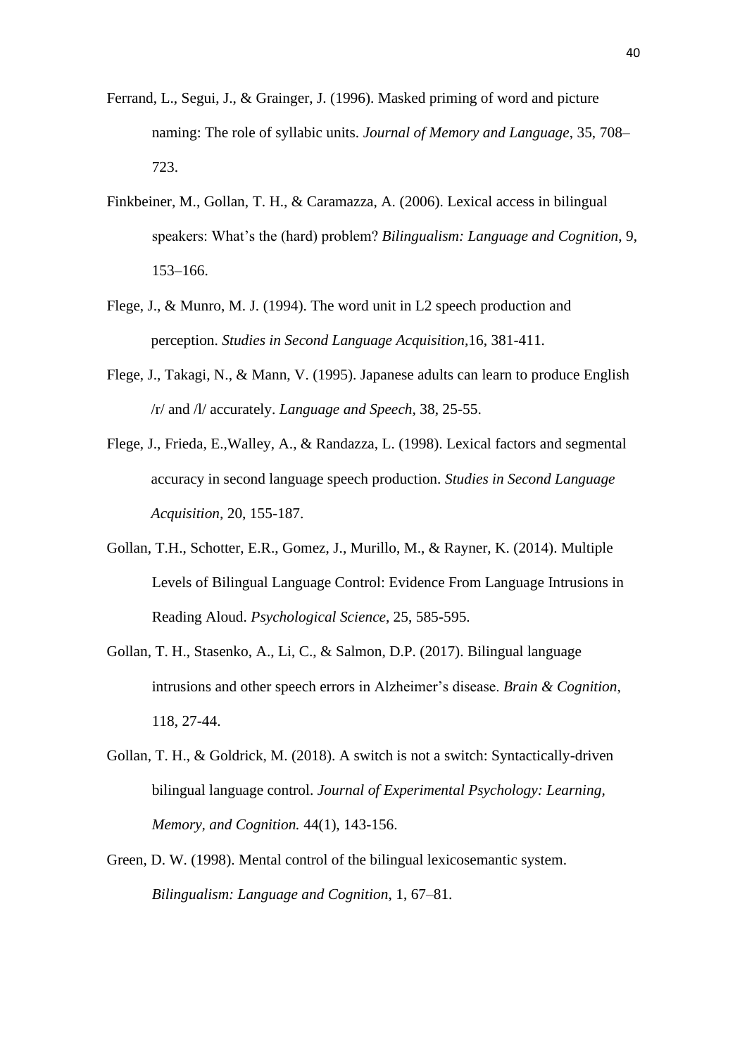Ferrand, L., Segui, J., & Grainger, J. (1996). Masked priming of word and picture naming: The role of syllabic units. *Journal of Memory and Language*, 35, 708–723.

Finkbeiner, M., Gollan, T. H., & Caramazza, A. (2006). Lexical access in bilingual speakers: What's the (hard) problem? *Bilingualism: Language and Cognition*, 9, 153–166.

Flege, J., & Munro, M. J. (1994). The word unit in L2 speech production and perception. *Studies in Second Language Acquisition*,16, 381-411.

Flege, J., Takagi, N., & Mann, V. (1995). Japanese adults can learn to produce English /r/ and /l/ accurately. *Language and Speech*, 38, 25-55.

Flege, J., Frieda, E.,Walley, A., & Randazza, L. (1998). Lexical factors and segmental accuracy in second language speech production. *Studies in Second Language Acquisition,* 20, 155-187.

Gollan, T.H., Schotter, E.R., Gomez, J., Murillo, M., & Rayner, K. (2014). Multiple Levels of Bilingual Language Control: Evidence From Language Intrusions in Reading Aloud. *Psychological Science*, 25, 585-595.

Gollan, T. H., Stasenko, A., Li, C., & Salmon, D.P. (2017). Bilingual language intrusions and other speech errors in Alzheimer's disease. *Brain & Cognition*, 118, 27-44.

Gollan, T. H., & Goldrick, M. (2018). A switch is not a switch: Syntactically-driven bilingual language control. *Journal of Experimental Psychology: Learning, Memory, and Cognition.* 44(1), 143-156.

Green, D. W. (1998). Mental control of the bilingual lexicosemantic system. *Bilingualism: Language and Cognition*, 1, 67–81.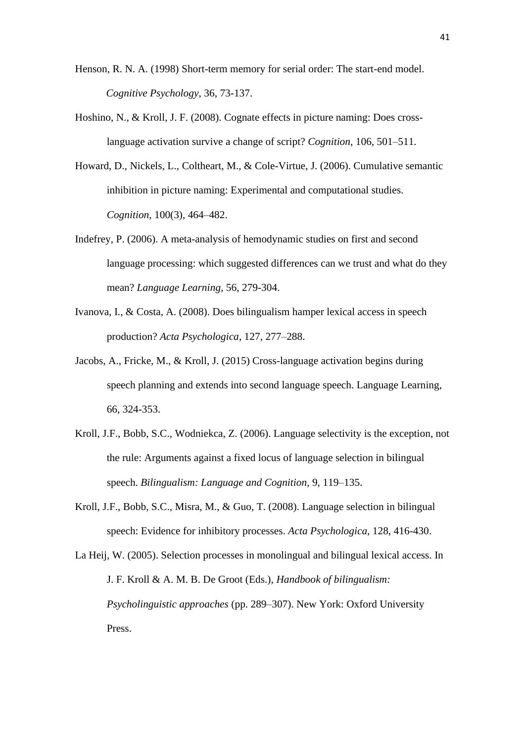Henson, R. N. A. (1998) Short-term memory for serial order: The start-end model. *Cognitive Psychology*, 36, 73-137.

Hoshino, N., & Kroll, J. F. (2008). Cognate effects in picture naming: Does cross-language activation survive a change of script? *Cognition*, 106, 501–511.

Howard, D., Nickels, L., Coltheart, M., & Cole-Virtue, J. (2006). Cumulative semantic inhibition in picture naming: Experimental and computational studies. *Cognition*, 100(3), 464–482.

Indefrey, P. (2006). A meta-analysis of hemodynamic studies on first and second language processing: which suggested differences can we trust and what do they mean? *Language Learning*, 56, 279-304.

Ivanova, I., & Costa, A. (2008). Does bilingualism hamper lexical access in speech production? *Acta Psychologica*, 127, 277–288.

Jacobs, A., Fricke, M., & Kroll, J. (2015) Cross-language activation begins during speech planning and extends into second language speech. Language Learning, 66, 324-353.

Kroll, J.F., Bobb, S.C., Wodniekca, Z. (2006). Language selectivity is the exception, not the rule: Arguments against a fixed locus of language selection in bilingual speech. *Bilingualism: Language and Cognition*, 9, 119–135.

Kroll, J.F., Bobb, S.C., Misra, M., & Guo, T. (2008). Language selection in bilingual speech: Evidence for inhibitory processes. *Acta Psychologica*, 128, 416-430.

La Heij, W. (2005). Selection processes in monolingual and bilingual lexical access. In J. F. Kroll & A. M. B. De Groot (Eds.), *Handbook of bilingualism: Psycholinguistic approaches* (pp. 289–307). New York: Oxford University Press.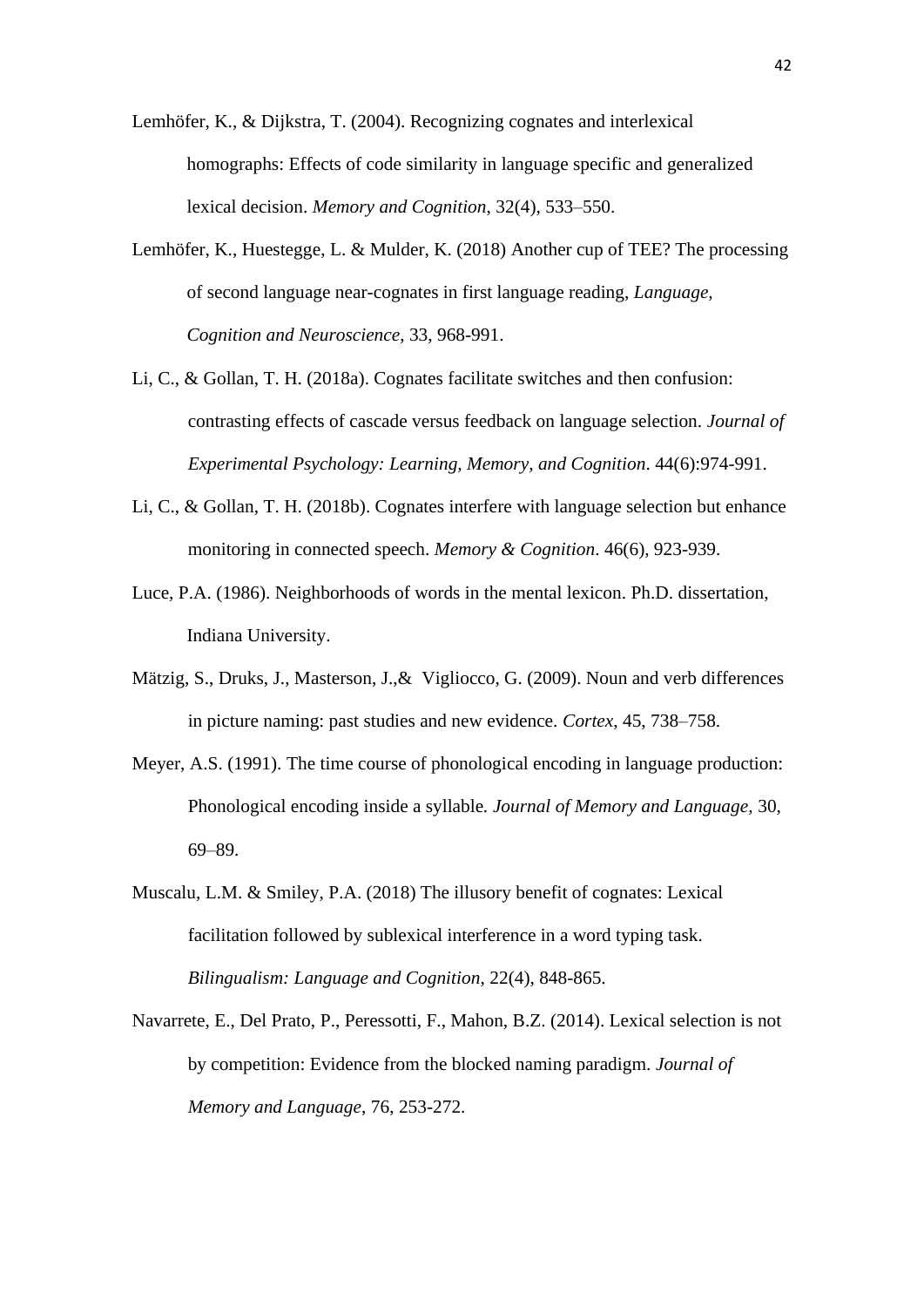Lemhöfer, K., & Dijkstra, T. (2004). Recognizing cognates and interlexical homographs: Effects of code similarity in language specific and generalized lexical decision. *Memory and Cognition*, 32(4), 533–550.

Lemhöfer, K., Huestegge, L. & Mulder, K. (2018) Another cup of TEE? The processing of second language near-cognates in first language reading, *Language, Cognition and Neuroscience*, 33, 968-991.

Li, C., & Gollan, T. H. (2018a). Cognates facilitate switches and then confusion: contrasting effects of cascade versus feedback on language selection. *Journal of Experimental Psychology: Learning, Memory, and Cognition*. 44(6):974-991.

Li, C., & Gollan, T. H. (2018b). Cognates interfere with language selection but enhance monitoring in connected speech. *Memory & Cognition*. 46(6), 923-939.

Luce, P.A. (1986). Neighborhoods of words in the mental lexicon. Ph.D. dissertation, Indiana University.

Mätzig, S., Druks, J., Masterson, J.,& Vigliocco, G. (2009). Noun and verb differences in picture naming: past studies and new evidence. *Cortex*, 45, 738–758.

Meyer, A.S. (1991). The time course of phonological encoding in language production: Phonological encoding inside a syllable. *Journal of Memory and Language*, 30, 69–89.

Muscalu, L.M. & Smiley, P.A. (2018) The illusory benefit of cognates: Lexical facilitation followed by sublexical interference in a word typing task. *Bilingualism: Language and Cognition*, 22(4), 848-865.

Navarrete, E., Del Prato, P., Peressotti, F., Mahon, B.Z. (2014). Lexical selection is not by competition: Evidence from the blocked naming paradigm. *Journal of Memory and Language*, 76, 253-272.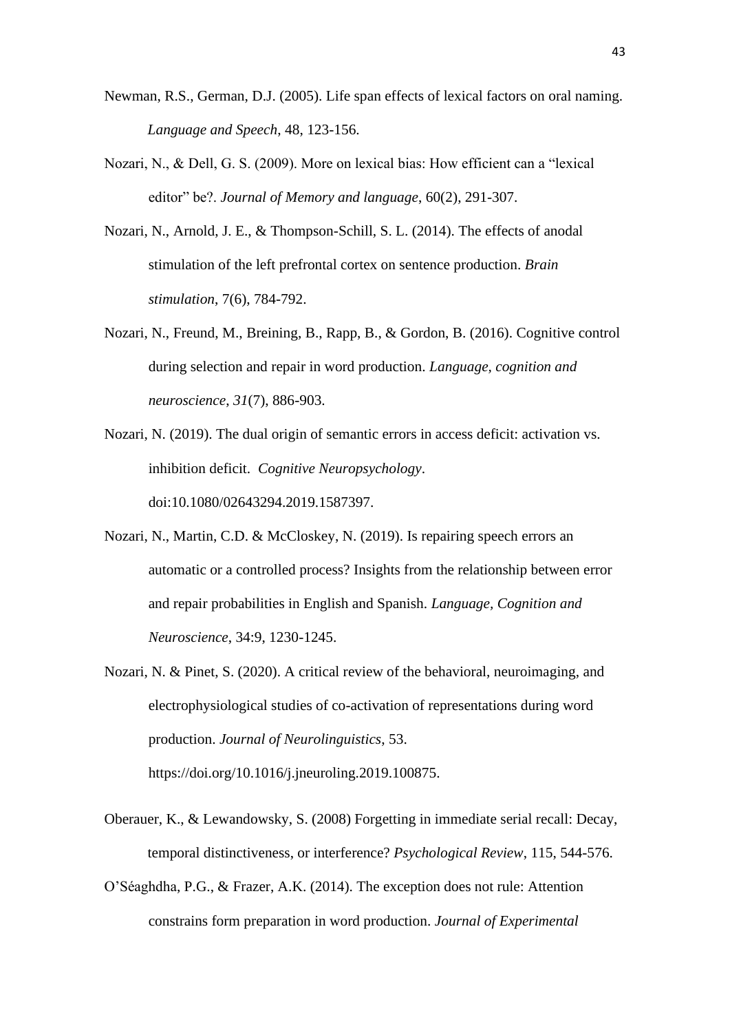Newman, R.S., German, D.J. (2005). Life span effects of lexical factors on oral naming. *Language and Speech*, 48, 123-156.

Nozari, N., & Dell, G. S. (2009). More on lexical bias: How efficient can a "lexical editor" be?. *Journal of Memory and language*, 60(2), 291-307.

Nozari, N., Arnold, J. E., & Thompson-Schill, S. L. (2014). The effects of anodal stimulation of the left prefrontal cortex on sentence production. *Brain stimulation*, 7(6), 784-792.

Nozari, N., Freund, M., Breining, B., Rapp, B., & Gordon, B. (2016). Cognitive control during selection and repair in word production. *Language, cognition and neuroscience*, *31*(7), 886-903.

Nozari, N. (2019). The dual origin of semantic errors in access deficit: activation vs. inhibition deficit. *Cognitive Neuropsychology*. doi:10.1080/02643294.2019.1587397.

Nozari, N., Martin, C.D. & McCloskey, N. (2019). Is repairing speech errors an automatic or a controlled process? Insights from the relationship between error and repair probabilities in English and Spanish. *Language, Cognition and Neuroscience*, 34:9, 1230-1245.

Nozari, N. & Pinet, S. (2020). A critical review of the behavioral, neuroimaging, and electrophysiological studies of co-activation of representations during word production. *Journal of Neurolinguistics*, 53. https://doi.org/10.1016/j.jneuroling.2019.100875.

Oberauer, K., & Lewandowsky, S. (2008) Forgetting in immediate serial recall: Decay, temporal distinctiveness, or interference? *Psychological Review*, 115, 544-576.

O'Séaghdha, P.G., & Frazer, A.K. (2014). The exception does not rule: Attention constrains form preparation in word production. *Journal of Experimental*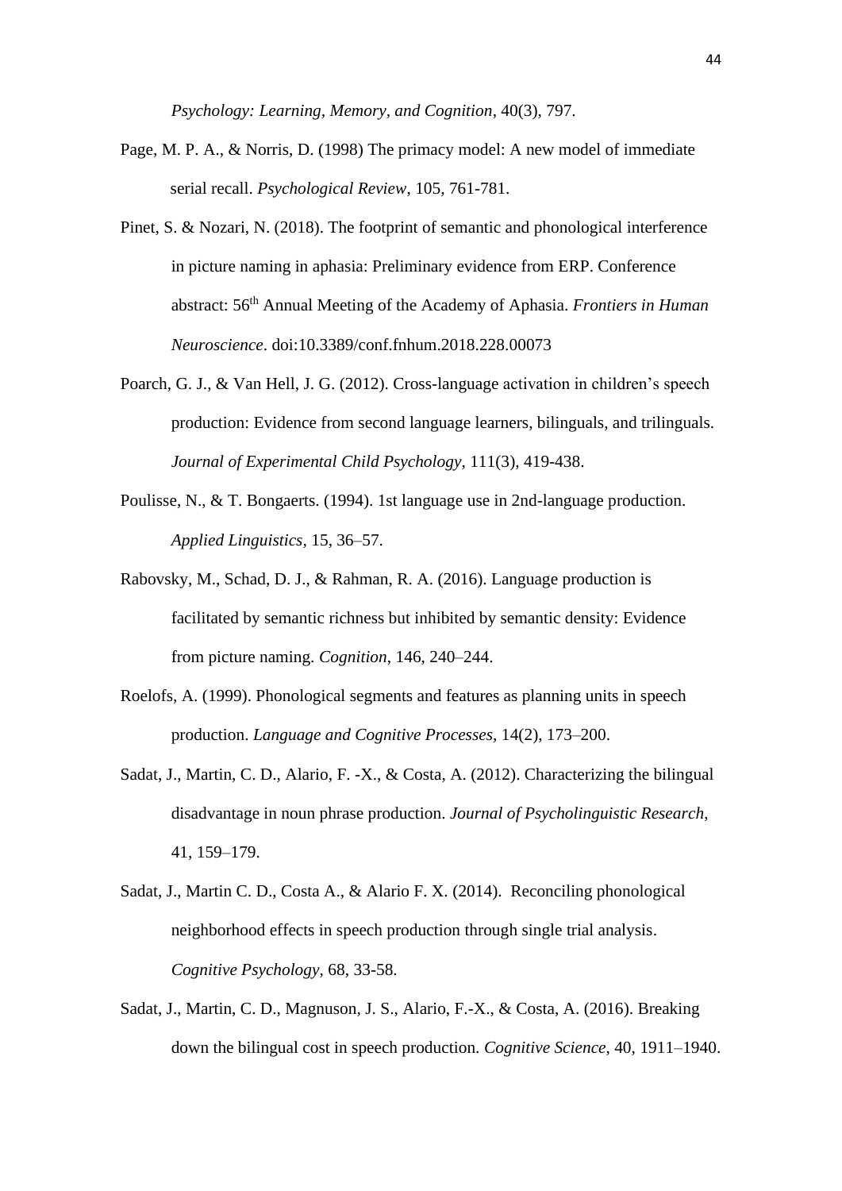*Psychology: Learning, Memory, and Cognition*, 40(3), 797.

Page, M. P. A., & Norris, D. (1998) The primacy model: A new model of immediate serial recall. *Psychological Review*, 105, 761-781.

Pinet, S. & Nozari, N. (2018). The footprint of semantic and phonological interference in picture naming in aphasia: Preliminary evidence from ERP. Conference abstract: 56th Annual Meeting of the Academy of Aphasia. *Frontiers in Human Neuroscience*. doi:10.3389/conf.fnhum.2018.228.00073

Poarch, G. J., & Van Hell, J. G. (2012). Cross-language activation in children's speech production: Evidence from second language learners, bilinguals, and trilinguals. *Journal of Experimental Child Psychology*, 111(3), 419-438.

Poulisse, N., & T. Bongaerts. (1994). 1st language use in 2nd-language production. *Applied Linguistics*, 15, 36–57.

Rabovsky, M., Schad, D. J., & Rahman, R. A. (2016). Language production is facilitated by semantic richness but inhibited by semantic density: Evidence from picture naming. *Cognition*, 146, 240–244.

Roelofs, A. (1999). Phonological segments and features as planning units in speech production. *Language and Cognitive Processes*, 14(2), 173–200.

Sadat, J., Martin, C. D., Alario, F. -X., & Costa, A. (2012). Characterizing the bilingual disadvantage in noun phrase production. *Journal of Psycholinguistic Research*, 41, 159–179.

Sadat, J., Martin C. D., Costa A., & Alario F. X. (2014). Reconciling phonological neighborhood effects in speech production through single trial analysis. *Cognitive Psychology*, 68, 33-58.

Sadat, J., Martin, C. D., Magnuson, J. S., Alario, F.-X., & Costa, A. (2016). Breaking down the bilingual cost in speech production. *Cognitive Science*, 40, 1911–1940.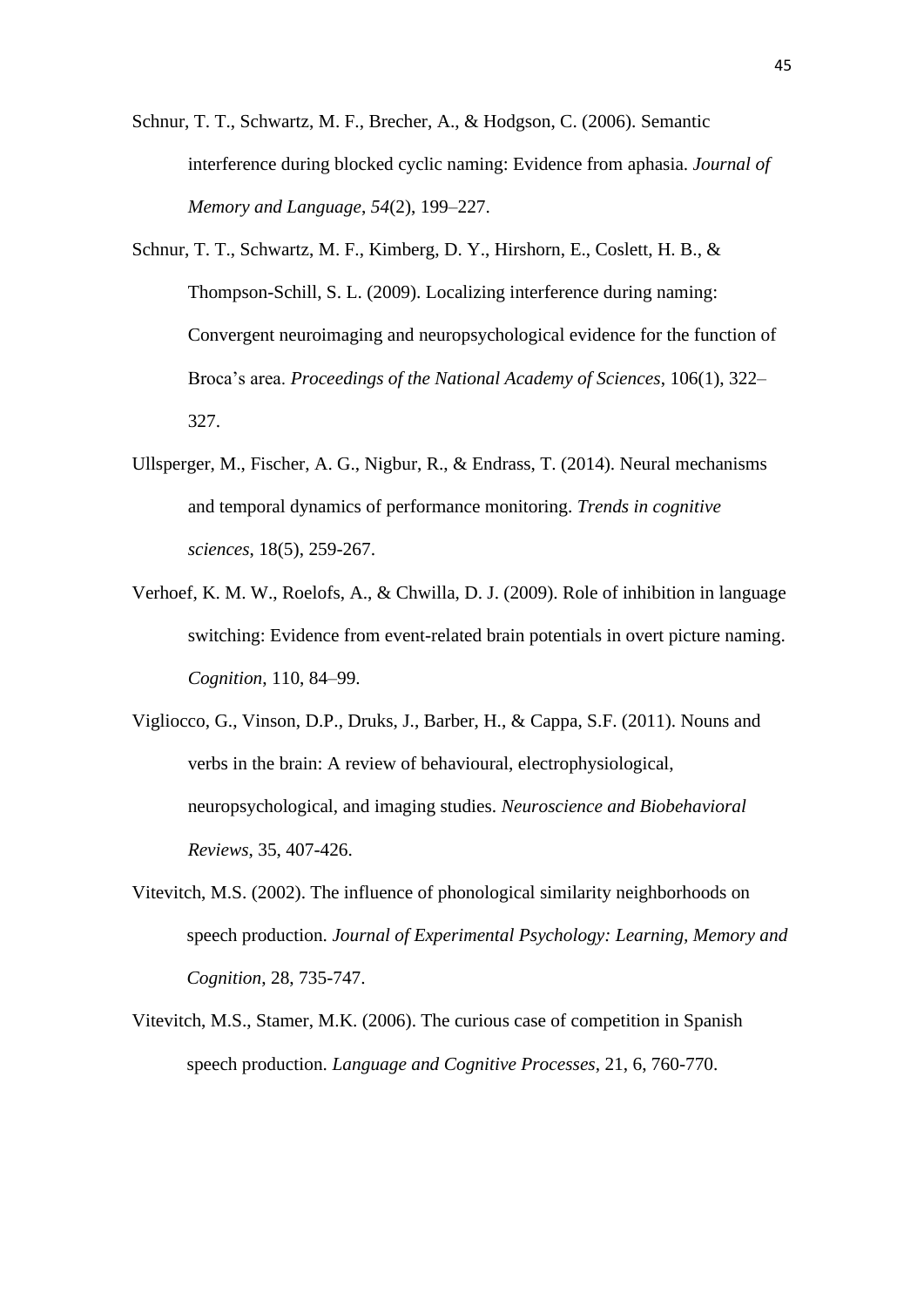Schnur, T. T., Schwartz, M. F., Brecher, A., & Hodgson, C. (2006). Semantic interference during blocked cyclic naming: Evidence from aphasia. *Journal of Memory and Language*, *54*(2), 199–227.

Schnur, T. T., Schwartz, M. F., Kimberg, D. Y., Hirshorn, E., Coslett, H. B., & Thompson-Schill, S. L. (2009). Localizing interference during naming: Convergent neuroimaging and neuropsychological evidence for the function of Broca's area. *Proceedings of the National Academy of Sciences*, 106(1), 322–327.

Ullsperger, M., Fischer, A. G., Nigbur, R., & Endrass, T. (2014). Neural mechanisms and temporal dynamics of performance monitoring. *Trends in cognitive sciences*, 18(5), 259-267.

Verhoef, K. M. W., Roelofs, A., & Chwilla, D. J. (2009). Role of inhibition in language switching: Evidence from event-related brain potentials in overt picture naming. *Cognition*, 110, 84–99.

Vigliocco, G., Vinson, D.P., Druks, J., Barber, H., & Cappa, S.F. (2011). Nouns and verbs in the brain: A review of behavioural, electrophysiological, neuropsychological, and imaging studies. *Neuroscience and Biobehavioral Reviews*, 35, 407-426.

Vitevitch, M.S. (2002). The influence of phonological similarity neighborhoods on speech production. *Journal of Experimental Psychology: Learning, Memory and Cognition*, 28, 735-747.

Vitevitch, M.S., Stamer, M.K. (2006). The curious case of competition in Spanish speech production. *Language and Cognitive Processes*, 21, 6, 760-770.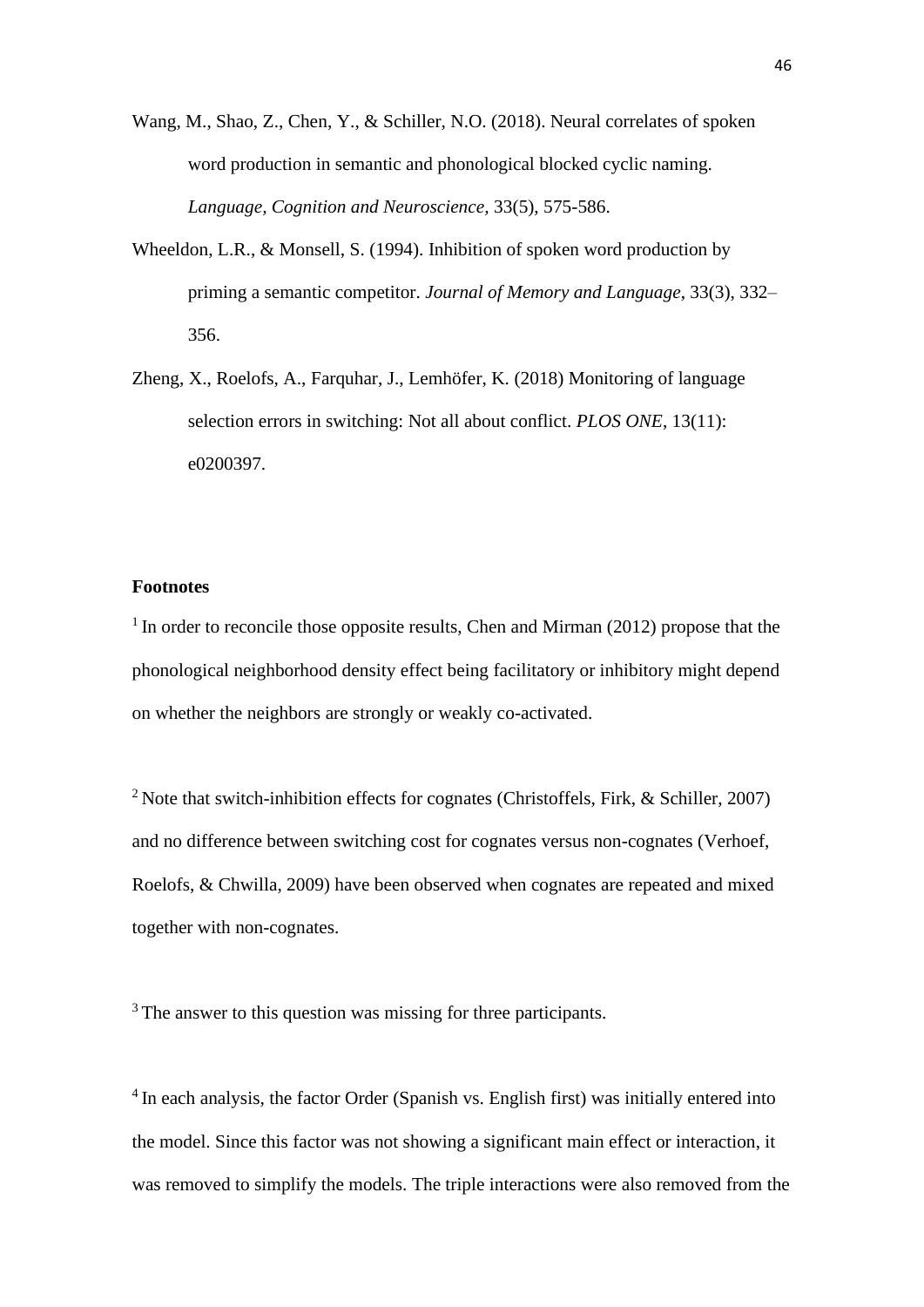Wang, M., Shao, Z., Chen, Y., & Schiller, N.O. (2018). Neural correlates of spoken word production in semantic and phonological blocked cyclic naming. *Language, Cognition and Neuroscience*, 33(5), 575-586.

Wheeldon, L.R., & Monsell, S. (1994). Inhibition of spoken word production by priming a semantic competitor. *Journal of Memory and Language*, 33(3), 332–356.

Zheng, X., Roelofs, A., Farquhar, J., Lemhöfer, K. (2018) Monitoring of language selection errors in switching: Not all about conflict. *PLOS ONE*, 13(11): e0200397.

**Footnotes**

[1] In order to reconcile those opposite results, Chen and Mirman (2012) propose that the phonological neighborhood density effect being facilitatory or inhibitory might depend on whether the neighbors are strongly or weakly co-activated.

[2] Note that switch-inhibition effects for cognates (Christoffels, Firk, & Schiller, 2007) and no difference between switching cost for cognates versus non-cognates (Verhoef, Roelofs, & Chwilla, 2009) have been observed when cognates are repeated and mixed together with non-cognates.

[3] The answer to this question was missing for three participants.

[4] In each analysis, the factor Order (Spanish vs. English first) was initially entered into the model. Since this factor was not showing a significant main effect or interaction, it was removed to simplify the models. The triple interactions were also removed from the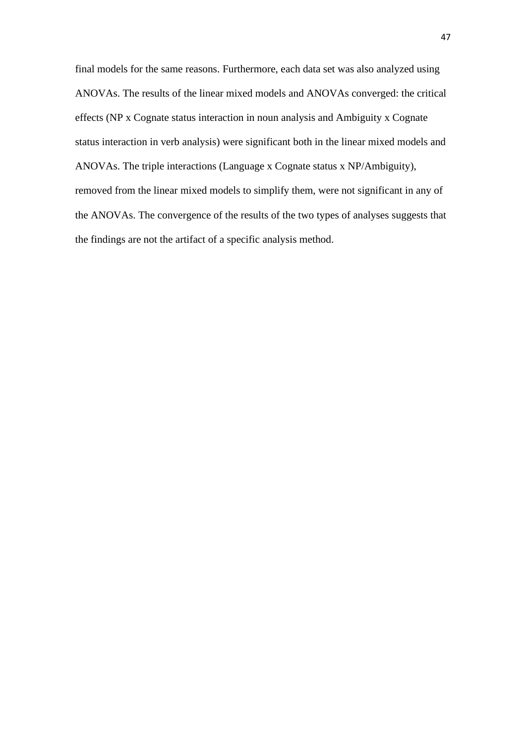final models for the same reasons. Furthermore, each data set was also analyzed using ANOVAs. The results of the linear mixed models and ANOVAs converged: the critical effects (NP x Cognate status interaction in noun analysis and Ambiguity x Cognate status interaction in verb analysis) were significant both in the linear mixed models and ANOVAs. The triple interactions (Language x Cognate status x NP/Ambiguity), removed from the linear mixed models to simplify them, were not significant in any of the ANOVAs. The convergence of the results of the two types of analyses suggests that the findings are not the artifact of a specific analysis method.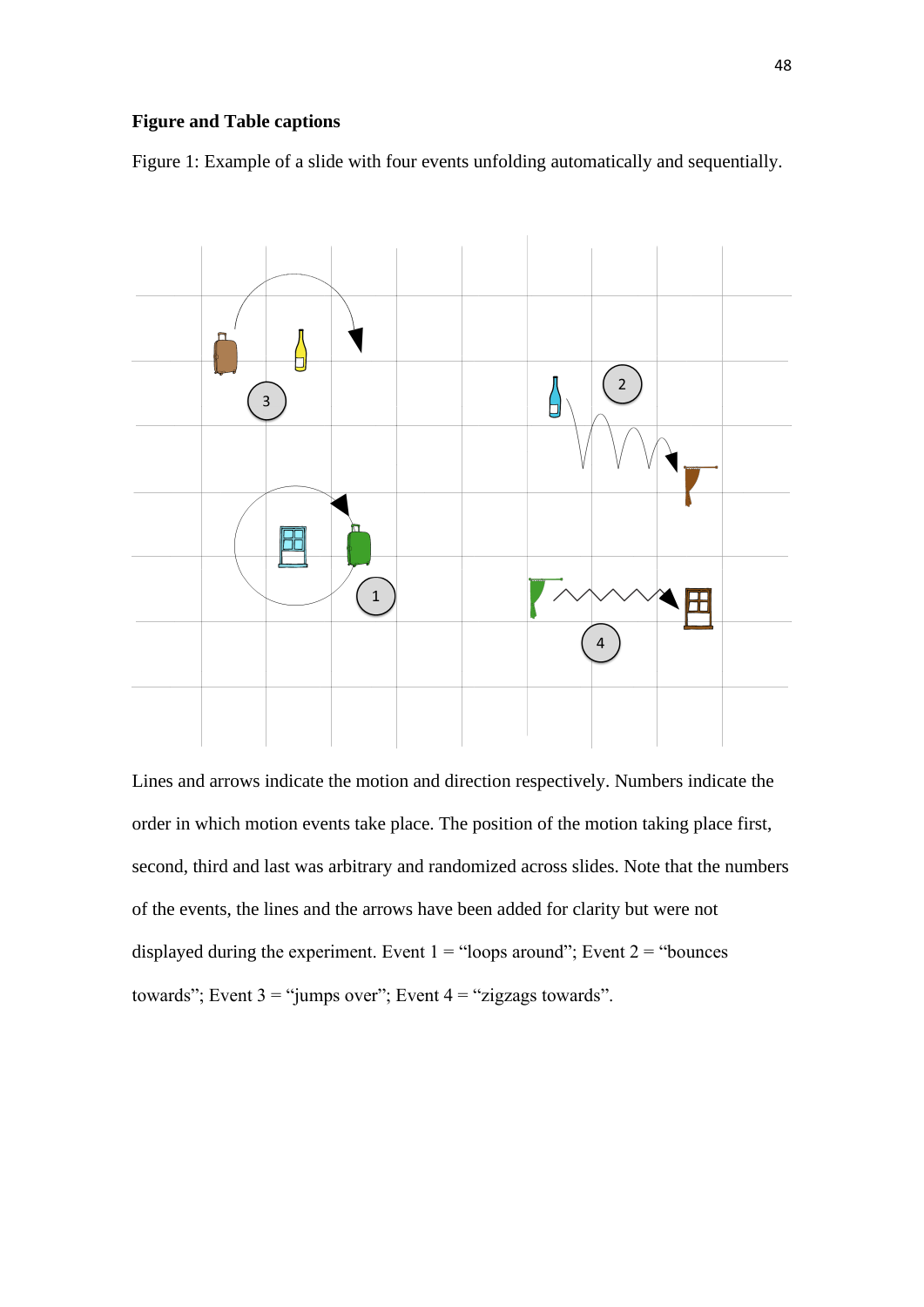**Figure and Table captions**

Figure 1: Example of a slide with four events unfolding automatically and sequentially.

Lines and arrows indicate the motion and direction respectively. Numbers indicate the order in which motion events take place. The position of the motion taking place first, second, third and last was arbitrary and randomized across slides. Note that the numbers of the events, the lines and the arrows have been added for clarity but were not displayed during the experiment. Event 1 = "loops around"; Event 2 = "bounces towards"; Event 3 = "jumps over"; Event 4 = "zigzags towards".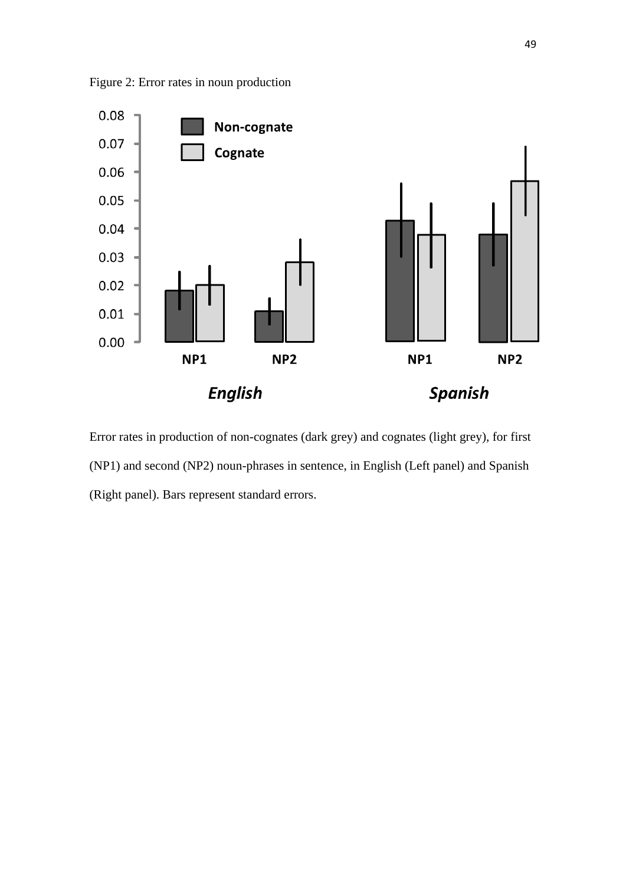Figure 2: Error rates in noun production

Error rates in production of non-cognates (dark grey) and cognates (light grey), for first (NP1) and second (NP2) noun-phrases in sentence, in English (Left panel) and Spanish (Right panel). Bars represent standard errors.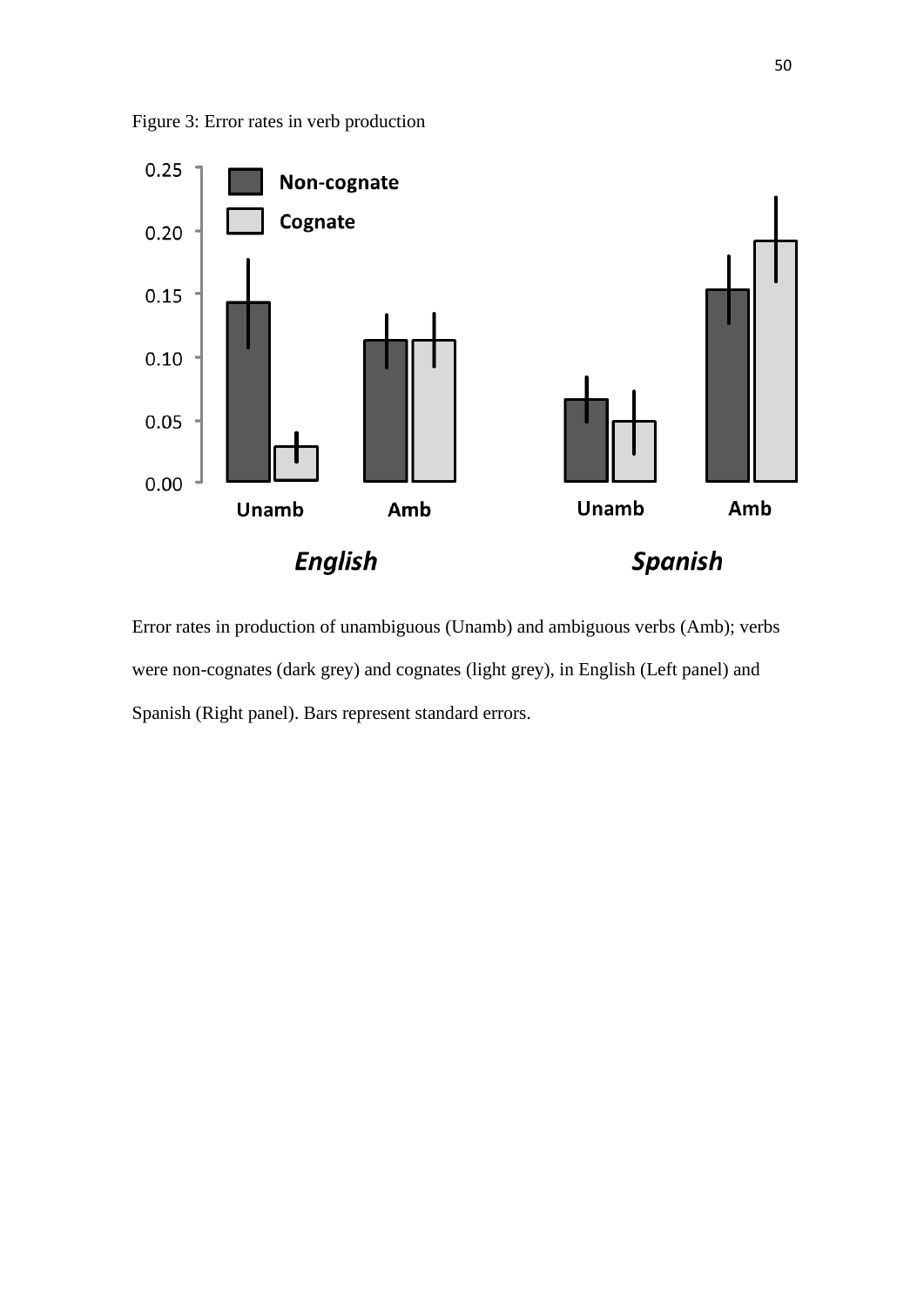Figure 3: Error rates in verb production

Error rates in production of unambiguous (Unamb) and ambiguous verbs (Amb); verbs were non-cognates (dark grey) and cognates (light grey), in English (Left panel) and Spanish (Right panel). Bars represent standard errors.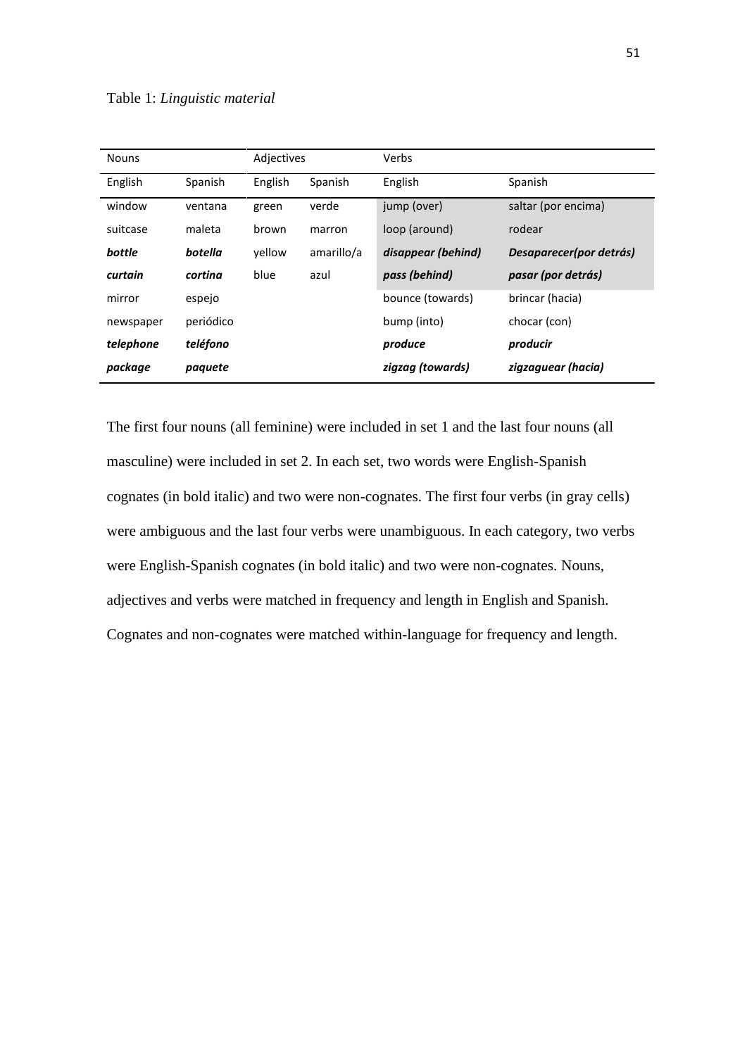Table 1: *Linguistic material*

| Nouns | | Adjectives | | Verbs | |
|---|---|---|---|---|---|
| English | Spanish | English | Spanish | English | Spanish |
| window | ventana | green | verde | jump (over) | saltar (por encima) |
| suitcase | maleta | brown | marron | loop (around) | rodear |
| ***bottle*** | ***botella*** | yellow | amarillo/a | ***disappear (behind)*** | ***Desaparecer(por detrás)*** |
| ***curtain*** | ***cortina*** | blue | azul | ***pass (behind)*** | ***pasar (por detrás)*** |
| mirror | espejo | | | bounce (towards) | brincar (hacia) |
| newspaper | periódico | | | bump (into) | chocar (con) |
| ***telephone*** | ***teléfono*** | | | ***produce*** | ***producir*** |
| ***package*** | ***paquete*** | | | ***zigzag (towards)*** | ***zigzaguear (hacia)*** |

The first four nouns (all feminine) were included in set 1 and the last four nouns (all masculine) were included in set 2. In each set, two words were English-Spanish cognates (in bold italic) and two were non-cognates. The first four verbs (in gray cells) were ambiguous and the last four verbs were unambiguous. In each category, two verbs were English-Spanish cognates (in bold italic) and two were non-cognates. Nouns, adjectives and verbs were matched in frequency and length in English and Spanish. Cognates and non-cognates were matched within-language for frequency and length.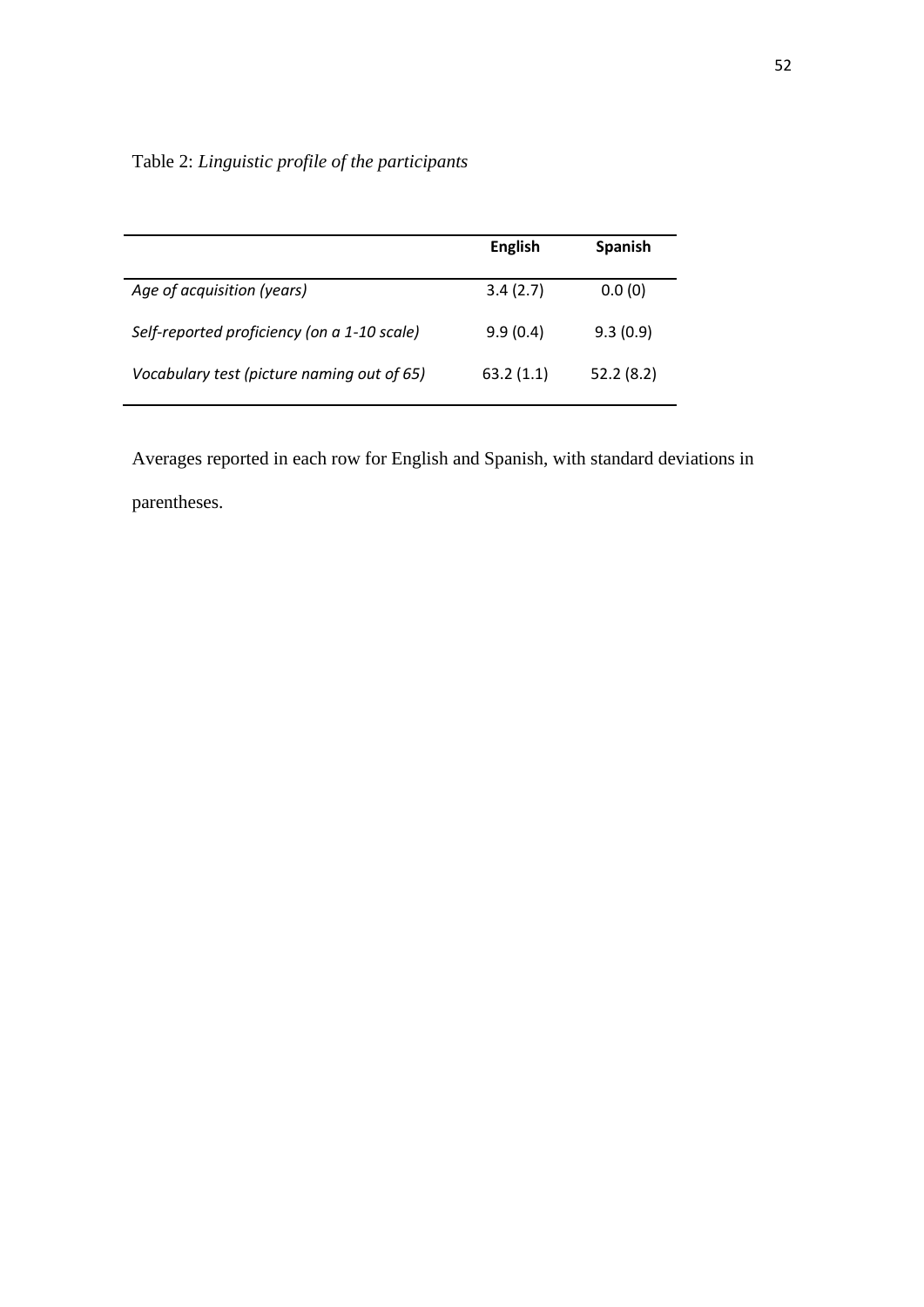Table 2: *Linguistic profile of the participants*

| | **English** | **Spanish** |
|---|---|---|
| *Age of acquisition (years)* | 3.4 (2.7) | 0.0 (0) |
| *Self-reported proficiency (on a 1-10 scale)* | 9.9 (0.4) | 9.3 (0.9) |
| *Vocabulary test (picture naming out of 65)* | 63.2 (1.1) | 52.2 (8.2) |

Averages reported in each row for English and Spanish, with standard deviations in parentheses.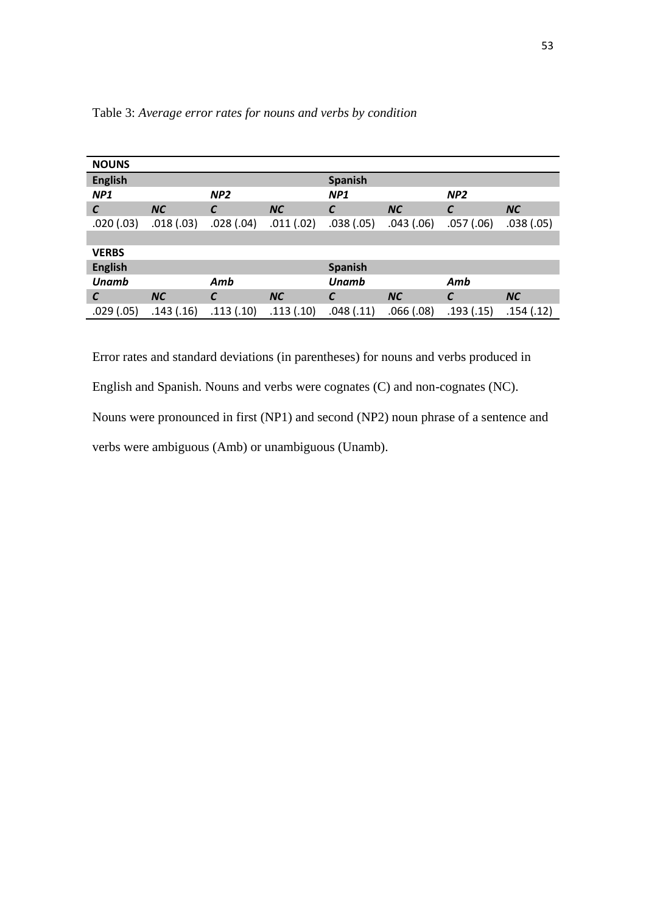Table 3: *Average error rates for nouns and verbs by condition*

| **NOUNS** | | | | | | | |
|---|---|---|---|---|---|---|---|
| **English** | | | | **Spanish** | | | |
| ***NP1*** | | ***NP2*** | | ***NP1*** | | ***NP2*** | |
| ***C*** | ***NC*** | ***C*** | ***NC*** | ***C*** | ***NC*** | ***C*** | ***NC*** |
| .020 (.03) | .018 (.03) | .028 (.04) | .011 (.02) | .038 (.05) | .043 (.06) | .057 (.06) | .038 (.05) |
| | | | | | | | |
| **VERBS** | | | | | | | |
| **English** | | | | **Spanish** | | | |
| ***Unamb*** | | ***Amb*** | | ***Unamb*** | | ***Amb*** | |
| ***C*** | ***NC*** | ***C*** | ***NC*** | ***C*** | ***NC*** | ***C*** | ***NC*** |
| .029 (.05) | .143 (.16) | .113 (.10) | .113 (.10) | .048 (.11) | .066 (.08) | .193 (.15) | .154 (.12) |

Error rates and standard deviations (in parentheses) for nouns and verbs produced in English and Spanish. Nouns and verbs were cognates (C) and non-cognates (NC). Nouns were pronounced in first (NP1) and second (NP2) noun phrase of a sentence and verbs were ambiguous (Amb) or unambiguous (Unamb).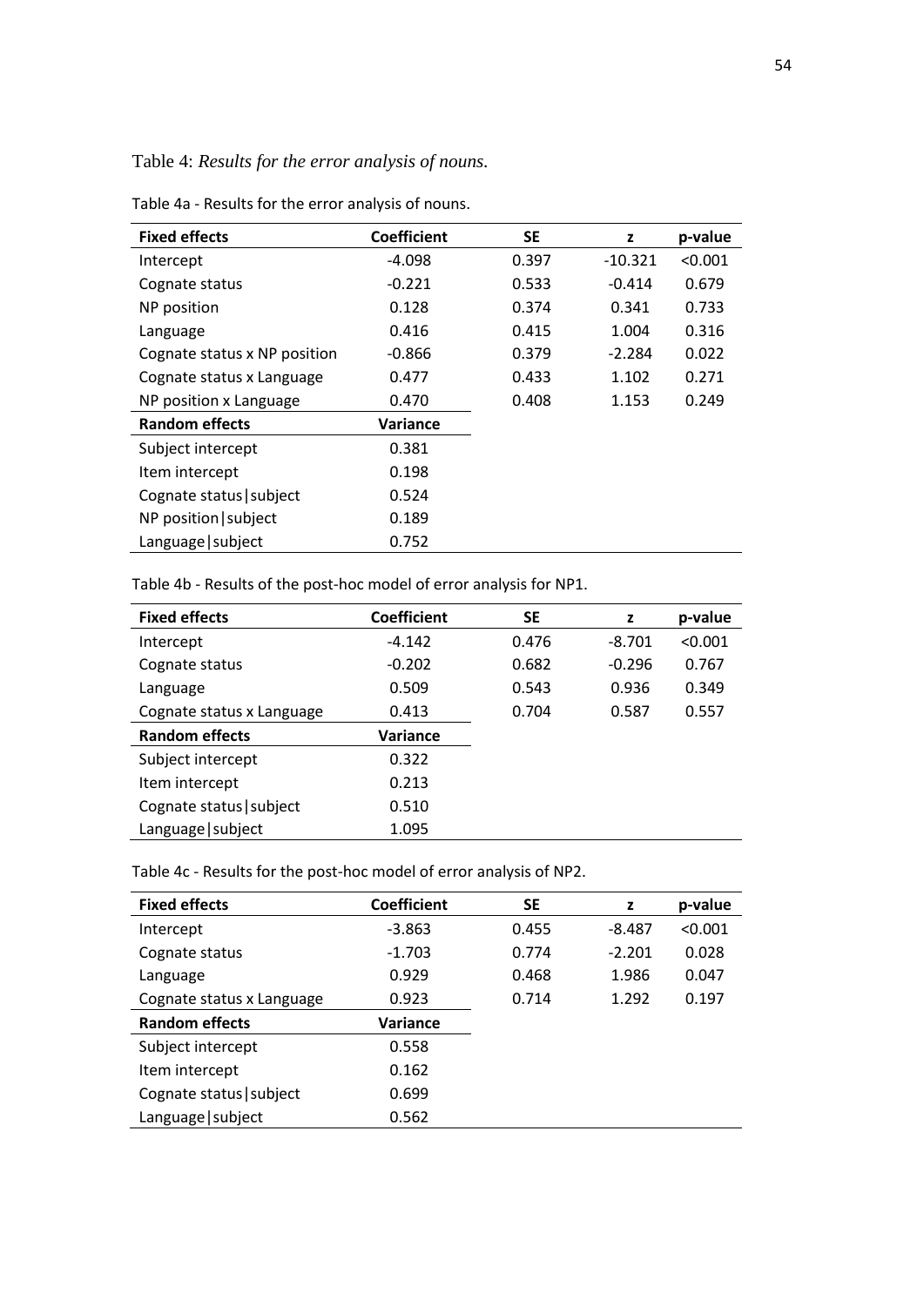Table 4: *Results for the error analysis of nouns.*

Table 4a - Results for the error analysis of nouns.

| Fixed effects | Coefficient | SE | z | p-value |
|---|---|---|---|---|
| Intercept | -4.098 | 0.397 | -10.321 | <0.001 |
| Cognate status | -0.221 | 0.533 | -0.414 | 0.679 |
| NP position | 0.128 | 0.374 | 0.341 | 0.733 |
| Language | 0.416 | 0.415 | 1.004 | 0.316 |
| Cognate status x NP position | -0.866 | 0.379 | -2.284 | 0.022 |
| Cognate status x Language | 0.477 | 0.433 | 1.102 | 0.271 |
| NP position x Language | 0.470 | 0.408 | 1.153 | 0.249 |
| **Random effects** | **Variance** | | | |
| Subject intercept | 0.381 | | | |
| Item intercept | 0.198 | | | |
| Cognate status\|subject | 0.524 | | | |
| NP position\|subject | 0.189 | | | |
| Language\|subject | 0.752 | | | |

Table 4b - Results of the post-hoc model of error analysis for NP1.

| Fixed effects | Coefficient | SE | z | p-value |
|---|---|---|---|---|
| Intercept | -4.142 | 0.476 | -8.701 | <0.001 |
| Cognate status | -0.202 | 0.682 | -0.296 | 0.767 |
| Language | 0.509 | 0.543 | 0.936 | 0.349 |
| Cognate status x Language | 0.413 | 0.704 | 0.587 | 0.557 |
| **Random effects** | **Variance** | | | |
| Subject intercept | 0.322 | | | |
| Item intercept | 0.213 | | | |
| Cognate status\|subject | 0.510 | | | |
| Language\|subject | 1.095 | | | |

Table 4c - Results for the post-hoc model of error analysis of NP2.

| Fixed effects | Coefficient | SE | z | p-value |
|---|---|---|---|---|
| Intercept | -3.863 | 0.455 | -8.487 | <0.001 |
| Cognate status | -1.703 | 0.774 | -2.201 | 0.028 |
| Language | 0.929 | 0.468 | 1.986 | 0.047 |
| Cognate status x Language | 0.923 | 0.714 | 1.292 | 0.197 |
| **Random effects** | **Variance** | | | |
| Subject intercept | 0.558 | | | |
| Item intercept | 0.162 | | | |
| Cognate status\|subject | 0.699 | | | |
| Language\|subject | 0.562 | | | |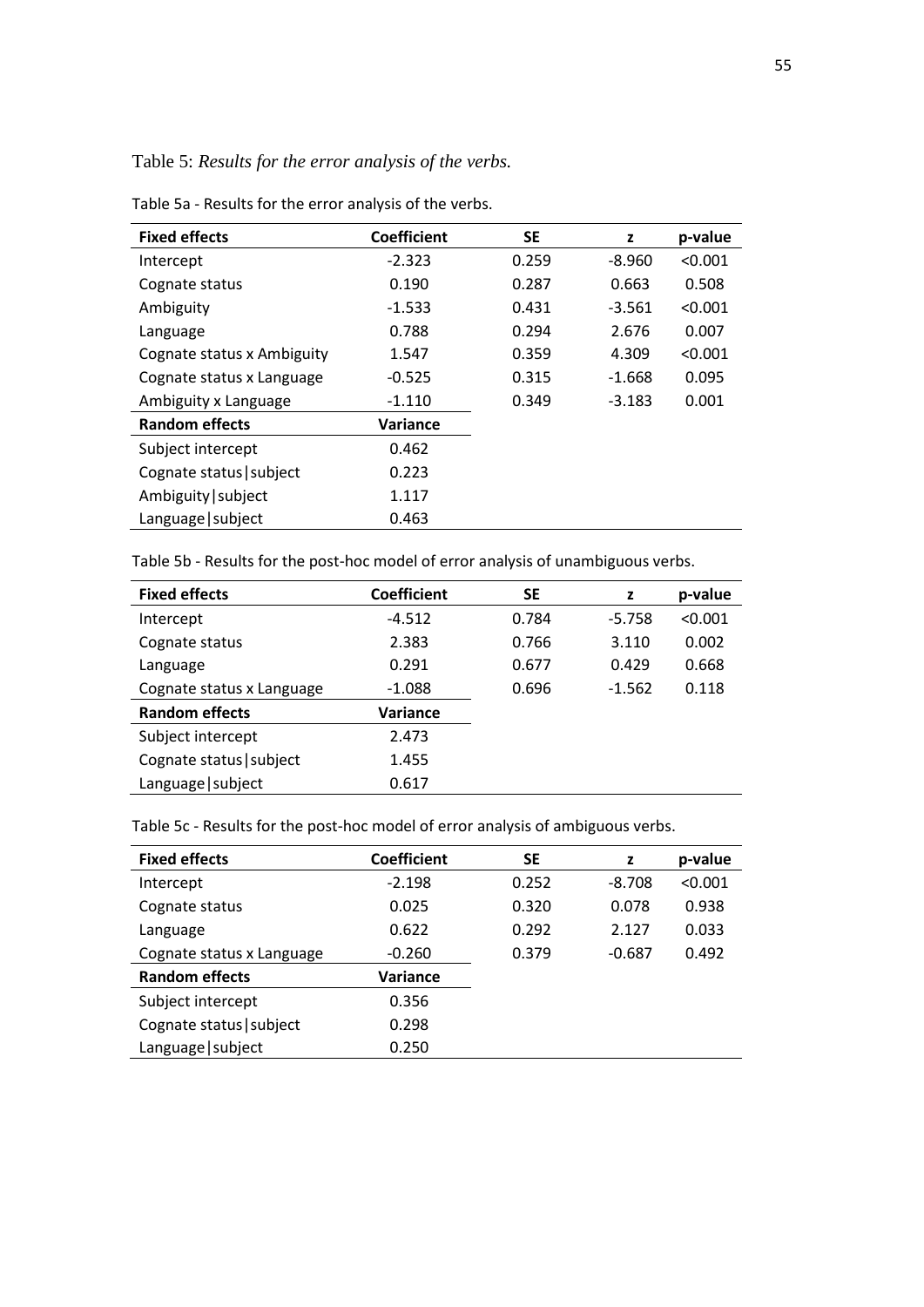Table 5: *Results for the error analysis of the verbs.*

Table 5a - Results for the error analysis of the verbs.

| **Fixed effects** | **Coefficient** | **SE** | **z** | **p-value** |
|---|---|---|---|---|
| Intercept | -2.323 | 0.259 | -8.960 | <0.001 |
| Cognate status | 0.190 | 0.287 | 0.663 | 0.508 |
| Ambiguity | -1.533 | 0.431 | -3.561 | <0.001 |
| Language | 0.788 | 0.294 | 2.676 | 0.007 |
| Cognate status x Ambiguity | 1.547 | 0.359 | 4.309 | <0.001 |
| Cognate status x Language | -0.525 | 0.315 | -1.668 | 0.095 |
| Ambiguity x Language | -1.110 | 0.349 | -3.183 | 0.001 |
| **Random effects** | **Variance** | | | |
| Subject intercept | 0.462 | | | |
| Cognate status\|subject | 0.223 | | | |
| Ambiguity\|subject | 1.117 | | | |
| Language\|subject | 0.463 | | | |

Table 5b - Results for the post-hoc model of error analysis of unambiguous verbs.

| **Fixed effects** | **Coefficient** | **SE** | **z** | **p-value** |
|---|---|---|---|---|
| Intercept | -4.512 | 0.784 | -5.758 | <0.001 |
| Cognate status | 2.383 | 0.766 | 3.110 | 0.002 |
| Language | 0.291 | 0.677 | 0.429 | 0.668 |
| Cognate status x Language | -1.088 | 0.696 | -1.562 | 0.118 |
| **Random effects** | **Variance** | | | |
| Subject intercept | 2.473 | | | |
| Cognate status\|subject | 1.455 | | | |
| Language\|subject | 0.617 | | | |

Table 5c - Results for the post-hoc model of error analysis of ambiguous verbs.

| **Fixed effects** | **Coefficient** | **SE** | **z** | **p-value** |
|---|---|---|---|---|
| Intercept | -2.198 | 0.252 | -8.708 | <0.001 |
| Cognate status | 0.025 | 0.320 | 0.078 | 0.938 |
| Language | 0.622 | 0.292 | 2.127 | 0.033 |
| Cognate status x Language | -0.260 | 0.379 | -0.687 | 0.492 |
| **Random effects** | **Variance** | | | |
| Subject intercept | 0.356 | | | |
| Cognate status\|subject | 0.298 | | | |
| Language\|subject | 0.250 | | | |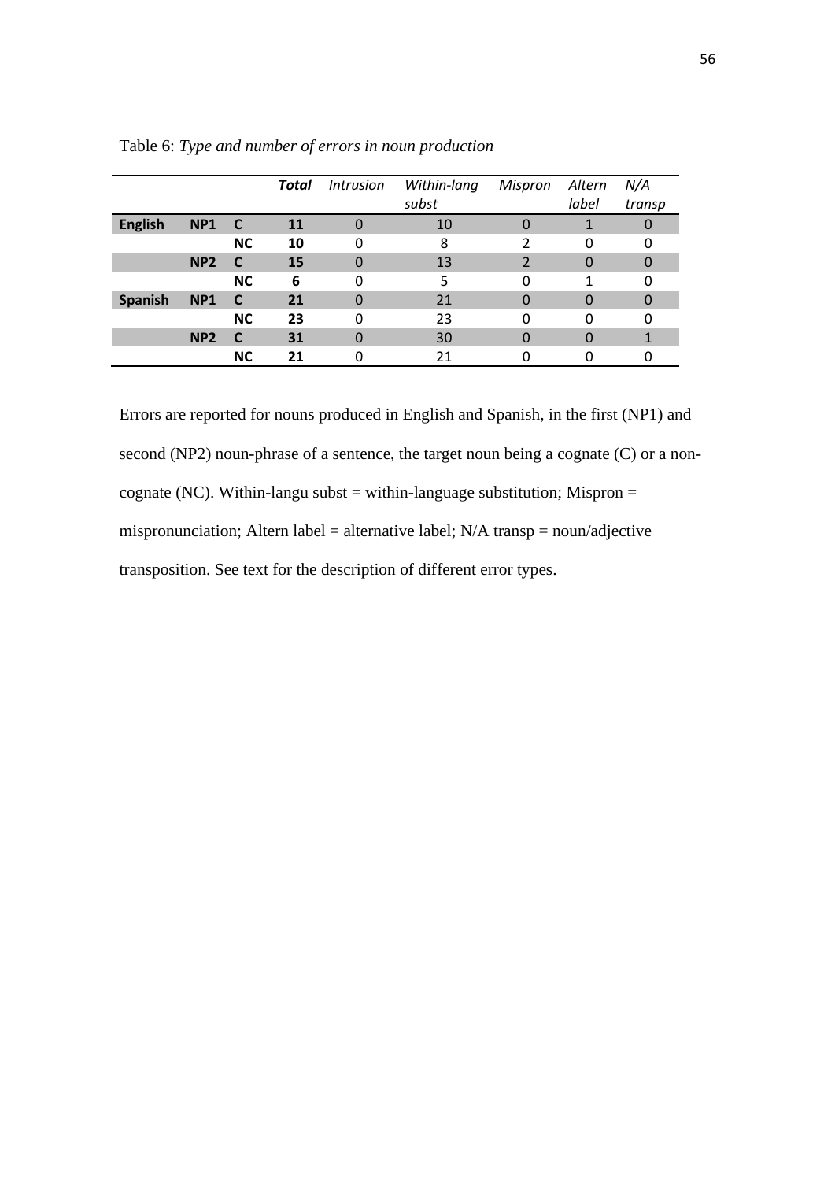Table 6: *Type and number of errors in noun production*

| | | | **Total** | *Intrusion* | *Within-lang subst* | *Mispron* | *Altern label* | *N/A transp* |
|---|---|---|---|---|---|---|---|---|
| **English** | **NP1** | **C** | **11** | 0 | 10 | 0 | 1 | 0 |
| | | **NC** | **10** | 0 | 8 | 2 | 0 | 0 |
| | **NP2** | **C** | **15** | 0 | 13 | 2 | 0 | 0 |
| | | **NC** | **6** | 0 | 5 | 0 | 1 | 0 |
| **Spanish** | **NP1** | **C** | **21** | 0 | 21 | 0 | 0 | 0 |
| | | **NC** | **23** | 0 | 23 | 0 | 0 | 0 |
| | **NP2** | **C** | **31** | 0 | 30 | 0 | 0 | 1 |
| | | **NC** | **21** | 0 | 21 | 0 | 0 | 0 |

Errors are reported for nouns produced in English and Spanish, in the first (NP1) and second (NP2) noun-phrase of a sentence, the target noun being a cognate (C) or a non-cognate (NC). Within-langu subst = within-language substitution; Mispron = mispronunciation; Altern label = alternative label; N/A transp = noun/adjective transposition. See text for the description of different error types.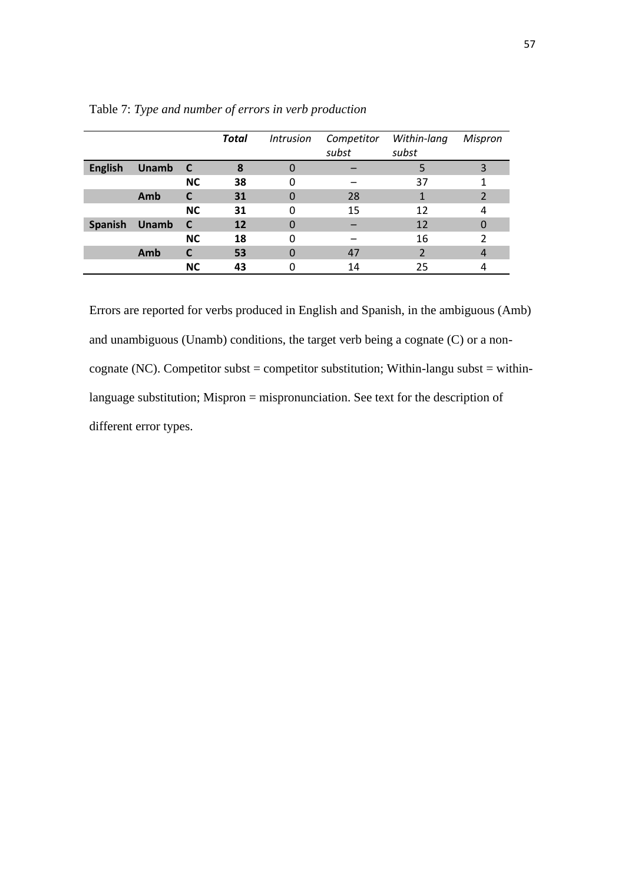Table 7: *Type and number of errors in verb production*

| | | | ***Total*** | *Intrusion* | *Competitor subst* | *Within-lang subst* | *Mispron* |
|---|---|---|---|---|---|---|---|
| **English** | **Unamb** | **C** | **8** | 0 | – | 5 | 3 |
| | | **NC** | **38** | 0 | – | 37 | 1 |
| | **Amb** | **C** | **31** | 0 | 28 | 1 | 2 |
| | | **NC** | **31** | 0 | 15 | 12 | 4 |
| **Spanish** | **Unamb** | **C** | **12** | 0 | – | 12 | 0 |
| | | **NC** | **18** | 0 | – | 16 | 2 |
| | **Amb** | **C** | **53** | 0 | 47 | 2 | 4 |
| | | **NC** | **43** | 0 | 14 | 25 | 4 |

Errors are reported for verbs produced in English and Spanish, in the ambiguous (Amb) and unambiguous (Unamb) conditions, the target verb being a cognate (C) or a non-cognate (NC). Competitor subst = competitor substitution; Within-langu subst = within-language substitution; Mispron = mispronunciation. See text for the description of different error types.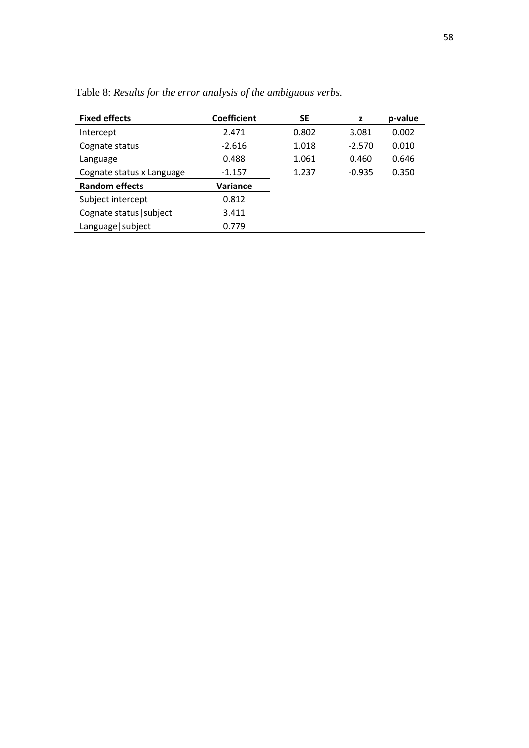Table 8: *Results for the error analysis of the ambiguous verbs.*

| **Fixed effects** | **Coefficient** | **SE** | **z** | **p-value** |
|---|---|---|---|---|
| Intercept | 2.471 | 0.802 | 3.081 | 0.002 |
| Cognate status | -2.616 | 1.018 | -2.570 | 0.010 |
| Language | 0.488 | 1.061 | 0.460 | 0.646 |
| Cognate status x Language | -1.157 | 1.237 | -0.935 | 0.350 |
| **Random effects** | **Variance** | | | |
| Subject intercept | 0.812 | | | |
| Cognate status\|subject | 3.411 | | | |
| Language\|subject | 0.779 | | | |